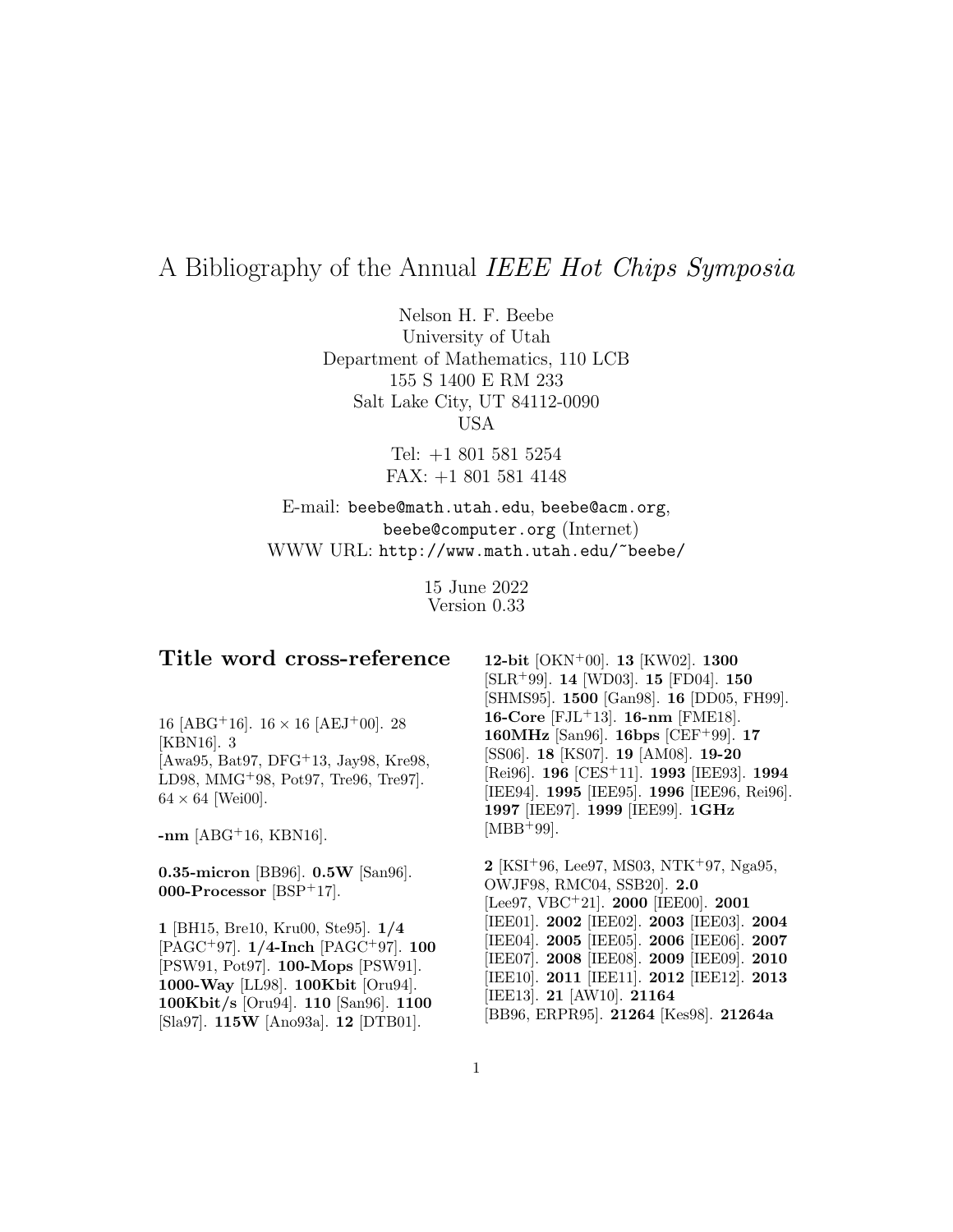# A Bibliography of the Annual *IEEE Hot Chips Symposia*

Nelson H. F. Beebe
University of Utah
Department of Mathematics, 110 LCB
155 S 1400 E RM 233
Salt Lake City, UT 84112-0090
USA

Tel: +1 801 581 5254
FAX: +1 801 581 4148

E-mail: `beebe@math.utah.edu`, `beebe@acm.org`, `beebe@computer.org` (Internet)
WWW URL: `http://www.math.utah.edu/~beebe/`

15 June 2022
Version 0.33

## Title word cross-reference

16 [ABG+16]. $16 \times 16$ [AEJ+00]. 28 [KBN16]. 3 [Awa95, Bat97, DFG+13, Jay98, Kre98, LD98, MMG+98, Pot97, Tre96, Tre97]. $64 \times 64$ [Wei00].

**-nm** [ABG+16, KBN16].

**0.35-micron** [BB96]. **0.5W** [San96]. **000-Processor** [BSP+17].

**1** [BH15, Bre10, Kru00, Ste95]. **1/4** [PAGC+97]. **1/4-Inch** [PAGC+97]. **100** [PSW91, Pot97]. **100-Mops** [PSW91]. **1000-Way** [LL98]. **100Kbit** [Oru94]. **100Kbit/s** [Oru94]. **110** [San96]. **1100** [Sla97]. **115W** [Ano93a]. **12** [DTB01]. **12-bit** [OKN+00]. **13** [KW02]. **1300** [SLR+99]. **14** [WD03]. **15** [FD04]. **150** [SHMS95]. **1500** [Gan98]. **16** [DD05, FH99]. **16-Core** [FJL+13]. **16-nm** [FME18]. **160MHz** [San96]. **16bps** [CEF+99]. **17** [SS06]. **18** [KS07]. **19** [AM08]. **19-20** [Rei96]. **196** [CES+11]. **1993** [IEE93]. **1994** [IEE94]. **1995** [IEE95]. **1996** [IEE96, Rei96]. **1997** [IEE97]. **1999** [IEE99]. **1GHz** [MBB+99].

**2** [KSI+96, Lee97, MS03, NTK+97, Nga95, OWJF98, RMC04, SSB20]. **2.0** [Lee97, VBC+21]. **2000** [IEE00]. **2001** [IEE01]. **2002** [IEE02]. **2003** [IEE03]. **2004** [IEE04]. **2005** [IEE05]. **2006** [IEE06]. **2007** [IEE07]. **2008** [IEE08]. **2009** [IEE09]. **2010** [IEE10]. **2011** [IEE11]. **2012** [IEE12]. **2013** [IEE13]. **21** [AW10]. **21164** [BB96, ERPR95]. **21264** [Kes98]. **21264a**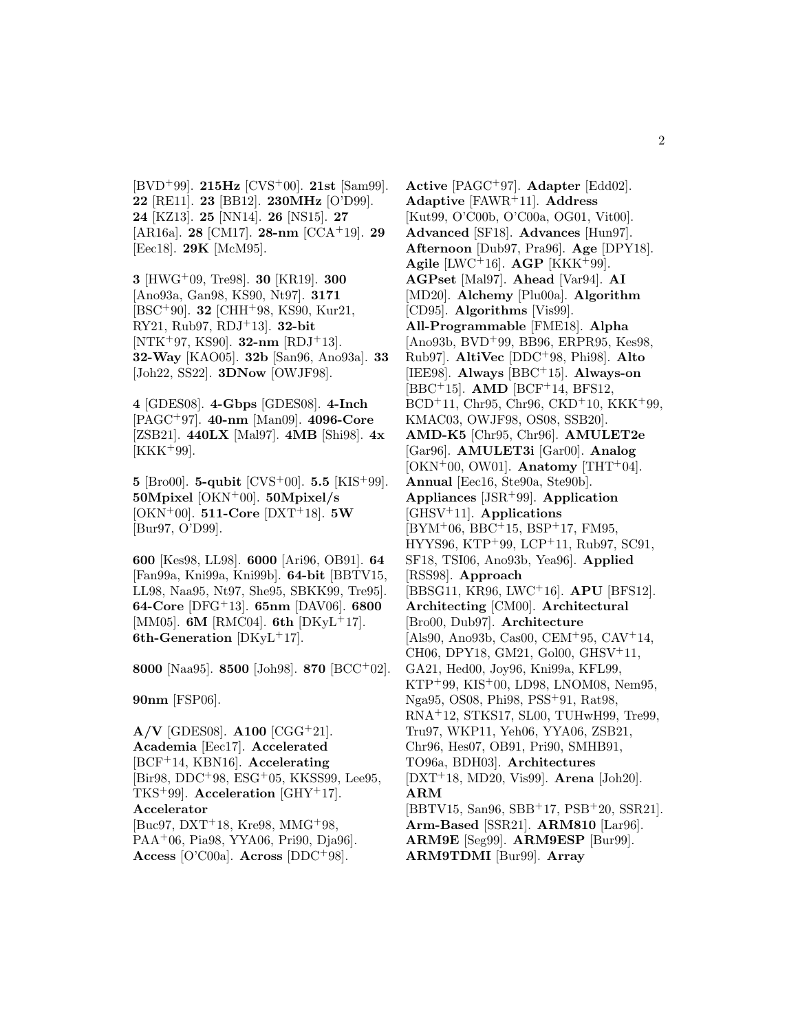[BVD[+]99]. **215Hz** [CVS[+]00]. **21st** [Sam99]. **22** [RE11]. **23** [BB12]. **230MHz** [O'D99]. **24** [KZ13]. **25** [NN14]. **26** [NS15]. **27** [AR16a]. **28** [CM17]. **28-nm** [CCA[+]19]. **29** [Eec18]. **29K** [McM95].

**3** [HWG[+]09, Tre98]. **30** [KR19]. **300** [Ano93a, Gan98, KS90, Nt97]. **3171** [BSC[+]90]. **32** [CHH[+]98, KS90, Kur21, RY21, Rub97, RDJ[+]13]. **32-bit** [NTK[+]97, KS90]. **32-nm** [RDJ[+]13]. **32-Way** [KAO05]. **32b** [San96, Ano93a]. **33** [Joh22, SS22]. **3DNow** [OWJF98].

**4** [GDES08]. **4-Gbps** [GDES08]. **4-Inch** [PAGC[+]97]. **40-nm** [Man09]. **4096-Core** [ZSB21]. **440LX** [Mal97]. **4MB** [Shi98]. **4x** [KKK[+]99].

**5** [Bro00]. **5-qubit** [CVS[+]00]. **5.5** [KIS[+]99]. **50Mpixel** [OKN[+]00]. **50Mpixel/s** [OKN[+]00]. **511-Core** [DXT[+]18]. **5W** [Bur97, O'D99].

**600** [Kes98, LL98]. **6000** [Ari96, OB91]. **64** [Fan99a, Kni99a, Kni99b]. **64-bit** [BBTV15, LL98, Naa95, Nt97, She95, SBKK99, Tre95]. **64-Core** [DFG[+]13]. **65nm** [DAV06]. **6800** [MM05]. **6M** [RMC04]. **6th** [DKyL[+]17]. **6th-Generation** [DKyL[+]17].

**8000** [Naa95]. **8500** [Joh98]. **870** [BCC[+]02].

**90nm** [FSP06].

**A/V** [GDES08]. **A100** [CGG[+]21]. **Academia** [Eec17]. **Accelerated** [BCF[+]14, KBN16]. **Accelerating** [Bir98, DDC[+]98, ESG[+]05, KKSS99, Lee95, TKS[+]99]. **Acceleration** [GHY[+]17]. **Accelerator** [Buc97, DXT[+]18, Kre98, MMG[+]98, PAA[+]06, Pia98, YYA06, Pri90, Dja96]. **Access** [O'C00a]. **Across** [DDC[+]98].

**Active** [PAGC[+]97]. **Adapter** [Edd02]. **Adaptive** [FAWR[+]11]. **Address** [Kut99, O'C00b, O'C00a, OG01, Vit00]. **Advanced** [SF18]. **Advances** [Hun97]. **Afternoon** [Dub97, Pra96]. **Age** [DPY18]. **Agile** [LWC[+]16]. **AGP** [KKK[+]99]. **AGPset** [Mal97]. **Ahead** [Var94]. **AI** [MD20]. **Alchemy** [Plu00a]. **Algorithm** [CD95]. **Algorithms** [Vis99]. **All-Programmable** [FME18]. **Alpha** [Ano93b, BVD[+]99, BB96, ERPR95, Kes98, Rub97]. **AltiVec** [DDC[+]98, Phi98]. **Alto** [IEE98]. **Always** [BBC[+]15]. **Always-on** [BBC[+]15]. **AMD** [BCF[+]14, BFS12, BCD[+]11, Chr95, Chr96, CKD[+]10, KKK[+]99, KMAC03, OWJF98, OS08, SSB20]. **AMD-K5** [Chr95, Chr96]. **AMULET2e** [Gar96]. **AMULET3i** [Gar00]. **Analog** [OKN[+]00, OW01]. **Anatomy** [THT[+]04]. **Annual** [Eec16, Ste90a, Ste90b]. **Appliances** [JSR[+]99]. **Application** [GHSV[+]11]. **Applications** [BYM[+]06, BBC[+]15, BSP[+]17, FM95, HYYS96, KTP[+]99, LCP[+]11, Rub97, SC91, SF18, TSI06, Ano93b, Yea96]. **Applied** [RSS98]. **Approach** [BBSG11, KR96, LWC[+]16]. **APU** [BFS12]. **Architecting** [CM00]. **Architectural** [Bro00, Dub97]. **Architecture** [Als90, Ano93b, Cas00, CEM[+]95, CAV[+]14, CH06, DPY18, GM21, Gol00, GHSV[+]11, GA21, Hed00, Joy96, Kni99a, KFL99, KTP[+]99, KIS[+]00, LD98, LNOM08, Nem95, Nga95, OS08, Phi98, PSS[+]91, Rat98, RNA[+]12, STKS17, SL00, TUHwH99, Tre99, Tru97, WKP11, Yeh06, YYA06, ZSB21, Chr96, Hes07, OB91, Pri90, SMHB91, TO96a, BDH03]. **Architectures** [DXT[+]18, MD20, Vis99]. **Arena** [Joh20]. **ARM** [BBTV15, San96, SBB[+]17, PSB[+]20, SSR21]. **Arm-Based** [SSR21]. **ARM810** [Lar96]. **ARM9E** [Seg99]. **ARM9ESP** [Bur99]. **ARM9TDMI** [Bur99]. **Array**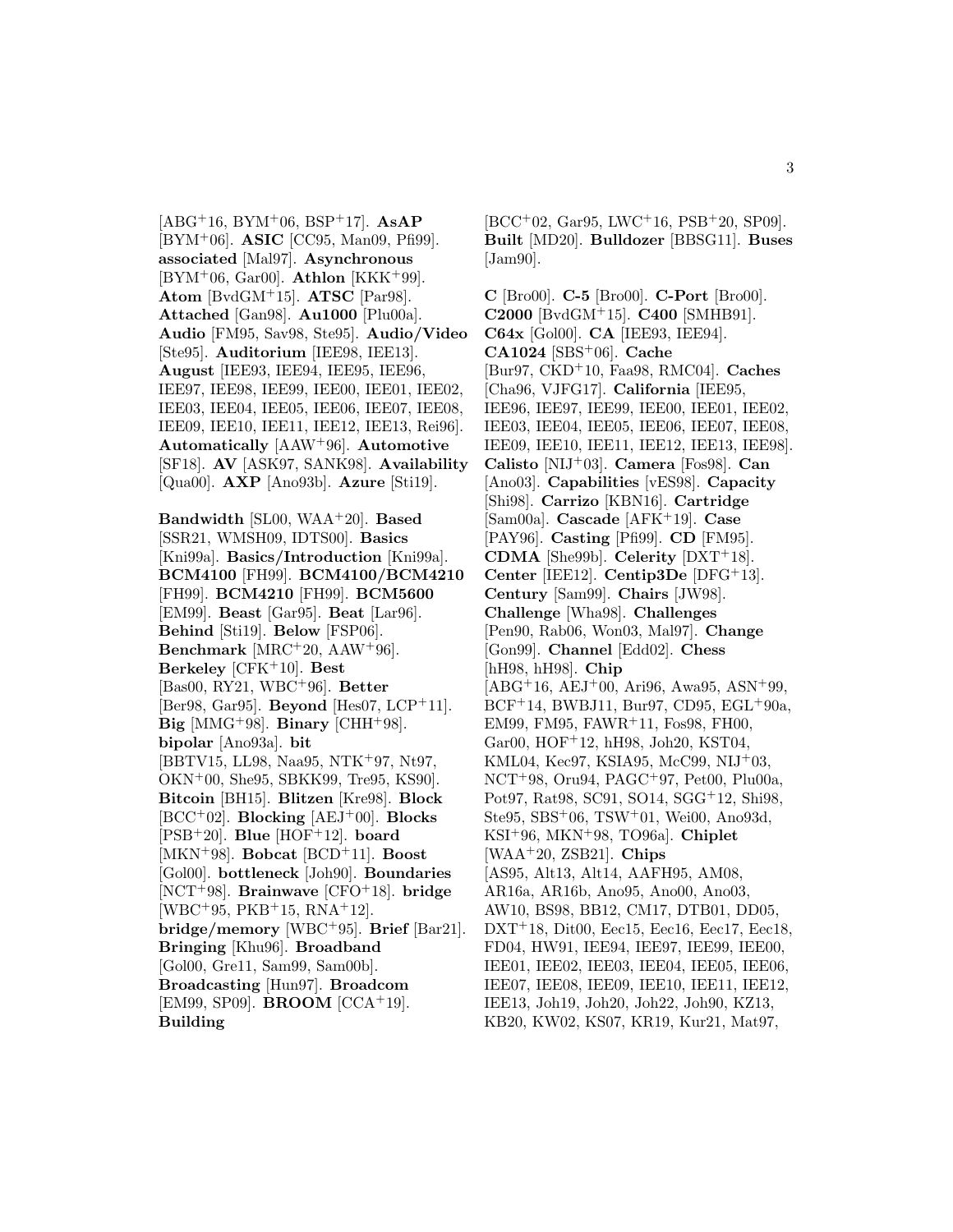[ABG[+]16, BYM[+]06, BSP[+]17]. **AsAP** [BYM[+]06]. **ASIC** [CC95, Man09, Pfi99]. **associated** [Mal97]. **Asynchronous** [BYM[+]06, Gar00]. **Athlon** [KKK[+]99]. **Atom** [BvdGM[+]15]. **ATSC** [Par98]. **Attached** [Gan98]. **Au1000** [Plu00a]. **Audio** [FM95, Sav98, Ste95]. **Audio/Video** [Ste95]. **Auditorium** [IEE98, IEE13]. **August** [IEE93, IEE94, IEE95, IEE96, IEE97, IEE98, IEE99, IEE00, IEE01, IEE02, IEE03, IEE04, IEE05, IEE06, IEE07, IEE08, IEE09, IEE10, IEE11, IEE12, IEE13, Rei96]. **Automatically** [AAW[+]96]. **Automotive** [SF18]. **AV** [ASK97, SANK98]. **Availability** [Qua00]. **AXP** [Ano93b]. **Azure** [Sti19].

**Bandwidth** [SL00, WAA[+]20]. **Based** [SSR21, WMSH09, IDTS00]. **Basics** [Kni99a]. **Basics/Introduction** [Kni99a]. **BCM4100** [FH99]. **BCM4100/BCM4210** [FH99]. **BCM4210** [FH99]. **BCM5600** [EM99]. **Beast** [Gar95]. **Beat** [Lar96]. **Behind** [Sti19]. **Below** [FSP06]. **Benchmark** [MRC[+]20, AAW[+]96]. **Berkeley** [CFK[+]10]. **Best** [Bas00, RY21, WBC[+]96]. **Better** [Ber98, Gar95]. **Beyond** [Hes07, LCP[+]11]. **Big** [MMG[+]98]. **Binary** [CHH[+]98]. **bipolar** [Ano93a]. **bit** [BBTV15, LL98, Naa95, NTK[+]97, Nt97, OKN[+]00, She95, SBKK99, Tre95, KS90]. **Bitcoin** [BH15]. **Blitzen** [Kre98]. **Block** [BCC[+]02]. **Blocking** [AEJ[+]00]. **Blocks** [PSB[+]20]. **Blue** [HOF[+]12]. **board** [MKN[+]98]. **Bobcat** [BCD[+]11]. **Boost** [Gol00]. **bottleneck** [Joh90]. **Boundaries** [NCT[+]98]. **Brainwave** [CFO[+]18]. **bridge** [WBC[+]95, PKB[+]15, RNA[+]12]. **bridge/memory** [WBC[+]95]. **Brief** [Bar21]. **Bringing** [Khu96]. **Broadband** [Gol00, Gre11, Sam99, Sam00b]. **Broadcasting** [Hun97]. **Broadcom** [EM99, SP09]. **BROOM** [CCA[+]19]. **Building** [BCC[+]02, Gar95, LWC[+]16, PSB[+]20, SP09]. **Built** [MD20]. **Bulldozer** [BBSG11]. **Buses** [Jam90].

**C** [Bro00]. **C-5** [Bro00]. **C-Port** [Bro00]. **C2000** [BvdGM[+]15]. **C400** [SMHB91]. **C64x** [Gol00]. **CA** [IEE93, IEE94]. **CA1024** [SBS[+]06]. **Cache** [Bur97, CKD[+]10, Faa98, RMC04]. **Caches** [Cha96, VJFG17]. **California** [IEE95, IEE96, IEE97, IEE99, IEE00, IEE01, IEE02, IEE03, IEE04, IEE05, IEE06, IEE07, IEE08, IEE09, IEE10, IEE11, IEE12, IEE13, IEE98]. **Calisto** [NIJ[+]03]. **Camera** [Fos98]. **Can** [Ano03]. **Capabilities** [vES98]. **Capacity** [Shi98]. **Carrizo** [KBN16]. **Cartridge** [Sam00a]. **Cascade** [AFK[+]19]. **Case** [PAY96]. **Casting** [Pfi99]. **CD** [FM95]. **CDMA** [She99b]. **Celerity** [DXT[+]18]. **Center** [IEE12]. **Centip3De** [DFG[+]13]. **Century** [Sam99]. **Chairs** [JW98]. **Challenge** [Wha98]. **Challenges** [Pen90, Rab06, Won03, Mal97]. **Change** [Gon99]. **Channel** [Edd02]. **Chess** [hH98, hH98]. **Chip** [ABG[+]16, AEJ[+]00, Ari96, Awa95, ASN[+]99, BCF[+]14, BWBJ11, Bur97, CD95, EGL[+]90a, EM99, FM95, FAWR[+]11, Fos98, FH00, Gar00, HOF[+]12, hH98, Joh20, KST04, KML04, Kec97, KSIA95, McC99, NIJ[+]03, NCT[+]98, Oru94, PAGC[+]97, Pet00, Plu00a, Pot97, Rat98, SC91, SO14, SGG[+]12, Shi98, Ste95, SBS[+]06, TSW[+]01, Wei00, Ano93d, KSI[+]96, MKN[+]98, TO96a]. **Chiplet** [WAA[+]20, ZSB21]. **Chips** [AS95, Alt13, Alt14, AAFH95, AM08, AR16a, AR16b, Ano95, Ano00, Ano03, AW10, BS98, BB12, CM17, DTB01, DD05, DXT[+]18, Dit00, Eec15, Eec16, Eec17, Eec18, FD04, HW91, IEE94, IEE97, IEE99, IEE00, IEE01, IEE02, IEE03, IEE04, IEE05, IEE06, IEE07, IEE08, IEE09, IEE10, IEE11, IEE12, IEE13, Joh19, Joh20, Joh22, Joh90, KZ13, KB20, KW02, KS07, KR19, Kur21, Mat97,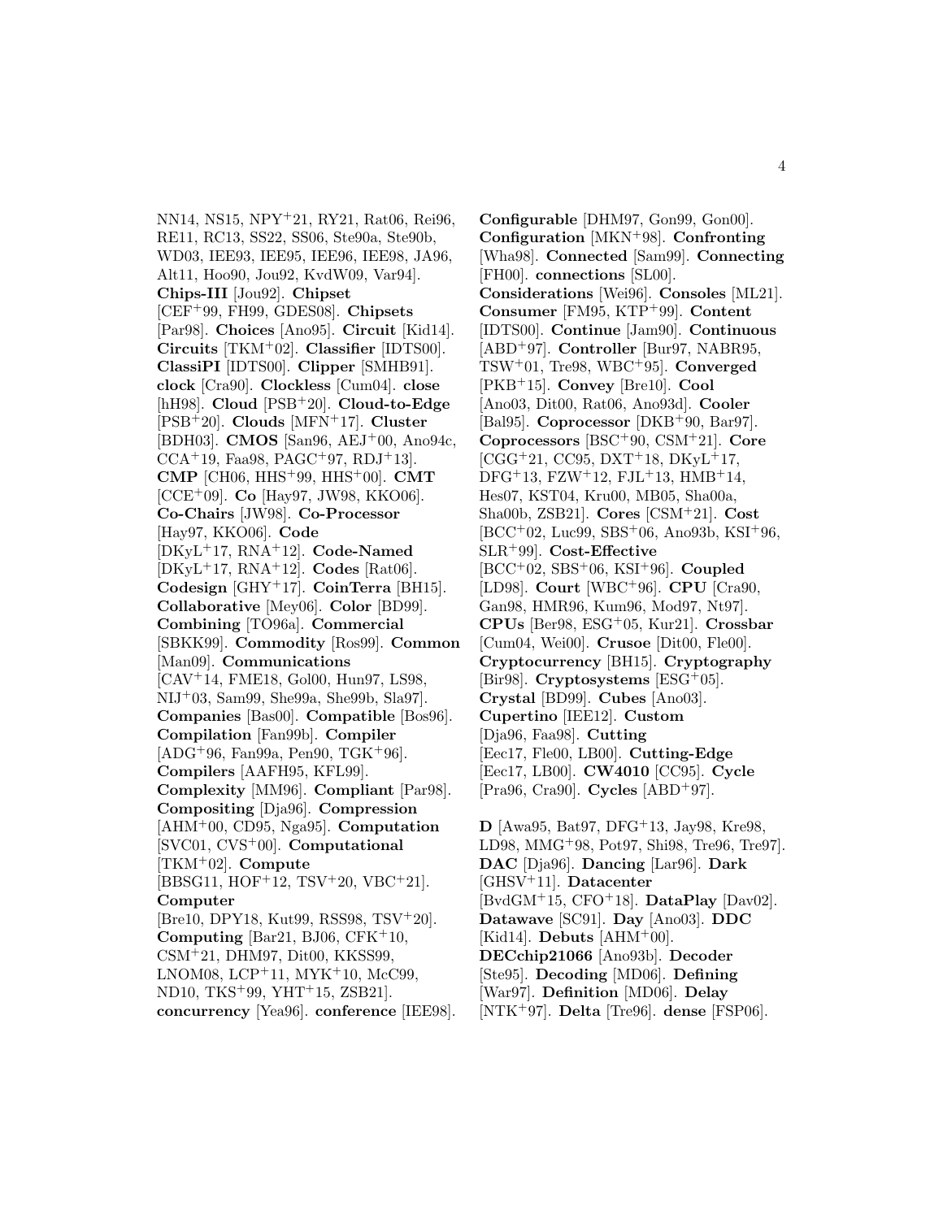NN14, NS15, NPY+21, RY21, Rat06, Rei96, RE11, RC13, SS22, SS06, Ste90a, Ste90b, WD03, IEE93, IEE95, IEE96, IEE98, JA96, Alt11, Hoo90, Jou92, KvdW09, Var94]. **Chips-III** [Jou92]. **Chipset** [CEF+99, FH99, GDES08]. **Chipsets** [Par98]. **Choices** [Ano95]. **Circuit** [Kid14]. **Circuits** [TKM+02]. **Classifier** [IDTS00]. **ClassiPI** [IDTS00]. **Clipper** [SMHB91]. **clock** [Cra90]. **Clockless** [Cum04]. **close** [hH98]. **Cloud** [PSB+20]. **Cloud-to-Edge** [PSB+20]. **Clouds** [MFN+17]. **Cluster** [BDH03]. **CMOS** [San96, AEJ+00, Ano94c, CCA+19, Faa98, PAGC+97, RDJ+13]. **CMP** [CH06, HHS+99, HHS+00]. **CMT** [CCE+09]. **Co** [Hay97, JW98, KKO06]. **Co-Chairs** [JW98]. **Co-Processor** [Hay97, KKO06]. **Code** [DKyL+17, RNA+12]. **Code-Named** [DKyL+17, RNA+12]. **Codes** [Rat06]. **Codesign** [GHY+17]. **CoinTerra** [BH15]. **Collaborative** [Mey06]. **Color** [BD99]. **Combining** [TO96a]. **Commercial** [SBKK99]. **Commodity** [Ros99]. **Common** [Man09]. **Communications** [CAV+14, FME18, Gol00, Hun97, LS98, NIJ+03, Sam99, She99a, She99b, Sla97]. **Companies** [Bas00]. **Compatible** [Bos96]. **Compilation** [Fan99b]. **Compiler** [ADG+96, Fan99a, Pen90, TGK+96]. **Compilers** [AAFH95, KFL99]. **Complexity** [MM96]. **Compliant** [Par98]. **Compositing** [Dja96]. **Compression** [AHM+00, CD95, Nga95]. **Computation** [SVC01, CVS+00]. **Computational** [TKM+02]. **Compute** [BBSG11, HOF+12, TSV+20, VBC+21]. **Computer** [Bre10, DPY18, Kut99, RSS98, TSV+20]. **Computing** [Bar21, BJ06, CFK+10, CSM+21, DHM97, Dit00, KKSS99, LNOM08, LCP+11, MYK+10, McC99, ND10, TKS+99, YHT+15, ZSB21]. **concurrency** [Yea96]. **conference** [IEE98]. **Configurable** [DHM97, Gon99, Gon00]. **Configuration** [MKN+98]. **Confronting** [Wha98]. **Connected** [Sam99]. **Connecting** [FH00]. **connections** [SL00]. **Considerations** [Wei96]. **Consoles** [ML21]. **Consumer** [FM95, KTP+99]. **Content** [IDTS00]. **Continue** [Jam90]. **Continuous** [ABD+97]. **Controller** [Bur97, NABR95, TSW+01, Tre98, WBC+95]. **Converged** [PKB+15]. **Convey** [Bre10]. **Cool** [Ano03, Dit00, Rat06, Ano93d]. **Cooler** [Bal95]. **Coprocessor** [DKB+90, Bar97]. **Coprocessors** [BSC+90, CSM+21]. **Core** [CGG+21, CC95, DXT+18, DKyL+17, DFG+13, FZW+12, FJL+13, HMB+14, Hes07, KST04, Kru00, MB05, Sha00a, Sha00b, ZSB21]. **Cores** [CSM+21]. **Cost** [BCC+02, Luc99, SBS+06, Ano93b, KSI+96, SLR+99]. **Cost-Effective** [BCC+02, SBS+06, KSI+96]. **Coupled** [LD98]. **Court** [WBC+96]. **CPU** [Cra90, Gan98, HMR96, Kum96, Mod97, Nt97]. **CPUs** [Ber98, ESG+05, Kur21]. **Crossbar** [Cum04, Wei00]. **Crusoe** [Dit00, Fle00]. **Cryptocurrency** [BH15]. **Cryptography** [Bir98]. **Cryptosystems** [ESG+05]. **Crystal** [BD99]. **Cubes** [Ano03]. **Cupertino** [IEE12]. **Custom** [Dja96, Faa98]. **Cutting** [Eec17, Fle00, LB00]. **Cutting-Edge** [Eec17, LB00]. **CW4010** [CC95]. **Cycle** [Pra96, Cra90]. **Cycles** [ABD+97].

**D** [Awa95, Bat97, DFG+13, Jay98, Kre98, LD98, MMG+98, Pot97, Shi98, Tre96, Tre97]. **DAC** [Dja96]. **Dancing** [Lar96]. **Dark** [GHSV+11]. **Datacenter** [BvdGM+15, CFO+18]. **DataPlay** [Dav02]. **Datawave** [SC91]. **Day** [Ano03]. **DDC** [Kid14]. **Debuts** [AHM+00]. **DECchip21066** [Ano93b]. **Decoder** [Ste95]. **Decoding** [MD06]. **Defining** [War97]. **Definition** [MD06]. **Delay** [NTK+97]. **Delta** [Tre96]. **dense** [FSP06].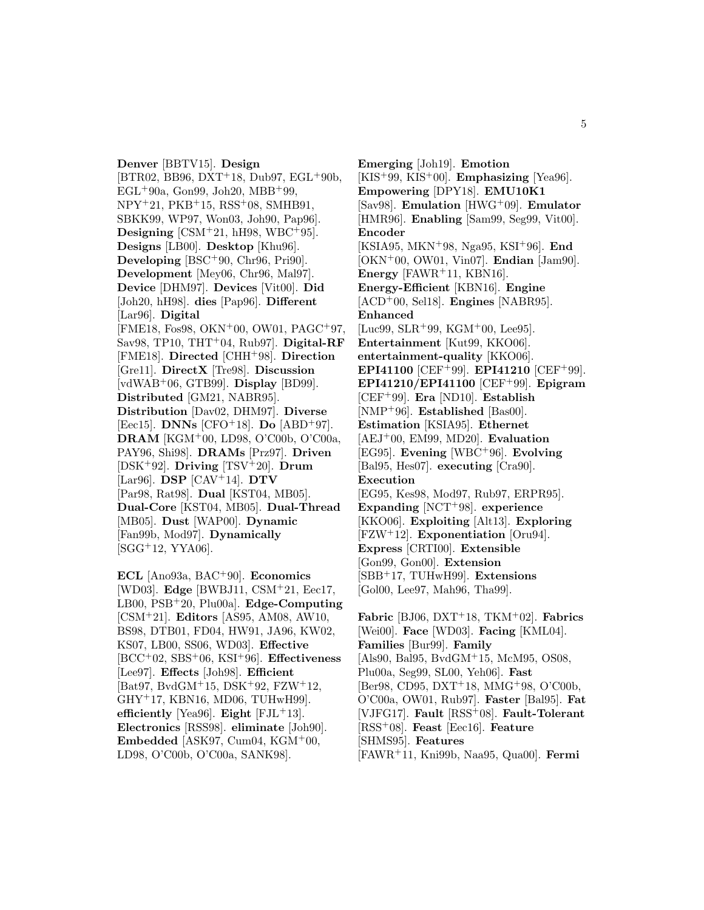**Denver** [BBTV15]. **Design** [BTR02, BB96, DXT+18, Dub97, EGL+90b, EGL+90a, Gon99, Joh20, MBB+99, NPY+21, PKB+15, RSS+08, SMHB91, SBKK99, WP97, Won03, Joh90, Pap96]. **Designing** [CSM+21, hH98, WBC+95]. **Designs** [LB00]. **Desktop** [Khu96]. **Developing** [BSC+90, Chr96, Pri90]. **Development** [Mey06, Chr96, Mal97]. **Device** [DHM97]. **Devices** [Vit00]. **Did** [Joh20, hH98]. **dies** [Pap96]. **Different** [Lar96]. **Digital** [FME18, Fos98, OKN+00, OW01, PAGC+97, Sav98, TP10, THT+04, Rub97]. **Digital-RF** [FME18]. **Directed** [CHH+98]. **Direction** [Gre11]. **DirectX** [Tre98]. **Discussion** [vdWAB+06, GTB99]. **Display** [BD99]. **Distributed** [GM21, NABR95]. **Distribution** [Dav02, DHM97]. **Diverse** [Eec15]. **DNNs** [CFO+18]. **Do** [ABD+97]. **DRAM** [KGM+00, LD98, O'C00b, O'C00a, PAY96, Shi98]. **DRAMs** [Prz97]. **Driven** [DSK+92]. **Driving** [TSV+20]. **Drum** [Lar96]. **DSP** [CAV+14]. **DTV** [Par98, Rat98]. **Dual** [KST04, MB05]. **Dual-Core** [KST04, MB05]. **Dual-Thread** [MB05]. **Dust** [WAP00]. **Dynamic** [Fan99b, Mod97]. **Dynamically** [SGG+12, YYA06].

**ECL** [Ano93a, BAC+90]. **Economics** [WD03]. **Edge** [BWBJ11, CSM+21, Eec17, LB00, PSB+20, Plu00a]. **Edge-Computing** [CSM+21]. **Editors** [AS95, AM08, AW10, BS98, DTB01, FD04, HW91, JA96, KW02, KS07, LB00, SS06, WD03]. **Effective** [BCC+02, SBS+06, KSI+96]. **Effectiveness** [Lee97]. **Effects** [Joh98]. **Efficient** [Bat97, BvdGM+15, DSK+92, FZW+12, GHY+17, KBN16, MD06, TUHwH99]. **efficiently** [Yea96]. **Eight** [FJL+13]. **Electronics** [RSS98]. **eliminate** [Joh90]. **Embedded** [ASK97, Cum04, KGM+00, LD98, O'C00b, O'C00a, SANK98]. **Emerging** [Joh19]. **Emotion** [KIS+99, KIS+00]. **Emphasizing** [Yea96]. **Empowering** [DPY18]. **EMU10K1** [Sav98]. **Emulation** [HWG+09]. **Emulator** [HMR96]. **Enabling** [Sam99, Seg99, Vit00]. **Encoder** [KSIA95, MKN+98, Nga95, KSI+96]. **End** [OKN+00, OW01, Vin07]. **Endian** [Jam90]. **Energy** [FAWR+11, KBN16]. **Energy-Efficient** [KBN16]. **Engine** [ACD+00, Sel18]. **Engines** [NABR95]. **Enhanced** [Luc99, SLR+99, KGM+00, Lee95]. **Entertainment** [Kut99, KKO06]. **entertainment-quality** [KKO06]. **EPI41100** [CEF+99]. **EPI41210** [CEF+99]. **EPI41210/EPI41100** [CEF+99]. **Epigram** [CEF+99]. **Era** [ND10]. **Establish** [NMP+96]. **Established** [Bas00]. **Estimation** [KSIA95]. **Ethernet** [AEJ+00, EM99, MD20]. **Evaluation** [EG95]. **Evening** [WBC+96]. **Evolving** [Bal95, Hes07]. **executing** [Cra90]. **Execution** [EG95, Kes98, Mod97, Rub97, ERPR95]. **Expanding** [NCT+98]. **experience** [KKO06]. **Exploiting** [Alt13]. **Exploring** [FZW+12]. **Exponentiation** [Oru94]. **Express** [CRTI00]. **Extensible** [Gon99, Gon00]. **Extension** [SBB+17, TUHwH99]. **Extensions** [Gol00, Lee97, Mah96, Tha99].

**Fabric** [BJ06, DXT+18, TKM+02]. **Fabrics** [Wei00]. **Face** [WD03]. **Facing** [KML04]. **Families** [Bur99]. **Family** [Als90, Bal95, BvdGM+15, McM95, OS08, Plu00a, Seg99, SL00, Yeh06]. **Fast** [Ber98, CD95, DXT+18, MMG+98, O'C00b, O'C00a, OW01, Rub97]. **Faster** [Bal95]. **Fat** [VJFG17]. **Fault** [RSS+08]. **Fault-Tolerant** [RSS+08]. **Feast** [Eec16]. **Feature** [SHMS95]. **Features** [FAWR+11, Kni99b, Naa95, Qua00]. **Fermi**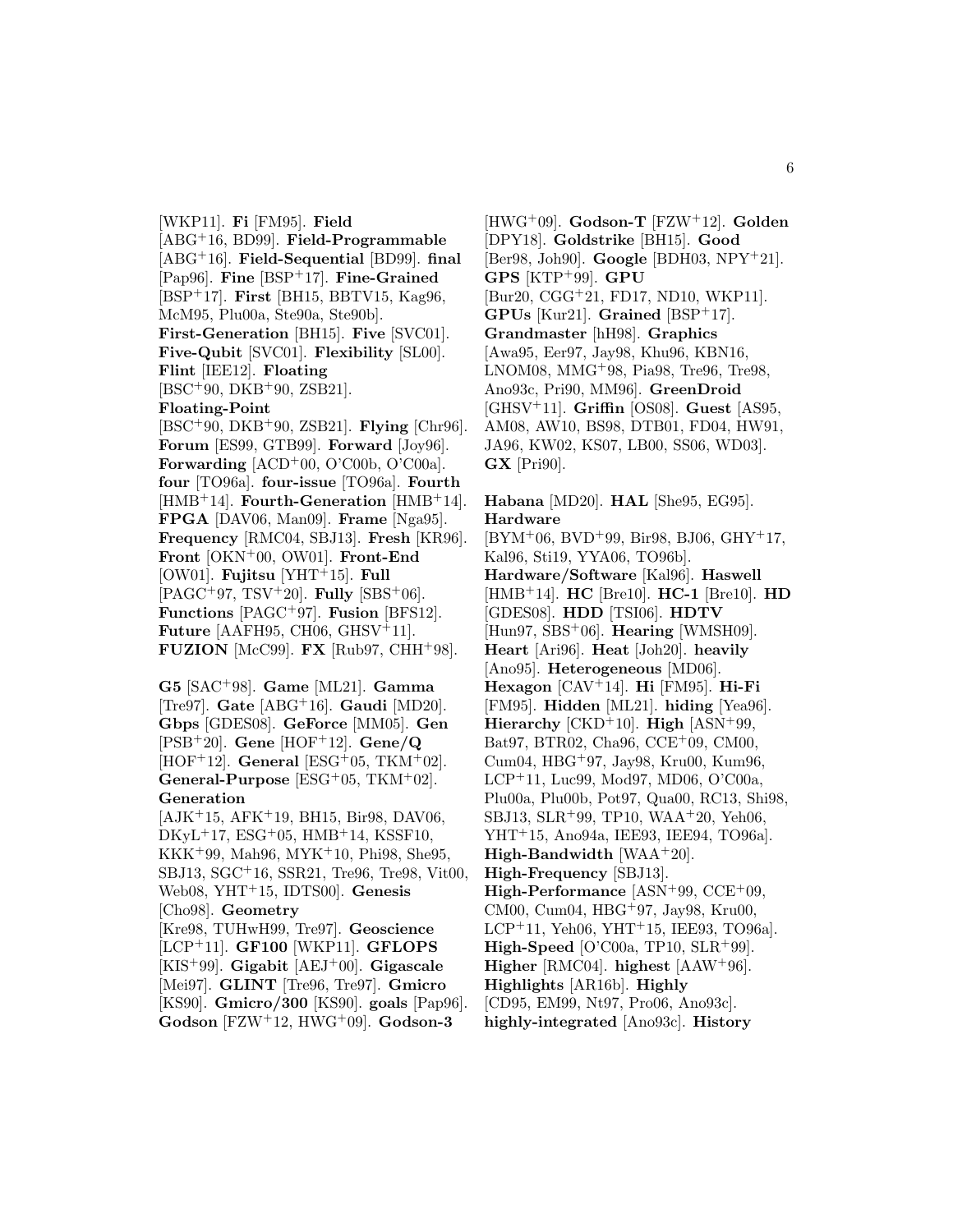[WKP11]. **Fi** [FM95]. **Field** [ABG+16, BD99]. **Field-Programmable** [ABG+16]. **Field-Sequential** [BD99]. **final** [Pap96]. **Fine** [BSP+17]. **Fine-Grained** [BSP+17]. **First** [BH15, BBTV15, Kag96, McM95, Plu00a, Ste90a, Ste90b]. **First-Generation** [BH15]. **Five** [SVC01]. **Five-Qubit** [SVC01]. **Flexibility** [SL00]. **Flint** [IEE12]. **Floating** [BSC+90, DKB+90, ZSB21]. **Floating-Point** [BSC+90, DKB+90, ZSB21]. **Flying** [Chr96]. **Forum** [ES99, GTB99]. **Forward** [Joy96]. **Forwarding** [ACD+00, O'C00b, O'C00a]. **four** [TO96a]. **four-issue** [TO96a]. **Fourth** [HMB+14]. **Fourth-Generation** [HMB+14]. **FPGA** [DAV06, Man09]. **Frame** [Nga95]. **Frequency** [RMC04, SBJ13]. **Fresh** [KR96]. **Front** [OKN+00, OW01]. **Front-End** [OW01]. **Fujitsu** [YHT+15]. **Full** [PAGC+97, TSV+20]. **Fully** [SBS+06]. **Functions** [PAGC+97]. **Fusion** [BFS12]. **Future** [AAFH95, CH06, GHSV+11]. **FUZION** [McC99]. **FX** [Rub97, CHH+98].

**G5** [SAC+98]. **Game** [ML21]. **Gamma** [Tre97]. **Gate** [ABG+16]. **Gaudi** [MD20]. **Gbps** [GDES08]. **GeForce** [MM05]. **Gen** [PSB+20]. **Gene** [HOF+12]. **Gene/Q** [HOF+12]. **General** [ESG+05, TKM+02]. **General-Purpose** [ESG+05, TKM+02]. **Generation** [AJK+15, AFK+19, BH15, Bir98, DAV06, DKyL+17, ESG+05, HMB+14, KSSF10, KKK+99, Mah96, MYK+10, Phi98, She95, SBJ13, SGC+16, SSR21, Tre96, Tre98, Vit00, Web08, YHT+15, IDTS00]. **Genesis** [Cho98]. **Geometry** [Kre98, TUHwH99, Tre97]. **Geoscience** [LCP+11]. **GF100** [WKP11]. **GFLOPS** [KIS+99]. **Gigabit** [AEJ+00]. **Gigascale** [Mei97]. **GLINT** [Tre96, Tre97]. **Gmicro** [KS90]. **Gmicro/300** [KS90]. **goals** [Pap96]. **Godson** [FZW+12, HWG+09]. **Godson-3** [HWG+09]. **Godson-T** [FZW+12]. **Golden** [DPY18]. **Goldstrike** [BH15]. **Good** [Ber98, Joh90]. **Google** [BDH03, NPY+21]. **GPS** [KTP+99]. **GPU** [Bur20, CGG+21, FD17, ND10, WKP11]. **GPUs** [Kur21]. **Grained** [BSP+17]. **Grandmaster** [hH98]. **Graphics** [Awa95, Eer97, Jay98, Khu96, KBN16, LNOM08, MMG+98, Pia98, Tre96, Tre98, Ano93c, Pri90, MM96]. **GreenDroid** [GHSV+11]. **Griffin** [OS08]. **Guest** [AS95, AM08, AW10, BS98, DTB01, FD04, HW91, JA96, KW02, KS07, LB00, SS06, WD03]. **GX** [Pri90].

**Habana** [MD20]. **HAL** [She95, EG95]. **Hardware** [BYM+06, BVD+99, Bir98, BJ06, GHY+17, Kal96, Sti19, YYA06, TO96b]. **Hardware/Software** [Kal96]. **Haswell** [HMB+14]. **HC** [Bre10]. **HC-1** [Bre10]. **HD** [GDES08]. **HDD** [TSI06]. **HDTV** [Hun97, SBS+06]. **Hearing** [WMSH09]. **Heart** [Ari96]. **Heat** [Joh20]. **heavily** [Ano95]. **Heterogeneous** [MD06]. **Hexagon** [CAV+14]. **Hi** [FM95]. **Hi-Fi** [FM95]. **Hidden** [ML21]. **hiding** [Yea96]. **Hierarchy** [CKD+10]. **High** [ASN+99, Bat97, BTR02, Cha96, CCE+09, CM00, Cum04, HBG+97, Jay98, Kru00, Kum96, LCP+11, Luc99, Mod97, MD06, O'C00a, Plu00a, Plu00b, Pot97, Qua00, RC13, Shi98, SBJ13, SLR+99, TP10, WAA+20, Yeh06, YHT+15, Ano94a, IEE93, IEE94, TO96a]. **High-Bandwidth** [WAA+20]. **High-Frequency** [SBJ13]. **High-Performance** [ASN+99, CCE+09, CM00, Cum04, HBG+97, Jay98, Kru00, LCP+11, Yeh06, YHT+15, IEE93, TO96a]. **High-Speed** [O'C00a, TP10, SLR+99]. **Higher** [RMC04]. **highest** [AAW+96]. **Highlights** [AR16b]. **Highly** [CD95, EM99, Nt97, Pro06, Ano93c]. **highly-integrated** [Ano93c]. **History**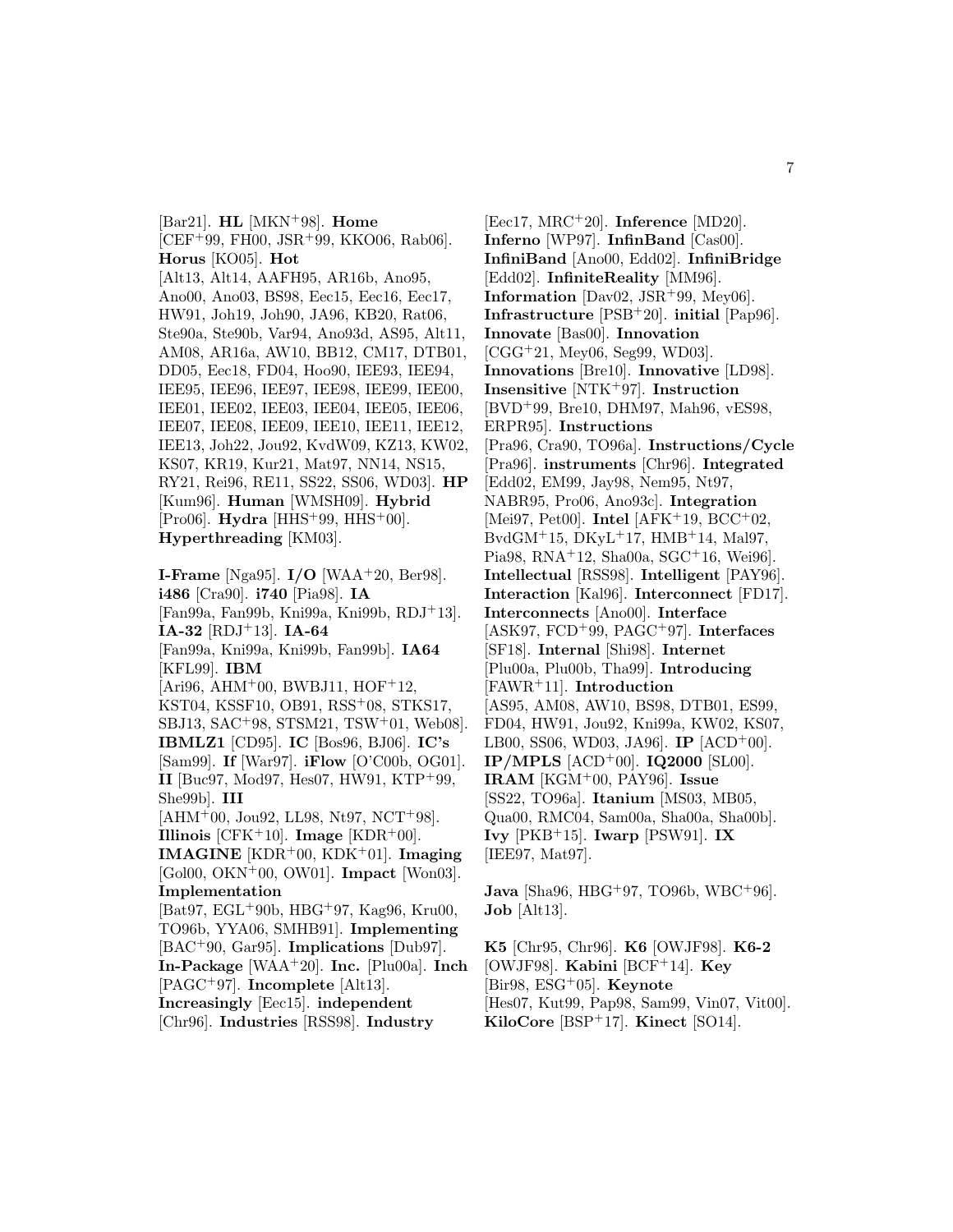[Bar21]. **HL** [MKN+98]. **Home** [CEF+99, FH00, JSR+99, KKO06, Rab06]. **Horus** [KO05]. **Hot** [Alt13, Alt14, AAFH95, AR16b, Ano95, Ano00, Ano03, BS98, Eec15, Eec16, Eec17, HW91, Joh19, Joh90, JA96, KB20, Rat06, Ste90a, Ste90b, Var94, Ano93d, AS95, Alt11, AM08, AR16a, AW10, BB12, CM17, DTB01, DD05, Eec18, FD04, Hoo90, IEE93, IEE94, IEE95, IEE96, IEE97, IEE98, IEE99, IEE00, IEE01, IEE02, IEE03, IEE04, IEE05, IEE06, IEE07, IEE08, IEE09, IEE10, IEE11, IEE12, IEE13, Joh22, Jou92, KvdW09, KZ13, KW02, KS07, KR19, Kur21, Mat97, NN14, NS15, RY21, Rei96, RE11, SS22, SS06, WD03]. **HP** [Kum96]. **Human** [WMSH09]. **Hybrid** [Pro06]. **Hydra** [HHS+99, HHS+00]. **Hyperthreading** [KM03].

**I-Frame** [Nga95]. **I/O** [WAA+20, Ber98]. **i486** [Cra90]. **i740** [Pia98]. **IA** [Fan99a, Fan99b, Kni99a, Kni99b, RDJ+13]. **IA-32** [RDJ+13]. **IA-64** [Fan99a, Kni99a, Kni99b, Fan99b]. **IA64** [KFL99]. **IBM** [Ari96, AHM+00, BWBJ11, HOF+12, KST04, KSSF10, OB91, RSS+08, STKS17, SBJ13, SAC+98, STSM21, TSW+01, Web08]. **IBMLZ1** [CD95]. **IC** [Bos96, BJ06]. **IC's** [Sam99]. **If** [War97]. **iFlow** [O'C00b, OG01]. **II** [Buc97, Mod97, Hes07, HW91, KTP+99, She99b]. **III** [AHM+00, Jou92, LL98, Nt97, NCT+98]. **Illinois** [CFK+10]. **Image** [KDR+00]. **IMAGINE** [KDR+00, KDK+01]. **Imaging** [Gol00, OKN+00, OW01]. **Impact** [Won03]. **Implementation** [Bat97, EGL+90b, HBG+97, Kag96, Kru00, TO96b, YYA06, SMHB91]. **Implementing** [BAC+90, Gar95]. **Implications** [Dub97]. **In-Package** [WAA+20]. **Inc.** [Plu00a]. **Inch** [PAGC+97]. **Incomplete** [Alt13]. **Increasingly** [Eec15]. **independent** [Chr96]. **Industries** [RSS98]. **Industry** [Eec17, MRC+20]. **Inference** [MD20]. **Inferno** [WP97]. **InfinBand** [Cas00]. **InfiniBand** [Ano00, Edd02]. **InfiniBridge** [Edd02]. **InfiniteReality** [MM96]. **Information** [Dav02, JSR+99, Mey06]. **Infrastructure** [PSB+20]. **initial** [Pap96]. **Innovate** [Bas00]. **Innovation** [CGG+21, Mey06, Seg99, WD03]. **Innovations** [Bre10]. **Innovative** [LD98]. **Insensitive** [NTK+97]. **Instruction** [BVD+99, Bre10, DHM97, Mah96, vES98, ERPR95]. **Instructions** [Pra96, Cra90, TO96a]. **Instructions/Cycle** [Pra96]. **instruments** [Chr96]. **Integrated** [Edd02, EM99, Jay98, Nem95, Nt97, NABR95, Pro06, Ano93c]. **Integration** [Mei97, Pet00]. **Intel** [AFK+19, BCC+02, BvdGM+15, DKyL+17, HMB+14, Mal97, Pia98, RNA+12, Sha00a, SGC+16, Wei96]. **Intellectual** [RSS98]. **Intelligent** [PAY96]. **Interaction** [Kal96]. **Interconnect** [FD17]. **Interconnects** [Ano00]. **Interface** [ASK97, FCD+99, PAGC+97]. **Interfaces** [SF18]. **Internal** [Shi98]. **Internet** [Plu00a, Plu00b, Tha99]. **Introducing** [FAWR+11]. **Introduction** [AS95, AM08, AW10, BS98, DTB01, ES99, FD04, HW91, Jou92, Kni99a, KW02, KS07, LB00, SS06, WD03, JA96]. **IP** [ACD+00]. **IP/MPLS** [ACD+00]. **IQ2000** [SL00]. **IRAM** [KGM+00, PAY96]. **Issue** [SS22, TO96a]. **Itanium** [MS03, MB05, Qua00, RMC04, Sam00a, Sha00a, Sha00b]. **Ivy** [PKB+15]. **Iwarp** [PSW91]. **IX** [IEE97, Mat97].

**Java** [Sha96, HBG+97, TO96b, WBC+96]. **Job** [Alt13].

**K5** [Chr95, Chr96]. **K6** [OWJF98]. **K6-2** [OWJF98]. **Kabini** [BCF+14]. **Key** [Bir98, ESG+05]. **Keynote** [Hes07, Kut99, Pap98, Sam99, Vin07, Vit00]. **KiloCore** [BSP+17]. **Kinect** [SO14].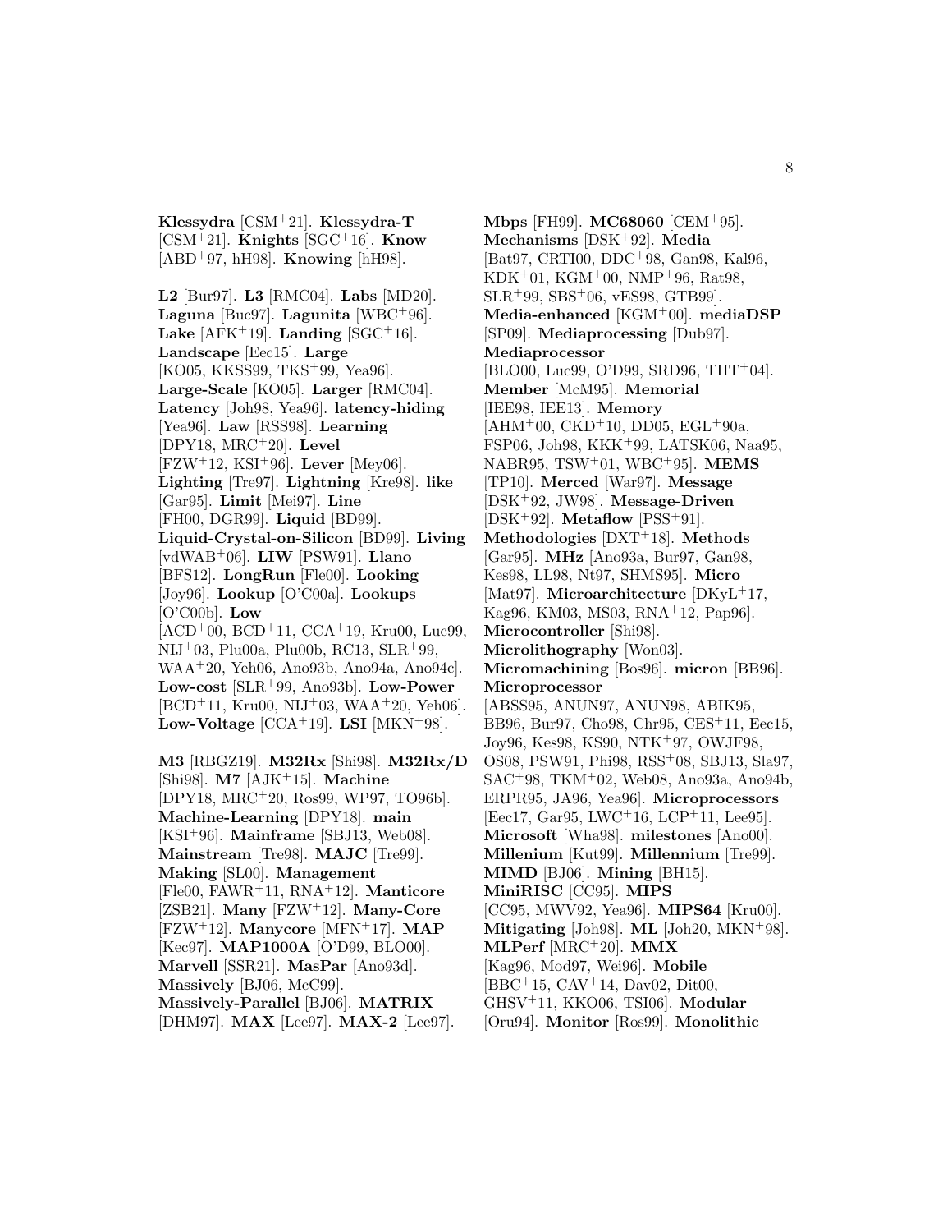**Klessydra** [CSM[+]21]. **Klessydra-T** [CSM[+]21]. **Knights** [SGC[+]16]. **Know** [ABD[+]97, hH98]. **Knowing** [hH98].

**L2** [Bur97]. **L3** [RMC04]. **Labs** [MD20]. **Laguna** [Buc97]. **Lagunita** [WBC[+]96]. **Lake** [AFK[+]19]. **Landing** [SGC[+]16]. **Landscape** [Eec15]. **Large** [KO05, KKSS99, TKS[+]99, Yea96]. **Large-Scale** [KO05]. **Larger** [RMC04]. **Latency** [Joh98, Yea96]. **latency-hiding** [Yea96]. **Law** [RSS98]. **Learning** [DPY18, MRC[+]20]. **Level** [FZW[+]12, KSI[+]96]. **Lever** [Mey06]. **Lighting** [Tre97]. **Lightning** [Kre98]. **like** [Gar95]. **Limit** [Mei97]. **Line** [FH00, DGR99]. **Liquid** [BD99]. **Liquid-Crystal-on-Silicon** [BD99]. **Living** [vdWAB[+]06]. **LIW** [PSW91]. **Llano** [BFS12]. **LongRun** [Fle00]. **Looking** [Joy96]. **Lookup** [O'C00a]. **Lookups** [O'C00b]. **Low** [ACD[+]00, BCD[+]11, CCA[+]19, Kru00, Luc99, NIJ[+]03, Plu00a, Plu00b, RC13, SLR[+]99, WAA[+]20, Yeh06, Ano93b, Ano94a, Ano94c]. **Low-cost** [SLR[+]99, Ano93b]. **Low-Power** [BCD[+]11, Kru00, NIJ[+]03, WAA[+]20, Yeh06]. **Low-Voltage** [CCA[+]19]. **LSI** [MKN[+]98].

**M3** [RBGZ19]. **M32Rx** [Shi98]. **M32Rx/D** [Shi98]. **M7** [AJK[+]15]. **Machine** [DPY18, MRC[+]20, Ros99, WP97, TO96b]. **Machine-Learning** [DPY18]. **main** [KSI[+]96]. **Mainframe** [SBJ13, Web08]. **Mainstream** [Tre98]. **MAJC** [Tre99]. **Making** [SL00]. **Management** [Fle00, FAWR[+]11, RNA[+]12]. **Manticore** [ZSB21]. **Many** [FZW[+]12]. **Many-Core** [FZW[+]12]. **Manycore** [MFN[+]17]. **MAP** [Kec97]. **MAP1000A** [O'D99, BLO00]. **Marvell** [SSR21]. **MasPar** [Ano93d]. **Massively** [BJ06, McC99]. **Massively-Parallel** [BJ06]. **MATRIX** [DHM97]. **MAX** [Lee97]. **MAX-2** [Lee97].

**Mbps** [FH99]. **MC68060** [CEM[+]95]. **Mechanisms** [DSK[+]92]. **Media** [Bat97, CRTI00, DDC[+]98, Gan98, Kal96, KDK[+]01, KGM[+]00, NMP[+]96, Rat98, SLR[+]99, SBS[+]06, vES98, GTB99]. **Media-enhanced** [KGM[+]00]. **mediaDSP** [SP09]. **Mediaprocessing** [Dub97]. **Mediaprocessor** [BLO00, Luc99, O'D99, SRD96, THT[+]04]. **Member** [McM95]. **Memorial** [IEE98, IEE13]. **Memory** [AHM[+]00, CKD[+]10, DD05, EGL[+]90a, FSP06, Joh98, KKK[+]99, LATSK06, Naa95, NABR95, TSW[+]01, WBC[+]95]. **MEMS** [TP10]. **Merced** [War97]. **Message** [DSK[+]92, JW98]. **Message-Driven** [DSK[+]92]. **Metaflow** [PSS[+]91]. **Methodologies** [DXT[+]18]. **Methods** [Gar95]. **MHz** [Ano93a, Bur97, Gan98, Kes98, LL98, Nt97, SHMS95]. **Micro** [Mat97]. **Microarchitecture** [DKyL[+]17, Kag96, KM03, MS03, RNA[+]12, Pap96]. **Microcontroller** [Shi98]. **Microlithography** [Won03]. **Micromachining** [Bos96]. **micron** [BB96]. **Microprocessor** [ABSS95, ANUN97, ANUN98, ABIK95, BB96, Bur97, Cho98, Chr95, CES[+]11, Eec15, Joy96, Kes98, KS90, NTK[+]97, OWJF98, OS08, PSW91, Phi98, RSS[+]08, SBJ13, Sla97, SAC[+]98, TKM[+]02, Web08, Ano93a, Ano94b, ERPR95, JA96, Yea96]. **Microprocessors** [Eec17, Gar95, LWC[+]16, LCP[+]11, Lee95]. **Microsoft** [Wha98]. **milestones** [Ano00]. **Millenium** [Kut99]. **Millennium** [Tre99]. **MIMD** [BJ06]. **Mining** [BH15]. **MiniRISC** [CC95]. **MIPS** [CC95, MWV92, Yea96]. **MIPS64** [Kru00]. **Mitigating** [Joh98]. **ML** [Joh20, MKN[+]98]. **MLPerf** [MRC[+]20]. **MMX** [Kag96, Mod97, Wei96]. **Mobile** [BBC[+]15, CAV[+]14, Dav02, Dit00, GHSV[+]11, KKO06, TSI06]. **Modular** [Oru94]. **Monitor** [Ros99]. **Monolithic**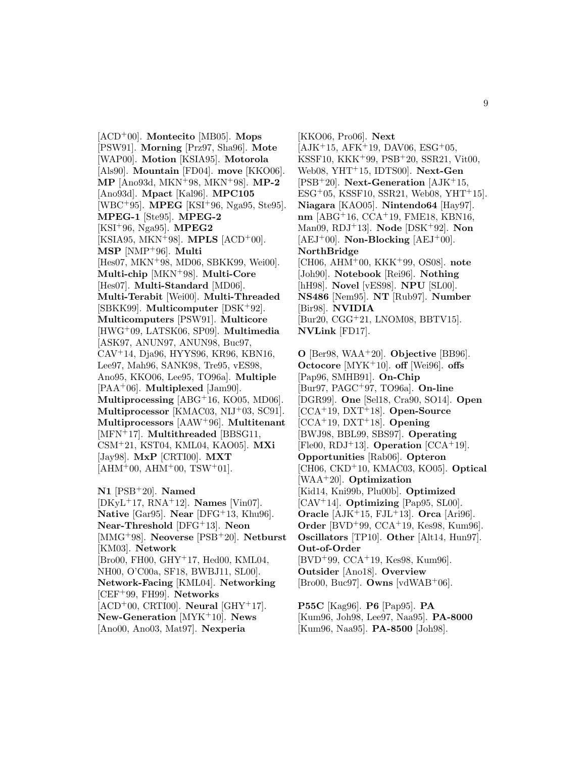[ACD[+]00]. **Montecito** [MB05]. **Mops** [PSW91]. **Morning** [Prz97, Sha96]. **Mote** [WAP00]. **Motion** [KSIA95]. **Motorola** [Als90]. **Mountain** [FD04]. **move** [KKO06]. **MP** [Ano93d, MKN[+]98, MKN[+]98]. **MP-2** [Ano93d]. **Mpact** [Kal96]. **MPC105** [WBC[+]95]. **MPEG** [KSI[+]96, Nga95, Ste95]. **MPEG-1** [Ste95]. **MPEG-2** [KSI[+]96, Nga95]. **MPEG2** [KSIA95, MKN[+]98]. **MPLS** [ACD[+]00]. **MSP** [NMP[+]96]. **Multi** [Hes07, MKN[+]98, MD06, SBKK99, Wei00]. **Multi-chip** [MKN[+]98]. **Multi-Core** [Hes07]. **Multi-Standard** [MD06]. **Multi-Terabit** [Wei00]. **Multi-Threaded** [SBKK99]. **Multicomputer** [DSK[+]92]. **Multicomputers** [PSW91]. **Multicore** [HWG[+]09, LATSK06, SP09]. **Multimedia** [ASK97, ANUN97, ANUN98, Buc97, CAV[+]14, Dja96, HYYS96, KR96, KBN16, Lee97, Mah96, SANK98, Tre95, vES98, Ano95, KKO06, Lee95, TO96a]. **Multiple** [PAA[+]06]. **Multiplexed** [Jam90]. **Multiprocessing** [ABG[+]16, KO05, MD06]. **Multiprocessor** [KMAC03, NIJ[+]03, SC91]. **Multiprocessors** [AAW[+]96]. **Multitenant** [MFN[+]17]. **Multithreaded** [BBSG11, CSM[+]21, KST04, KML04, KAO05]. **MXi** [Jay98]. **MxP** [CRTI00]. **MXT** [AHM[+]00, AHM[+]00, TSW[+]01].

**N1** [PSB[+]20]. **Named** [DKyL[+]17, RNA[+]12]. **Names** [Vin07]. **Native** [Gar95]. **Near** [DFG[+]13, Khu96]. **Near-Threshold** [DFG[+]13]. **Neon** [MMG[+]98]. **Neoverse** [PSB[+]20]. **Netburst** [KM03]. **Network** [Bro00, FH00, GHY[+]17, Hed00, KML04, NH00, O'C00a, SF18, BWBJ11, SL00]. **Network-Facing** [KML04]. **Networking** [CEF[+]99, FH99]. **Networks** [ACD[+]00, CRTI00]. **Neural** [GHY[+]17]. **New-Generation** [MYK[+]10]. **News** [Ano00, Ano03, Mat97]. **Nexperia** [KKO06, Pro06]. **Next** [AJK[+]15, AFK[+]19, DAV06, ESG[+]05, KSSF10, KKK[+]99, PSB[+]20, SSR21, Vit00, Web08, YHT[+]15, IDTS00]. **Next-Gen** [PSB[+]20]. **Next-Generation** [AJK[+]15, ESG[+]05, KSSF10, SSR21, Web08, YHT[+]15]. **Niagara** [KAO05]. **Nintendo64** [Hay97]. **nm** [ABG[+]16, CCA[+]19, FME18, KBN16, Man09, RDJ[+]13]. **Node** [DSK[+]92]. **Non** [AEJ[+]00]. **Non-Blocking** [AEJ[+]00]. **NorthBridge** [CH06, AHM[+]00, KKK[+]99, OS08]. **note** [Joh90]. **Notebook** [Rei96]. **Nothing** [hH98]. **Novel** [vES98]. **NPU** [SL00]. **NS486** [Nem95]. **NT** [Rub97]. **Number** [Bir98]. **NVIDIA** [Bur20, CGG[+]21, LNOM08, BBTV15]. **NVLink** [FD17].

**O** [Ber98, WAA[+]20]. **Objective** [BB96]. **Octocore** [MYK[+]10]. **off** [Wei96]. **offs** [Pap96, SMHB91]. **On-Chip** [Bur97, PAGC[+]97, TO96a]. **On-line** [DGR99]. **One** [Sel18, Cra90, SO14]. **Open** [CCA[+]19, DXT[+]18]. **Open-Source** [CCA[+]19, DXT[+]18]. **Opening** [BWJ98, BBL99, SBS97]. **Operating** [Fle00, RDJ[+]13]. **Operation** [CCA[+]19]. **Opportunities** [Rab06]. **Opteron** [CH06, CKD[+]10, KMAC03, KO05]. **Optical** [WAA[+]20]. **Optimization** [Kid14, Kni99b, Plu00b]. **Optimized** [CAV[+]14]. **Optimizing** [Pap95, SL00]. **Oracle** [AJK[+]15, FJL[+]13]. **Orca** [Ari96]. **Order** [BVD[+]99, CCA[+]19, Kes98, Kum96]. **Oscillators** [TP10]. **Other** [Alt14, Hun97]. **Out-of-Order** [BVD[+]99, CCA[+]19, Kes98, Kum96]. **Outsider** [Ano18]. **Overview** [Bro00, Buc97]. **Owns** [vdWAB[+]06].

**P55C** [Kag96]. **P6** [Pap95]. **PA** [Kum96, Joh98, Lee97, Naa95]. **PA-8000** [Kum96, Naa95]. **PA-8500** [Joh98].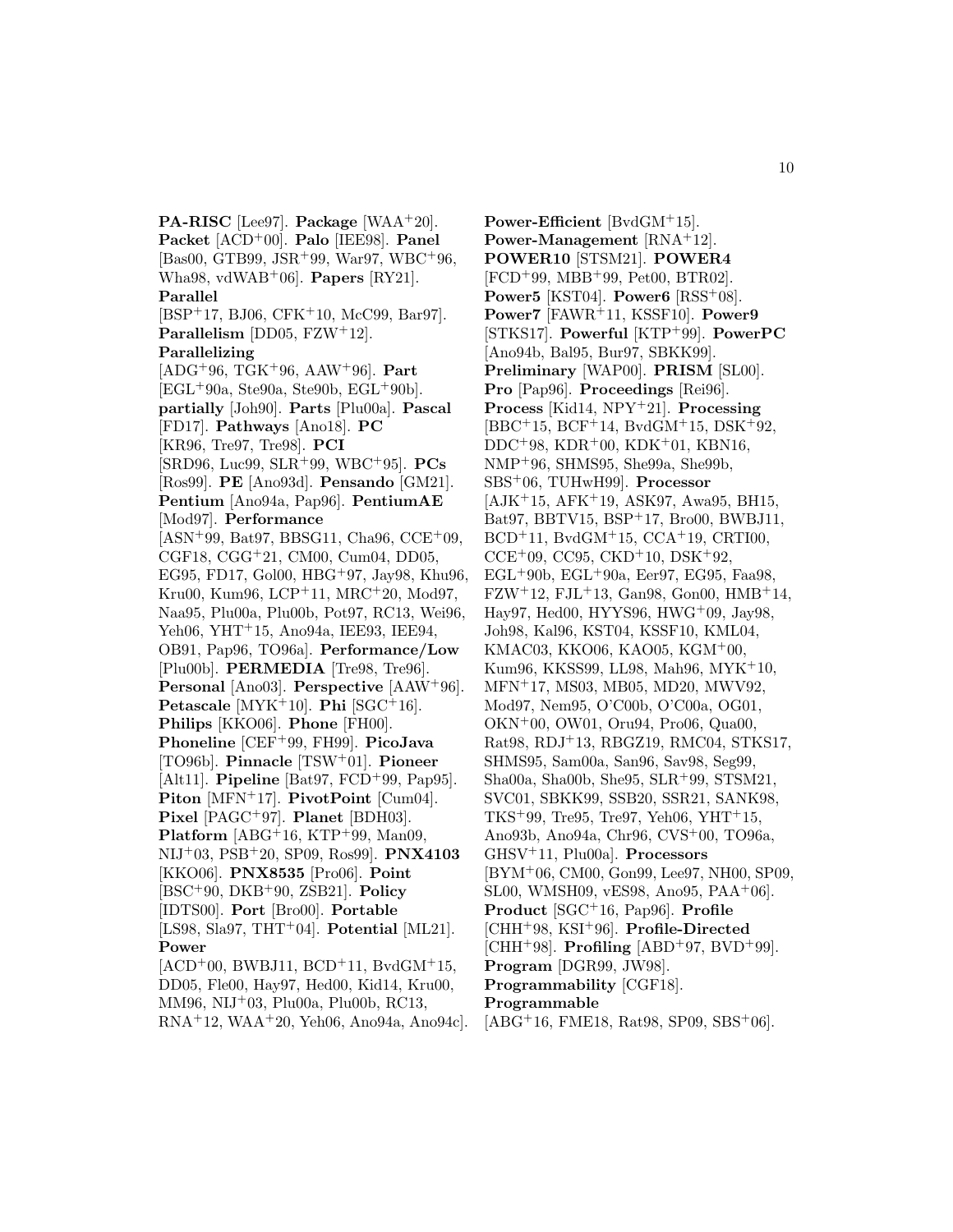**PA-RISC** [Lee97]. **Package** [WAA+20]. **Packet** [ACD+00]. **Palo** [IEE98]. **Panel** [Bas00, GTB99, JSR+99, War97, WBC+96, Wha98, vdWAB+06]. **Papers** [RY21]. **Parallel** [BSP+17, BJ06, CFK+10, McC99, Bar97]. **Parallelism** [DD05, FZW+12]. **Parallelizing** [ADG+96, TGK+96, AAW+96]. **Part** [EGL+90a, Ste90a, Ste90b, EGL+90b]. **partially** [Joh90]. **Parts** [Plu00a]. **Pascal** [FD17]. **Pathways** [Ano18]. **PC** [KR96, Tre97, Tre98]. **PCI** [SRD96, Luc99, SLR+99, WBC+95]. **PCs** [Ros99]. **PE** [Ano93d]. **Pensando** [GM21]. **Pentium** [Ano94a, Pap96]. **PentiumAE** [Mod97]. **Performance** [ASN+99, Bat97, BBSG11, Cha96, CCE+09, CGF18, CGG+21, CM00, Cum04, DD05, EG95, FD17, Gol00, HBG+97, Jay98, Khu96, Kru00, Kum96, LCP+11, MRC+20, Mod97, Naa95, Plu00a, Plu00b, Pot97, RC13, Wei96, Yeh06, YHT+15, Ano94a, IEE93, IEE94, OB91, Pap96, TO96a]. **Performance/Low** [Plu00b]. **PERMEDIA** [Tre98, Tre96]. **Personal** [Ano03]. **Perspective** [AAW+96]. **Petascale** [MYK+10]. **Phi** [SGC+16]. **Philips** [KKO06]. **Phone** [FH00]. **Phoneline** [CEF+99, FH99]. **PicoJava** [TO96b]. **Pinnacle** [TSW+01]. **Pioneer** [Alt11]. **Pipeline** [Bat97, FCD+99, Pap95]. **Piton** [MFN+17]. **PivotPoint** [Cum04]. **Pixel** [PAGC+97]. **Planet** [BDH03]. **Platform** [ABG+16, KTP+99, Man09, NIJ+03, PSB+20, SP09, Ros99]. **PNX4103** [KKO06]. **PNX8535** [Pro06]. **Point** [BSC+90, DKB+90, ZSB21]. **Policy** [IDTS00]. **Port** [Bro00]. **Portable** [LS98, Sla97, THT+04]. **Potential** [ML21]. **Power** [ACD+00, BWBJ11, BCD+11, BvdGM+15, DD05, Fle00, Hay97, Hed00, Kid14, Kru00, MM96, NIJ+03, Plu00a, Plu00b, RC13, RNA+12, WAA+20, Yeh06, Ano94a, Ano94c].

**Power-Efficient** [BvdGM+15]. **Power-Management** [RNA+12]. **POWER10** [STSM21]. **POWER4** [FCD+99, MBB+99, Pet00, BTR02]. **Power5** [KST04]. **Power6** [RSS+08]. **Power7** [FAWR+11, KSSF10]. **Power9** [STKS17]. **Powerful** [KTP+99]. **PowerPC** [Ano94b, Bal95, Bur97, SBKK99]. **Preliminary** [WAP00]. **PRISM** [SL00]. **Pro** [Pap96]. **Proceedings** [Rei96]. **Process** [Kid14, NPY+21]. **Processing** [BBC+15, BCF+14, BvdGM+15, DSK+92, DDC+98, KDR+00, KDK+01, KBN16, NMP+96, SHMS95, She99a, She99b, SBS+06, TUHwH99]. **Processor** [AJK+15, AFK+19, ASK97, Awa95, BH15, Bat97, BBTV15, BSP+17, Bro00, BWBJ11, BCD+11, BvdGM+15, CCA+19, CRTI00, CCE+09, CC95, CKD+10, DSK+92, EGL+90b, EGL+90a, Eer97, EG95, Faa98, FZW+12, FJL+13, Gan98, Gon00, HMB+14, Hay97, Hed00, HYYS96, HWG+09, Jay98, Joh98, Kal96, KST04, KSSF10, KML04, KMAC03, KKO06, KAO05, KGM+00, Kum96, KKSS99, LL98, Mah96, MYK+10, MFN+17, MS03, MB05, MD20, MWV92, Mod97, Nem95, O'C00b, O'C00a, OG01, OKN+00, OW01, Oru94, Pro06, Qua00, Rat98, RDJ+13, RBGZ19, RMC04, STKS17, SHMS95, Sam00a, San96, Sav98, Seg99, Sha00a, Sha00b, She95, SLR+99, STSM21, SVC01, SBKK99, SSB20, SSR21, SANK98, TKS+99, Tre95, Tre97, Yeh06, YHT+15, Ano93b, Ano94a, Chr96, CVS+00, TO96a, GHSV+11, Plu00a]. **Processors** [BYM+06, CM00, Gon99, Lee97, NH00, SP09, SL00, WMSH09, vES98, Ano95, PAA+06]. **Product** [SGC+16, Pap96]. **Profile** [CHH+98, KSI+96]. **Profile-Directed** [CHH+98]. **Profiling** [ABD+97, BVD+99]. **Program** [DGR99, JW98]. **Programmability** [CGF18]. **Programmable** [ABG+16, FME18, Rat98, SP09, SBS+06].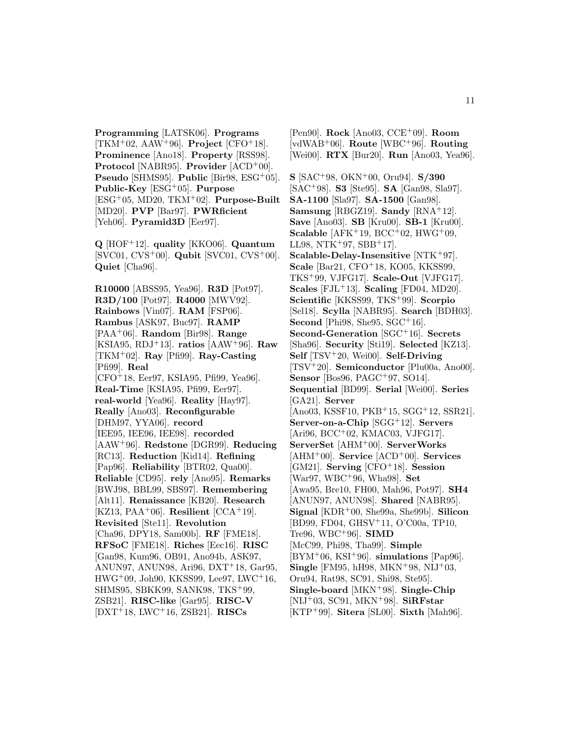**Programming** [LATSK06]. **Programs** [TKM+02, AAW+96]. **Project** [CFO+18]. **Prominence** [Ano18]. **Property** [RSS98]. **Protocol** [NABR95]. **Provider** [ACD+00]. **Pseudo** [SHMS95]. **Public** [Bir98, ESG+05]. **Public-Key** [ESG+05]. **Purpose** [ESG+05, MD20, TKM+02]. **Purpose-Built** [MD20]. **PVP** [Bar97]. **PWRficient** [Yeh06]. **Pyramid3D** [Eer97].

**Q** [HOF+12]. **quality** [KKO06]. **Quantum** [SVC01, CVS+00]. **Qubit** [SVC01, CVS+00]. **Quiet** [Cha96].

**R10000** [ABSS95, Yea96]. **R3D** [Pot97]. **R3D/100** [Pot97]. **R4000** [MWV92]. **Rainbows** [Vin07]. **RAM** [FSP06]. **Rambus** [ASK97, Buc97]. **RAMP** [PAA+06]. **Random** [Bir98]. **Range** [KSIA95, RDJ+13]. **ratios** [AAW+96]. **Raw** [TKM+02]. **Ray** [Pfi99]. **Ray-Casting** [Pfi99]. **Real** [CFO+18, Eer97, KSIA95, Pfi99, Yea96]. **Real-Time** [KSIA95, Pfi99, Eer97]. **real-world** [Yea96]. **Reality** [Hay97]. **Really** [Ano03]. **Reconfigurable** [DHM97, YYA06]. **record** [IEE95, IEE96, IEE98]. **recorded** [AAW+96]. **Redstone** [DGR99]. **Reducing** [RC13]. **Reduction** [Kid14]. **Refining** [Pap96]. **Reliability** [BTR02, Qua00]. **Reliable** [CD95]. **rely** [Ano95]. **Remarks** [BWJ98, BBL99, SBS97]. **Remembering** [Alt11]. **Renaissance** [KB20]. **Research** [KZ13, PAA+06]. **Resilient** [CCA+19]. **Revisited** [Ste11]. **Revolution** [Cha96, DPY18, Sam00b]. **RF** [FME18]. **RFSoC** [FME18]. **Riches** [Eec16]. **RISC** [Gan98, Kum96, OB91, Ano94b, ASK97, ANUN97, ANUN98, Ari96, DXT+18, Gar95, HWG+09, Joh90, KKSS99, Lee97, LWC+16, SHMS95, SBKK99, SANK98, TKS+99, ZSB21]. **RISC-like** [Gar95]. **RISC-V** [DXT+18, LWC+16, ZSB21]. **RISCs** [Pen90]. **Rock** [Ano03, CCE+09]. **Room** [vdWAB+06]. **Route** [WBC+96]. **Routing** [Wei00]. **RTX** [Bur20]. **Run** [Ano03, Yea96].

**S** [SAC+98, OKN+00, Oru94]. **S/390** [SAC+98]. **S3** [Ste95]. **SA** [Gan98, Sla97]. **SA-1100** [Sla97]. **SA-1500** [Gan98]. **Samsung** [RBGZ19]. **Sandy** [RNA+12]. **Save** [Ano03]. **SB** [Kru00]. **SB-1** [Kru00]. **Scalable** [AFK+19, BCC+02, HWG+09, LL98, NTK+97, SBB+17]. **Scalable-Delay-Insensitive** [NTK+97]. **Scale** [Bar21, CFO+18, KO05, KKSS99, TKS+99, VJFG17]. **Scale-Out** [VJFG17]. **Scales** [FJL+13]. **Scaling** [FD04, MD20]. **Scientific** [KKSS99, TKS+99]. **Scorpio** [Sel18]. **Scylla** [NABR95]. **Search** [BDH03]. **Second** [Phi98, She95, SGC+16]. **Second-Generation** [SGC+16]. **Secrets** [Sha96]. **Security** [Sti19]. **Selected** [KZ13]. **Self** [TSV+20, Wei00]. **Self-Driving** [TSV+20]. **Semiconductor** [Plu00a, Ano00]. **Sensor** [Bos96, PAGC+97, SO14]. **Sequential** [BD99]. **Serial** [Wei00]. **Series** [GA21]. **Server** [Ano03, KSSF10, PKB+15, SGG+12, SSR21]. **Server-on-a-Chip** [SGG+12]. **Servers** [Ari96, BCC+02, KMAC03, VJFG17]. **ServerSet** [AHM+00]. **ServerWorks** [AHM+00]. **Service** [ACD+00]. **Services** [GM21]. **Serving** [CFO+18]. **Session** [War97, WBC+96, Wha98]. **Set** [Awa95, Bre10, FH00, Mah96, Pot97]. **SH4** [ANUN97, ANUN98]. **Shared** [NABR95]. **Signal** [KDR+00, She99a, She99b]. **Silicon** [BD99, FD04, GHSV+11, O'C00a, TP10, Tre96, WBC+96]. **SIMD** [McC99, Phi98, Tha99]. **Simple** [BYM+06, KSI+96]. **simulations** [Pap96]. **Single** [FM95, hH98, MKN+98, NIJ+03, Oru94, Rat98, SC91, Shi98, Ste95]. **Single-board** [MKN+98]. **Single-Chip** [NIJ+03, SC91, MKN+98]. **SiRFstar** [KTP+99]. **Sitera** [SL00]. **Sixth** [Mah96].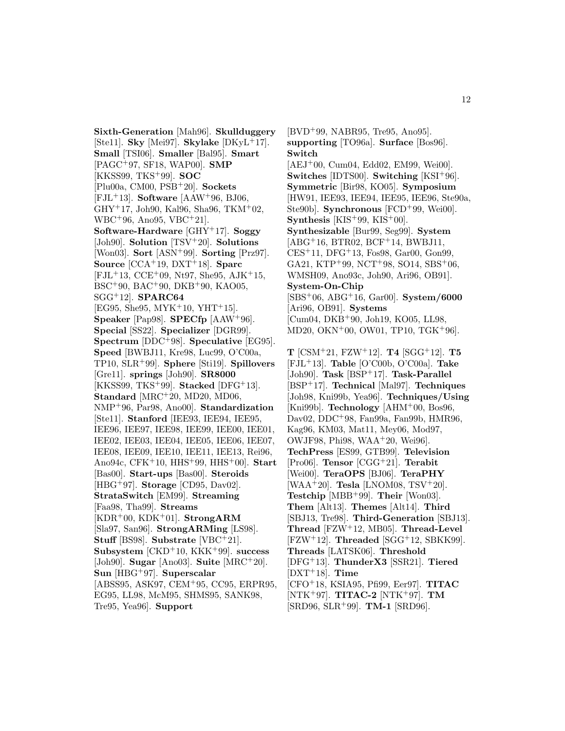**Sixth-Generation** [Mah96]. **Skullduggery** [Ste11]. **Sky** [Mei97]. **Skylake** [DKyL+17]. **Small** [TSI06]. **Smaller** [Bal95]. **Smart** [PAGC+97, SF18, WAP00]. **SMP** [KKSS99, TKS+99]. **SOC** [Plu00a, CM00, PSB+20]. **Sockets** [FJL+13]. **Software** [AAW+96, BJ06, GHY+17, Joh90, Kal96, Sha96, TKM+02, WBC+96, Ano95, VBC+21]. **Software-Hardware** [GHY+17]. **Soggy** [Joh90]. **Solution** [TSV+20]. **Solutions** [Won03]. **Sort** [ASN+99]. **Sorting** [Prz97]. **Source** [CCA+19, DXT+18]. **Sparc** [FJL+13, CCE+09, Nt97, She95, AJK+15, BSC+90, BAC+90, DKB+90, KAO05, SGG+12]. **SPARC64** [EG95, She95, MYK+10, YHT+15]. **Speaker** [Pap98]. **SPECfp** [AAW+96]. **Special** [SS22]. **Specializer** [DGR99]. **Spectrum** [DDC+98]. **Speculative** [EG95]. **Speed** [BWBJ11, Kre98, Luc99, O'C00a, TP10, SLR+99]. **Sphere** [Sti19]. **Spillovers** [Gre11]. **springs** [Joh90]. **SR8000** [KKSS99, TKS+99]. **Stacked** [DFG+13]. **Standard** [MRC+20, MD20, MD06, NMP+96, Par98, Ano00]. **Standardization** [Ste11]. **Stanford** [IEE93, IEE94, IEE95, IEE96, IEE97, IEE98, IEE99, IEE00, IEE01, IEE02, IEE03, IEE04, IEE05, IEE06, IEE07, IEE08, IEE09, IEE10, IEE11, IEE13, Rei96, Ano94c, CFK+10, HHS+99, HHS+00]. **Start** [Bas00]. **Start-ups** [Bas00]. **Steroids** [HBG+97]. **Storage** [CD95, Dav02]. **StrataSwitch** [EM99]. **Streaming** [Faa98, Tha99]. **Streams** [KDR+00, KDK+01]. **StrongARM** [Sla97, San96]. **StrongARMing** [LS98]. **Stuff** [BS98]. **Substrate** [VBC+21]. **Subsystem** [CKD+10, KKK+99]. **success** [Joh90]. **Sugar** [Ano03]. **Suite** [MRC+20]. **Sun** [HBG+97]. **Superscalar** [ABSS95, ASK97, CEM+95, CC95, ERPR95, EG95, LL98, McM95, SHMS95, SANK98, Tre95, Yea96]. **Support** [BVD+99, NABR95, Tre95, Ano95]. **supporting** [TO96a]. **Surface** [Bos96]. **Switch** [AEJ+00, Cum04, Edd02, EM99, Wei00]. **Switches** [IDTS00]. **Switching** [KSI+96]. **Symmetric** [Bir98, KO05]. **Symposium** [HW91, IEE93, IEE94, IEE95, IEE96, Ste90a, Ste90b]. **Synchronous** [FCD+99, Wei00]. **Synthesis** [KIS+99, KIS+00]. **Synthesizable** [Bur99, Seg99]. **System** [ABG+16, BTR02, BCF+14, BWBJ11, CES+11, DFG+13, Fos98, Gar00, Gon99, GA21, KTP+99, NCT+98, SO14, SBS+06, WMSH09, Ano93c, Joh90, Ari96, OB91]. **System-On-Chip** [SBS+06, ABG+16, Gar00]. **System/6000** [Ari96, OB91]. **Systems** [Cum04, DKB+90, Joh19, KO05, LL98, MD20, OKN+00, OW01, TP10, TGK+96].

**T** [CSM+21, FZW+12]. **T4** [SGG+12]. **T5** [FJL+13]. **Table** [O'C00b, O'C00a]. **Take** [Joh90]. **Task** [BSP+17]. **Task-Parallel** [BSP+17]. **Technical** [Mal97]. **Techniques** [Joh98, Kni99b, Yea96]. **Techniques/Using** [Kni99b]. **Technology** [AHM+00, Bos96, Dav02, DDC+98, Fan99a, Fan99b, HMR96, Kag96, KM03, Mat11, Mey06, Mod97, OWJF98, Phi98, WAA+20, Wei96]. **TechPress** [ES99, GTB99]. **Television** [Pro06]. **Tensor** [CGG+21]. **Terabit** [Wei00]. **TeraOPS** [BJ06]. **TeraPHY** [WAA+20]. **Tesla** [LNOM08, TSV+20]. **Testchip** [MBB+99]. **Their** [Won03]. **Them** [Alt13]. **Themes** [Alt14]. **Third** [SBJ13, Tre98]. **Third-Generation** [SBJ13]. **Thread** [FZW+12, MB05]. **Thread-Level** [FZW+12]. **Threaded** [SGG+12, SBKK99]. **Threads** [LATSK06]. **Threshold** [DFG+13]. **ThunderX3** [SSR21]. **Tiered** [DXT+18]. **Time** [CFO+18, KSIA95, Pfi99, Eer97]. **TITAC** [NTK+97]. **TITAC-2** [NTK+97]. **TM** [SRD96, SLR+99]. **TM-1** [SRD96].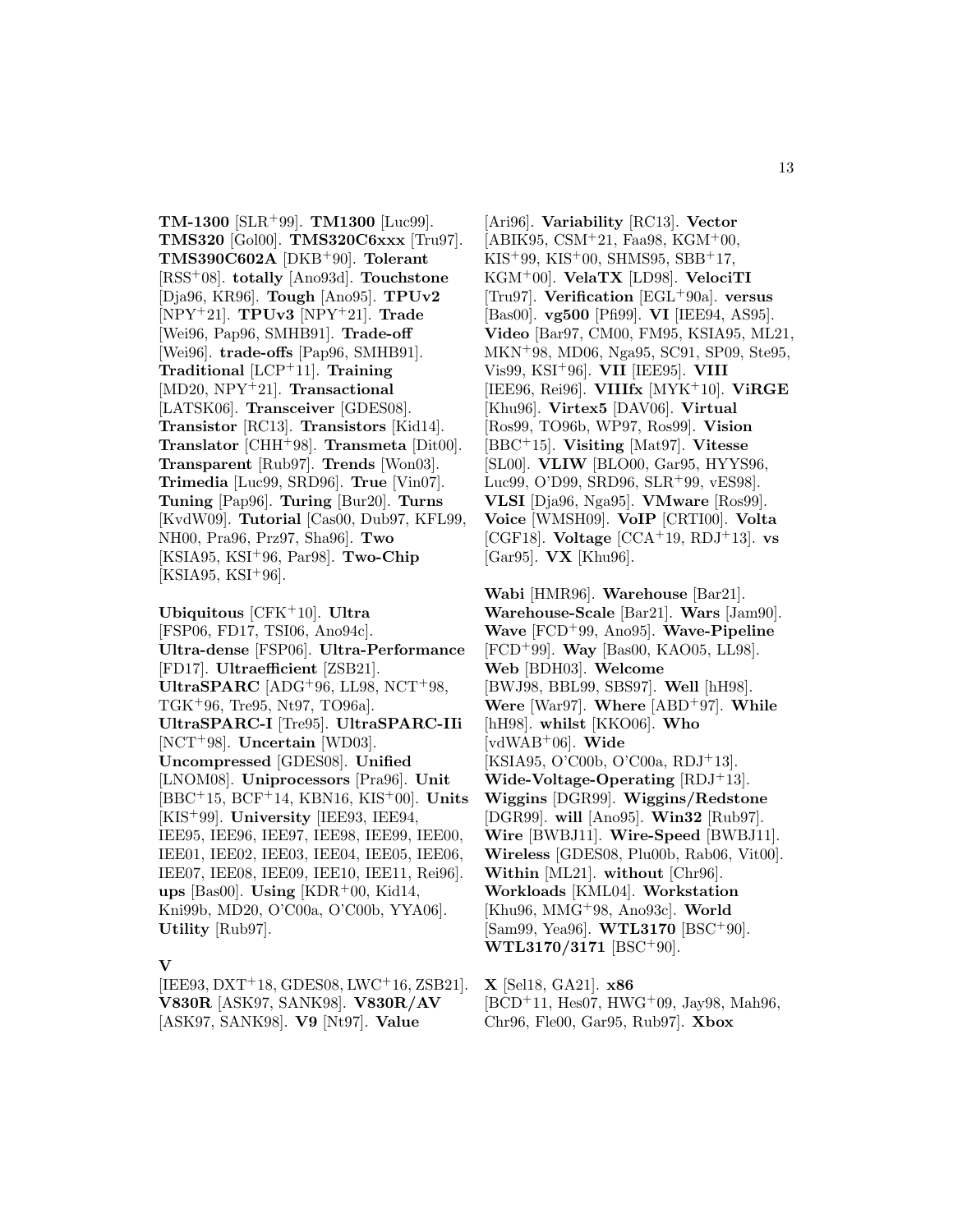**TM-1300** [SLR+99]. **TM1300** [Luc99]. **TMS320** [Gol00]. **TMS320C6xxx** [Tru97]. **TMS390C602A** [DKB+90]. **Tolerant** [RSS+08]. **totally** [Ano93d]. **Touchstone** [Dja96, KR96]. **Tough** [Ano95]. **TPUv2** [NPY+21]. **TPUv3** [NPY+21]. **Trade** [Wei96, Pap96, SMHB91]. **Trade-off** [Wei96]. **trade-offs** [Pap96, SMHB91]. **Traditional** [LCP+11]. **Training** [MD20, NPY+21]. **Transactional** [LATSK06]. **Transceiver** [GDES08]. **Transistor** [RC13]. **Transistors** [Kid14]. **Translator** [CHH+98]. **Transmeta** [Dit00]. **Transparent** [Rub97]. **Trends** [Won03]. **Trimedia** [Luc99, SRD96]. **True** [Vin07]. **Tuning** [Pap96]. **Turing** [Bur20]. **Turns** [KvdW09]. **Tutorial** [Cas00, Dub97, KFL99, NH00, Pra96, Prz97, Sha96]. **Two** [KSIA95, KSI+96, Par98]. **Two-Chip** [KSIA95, KSI+96].

**Ubiquitous** [CFK+10]. **Ultra** [FSP06, FD17, TSI06, Ano94c]. **Ultra-dense** [FSP06]. **Ultra-Performance** [FD17]. **Ultraefficient** [ZSB21]. **UltraSPARC** [ADG+96, LL98, NCT+98, TGK+96, Tre95, Nt97, TO96a]. **UltraSPARC-I** [Tre95]. **UltraSPARC-IIi** [NCT+98]. **Uncertain** [WD03]. **Uncompressed** [GDES08]. **Unified** [LNOM08]. **Uniprocessors** [Pra96]. **Unit** [BBC+15, BCF+14, KBN16, KIS+00]. **Units** [KIS+99]. **University** [IEE93, IEE94, IEE95, IEE96, IEE97, IEE98, IEE99, IEE00, IEE01, IEE02, IEE03, IEE04, IEE05, IEE06, IEE07, IEE08, IEE09, IEE10, IEE11, Rei96]. **ups** [Bas00]. **Using** [KDR+00, Kid14, Kni99b, MD20, O'C00a, O'C00b, YYA06]. **Utility** [Rub97].

**V**

[IEE93, DXT+18, GDES08, LWC+16, ZSB21]. **V830R** [ASK97, SANK98]. **V830R/AV** [ASK97, SANK98]. **V9** [Nt97]. **Value** [Ari96]. **Variability** [RC13]. **Vector** [ABIK95, CSM+21, Faa98, KGM+00, KIS+99, KIS+00, SHMS95, SBB+17, KGM+00]. **VelaTX** [LD98]. **VelociTI** [Tru97]. **Verification** [EGL+90a]. **versus** [Bas00]. **vg500** [Pfi99]. **VI** [IEE94, AS95]. **Video** [Bar97, CM00, FM95, KSIA95, ML21, MKN+98, MD06, Nga95, SC91, SP09, Ste95, Vis99, KSI+96]. **VII** [IEE95]. **VIII** [IEE96, Rei96]. **VIIIfx** [MYK+10]. **ViRGE** [Khu96]. **Virtex5** [DAV06]. **Virtual** [Ros99, TO96b, WP97, Ros99]. **Vision** [BBC+15]. **Visiting** [Mat97]. **Vitesse** [SL00]. **VLIW** [BLO00, Gar95, HYYS96, Luc99, O'D99, SRD96, SLR+99, vES98]. **VLSI** [Dja96, Nga95]. **VMware** [Ros99]. **Voice** [WMSH09]. **VoIP** [CRTI00]. **Volta** [CGF18]. **Voltage** [CCA+19, RDJ+13]. **vs** [Gar95]. **VX** [Khu96].

**Wabi** [HMR96]. **Warehouse** [Bar21]. **Warehouse-Scale** [Bar21]. **Wars** [Jam90]. **Wave** [FCD+99, Ano95]. **Wave-Pipeline** [FCD+99]. **Way** [Bas00, KAO05, LL98]. **Web** [BDH03]. **Welcome** [BWJ98, BBL99, SBS97]. **Well** [hH98]. **Were** [War97]. **Where** [ABD+97]. **While** [hH98]. **whilst** [KKO06]. **Who** [vdWAB+06]. **Wide** [KSIA95, O'C00b, O'C00a, RDJ+13]. **Wide-Voltage-Operating** [RDJ+13]. **Wiggins** [DGR99]. **Wiggins/Redstone** [DGR99]. **will** [Ano95]. **Win32** [Rub97]. **Wire** [BWBJ11]. **Wire-Speed** [BWBJ11]. **Wireless** [GDES08, Plu00b, Rab06, Vit00]. **Within** [ML21]. **without** [Chr96]. **Workloads** [KML04]. **Workstation** [Khu96, MMG+98, Ano93c]. **World** [Sam99, Yea96]. **WTL3170** [BSC+90]. **WTL3170/3171** [BSC+90].

**X** [Sel18, GA21]. **x86** [BCD+11, Hes07, HWG+09, Jay98, Mah96, Chr96, Fle00, Gar95, Rub97]. **Xbox**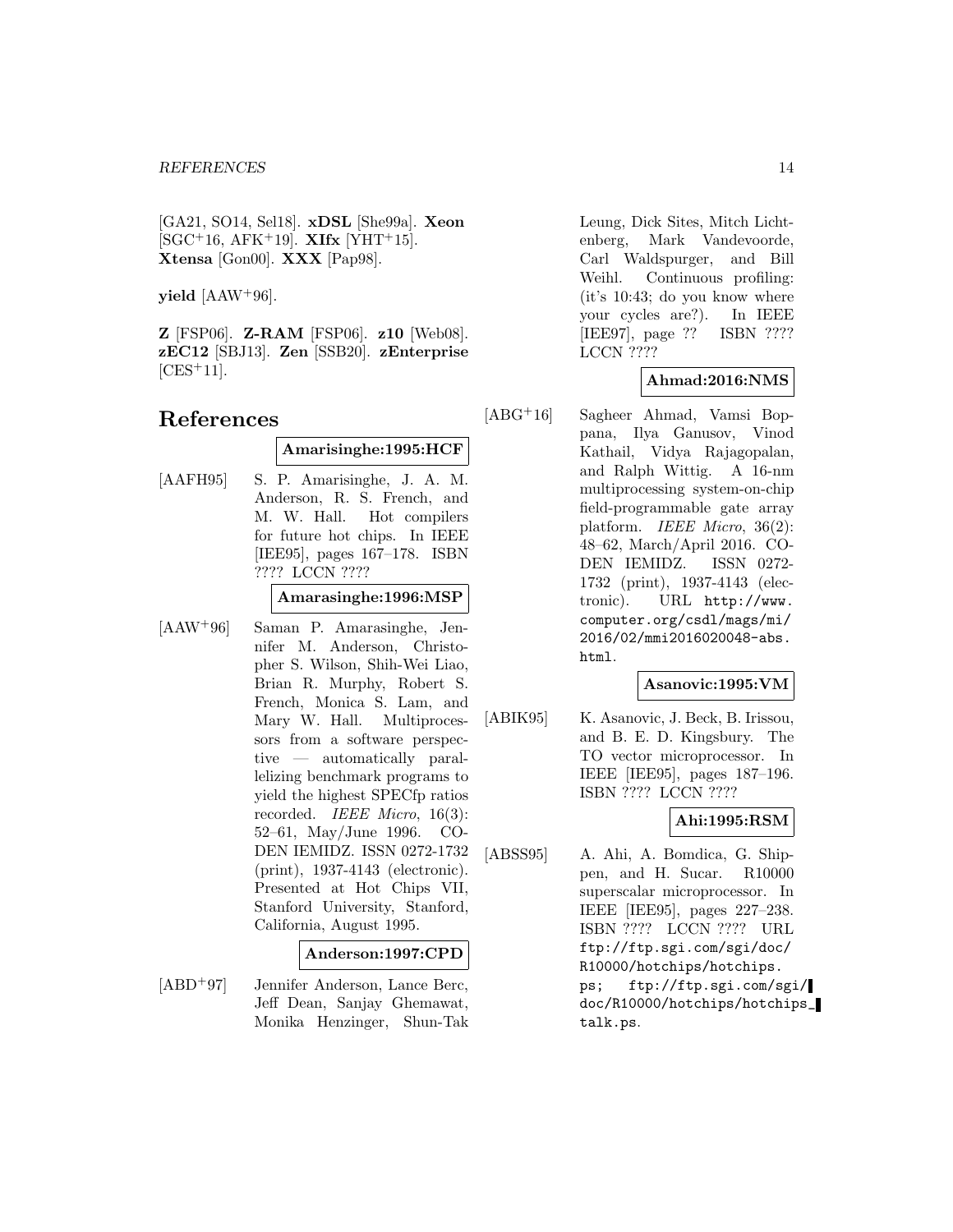[GA21, SO14, Sel18]. **xDSL** [She99a]. **Xeon** [SGC+16, AFK+19]. **XIfx** [YHT+15]. **Xtensa** [Gon00]. **XXX** [Pap98].

**yield** [AAW+96].

**Z** [FSP06]. **Z-RAM** [FSP06]. **z10** [Web08]. **zEC12** [SBJ13]. **Zen** [SSB20]. **zEnterprise** [CES+11].

# References

**Amarisinghe:1995:HCF**

[AAFH95] S. P. Amarisinghe, J. A. M. Anderson, R. S. French, and M. W. Hall. Hot compilers for future hot chips. In IEEE [IEE95], pages 167–178. ISBN ???? LCCN ????

**Amarasinghe:1996:MSP**

[AAW+96] Saman P. Amarasinghe, Jennifer M. Anderson, Christopher S. Wilson, Shih-Wei Liao, Brian R. Murphy, Robert S. French, Monica S. Lam, and Mary W. Hall. Multiprocessors from a software perspective — automatically parallelizing benchmark programs to yield the highest SPECfp ratios recorded. *IEEE Micro*, 16(3): 52–61, May/June 1996. CODEN IEMIDZ. ISSN 0272-1732 (print), 1937-4143 (electronic). Presented at Hot Chips VII, Stanford University, Stanford, California, August 1995.

**Anderson:1997:CPD**

[ABD+97] Jennifer Anderson, Lance Berc, Jeff Dean, Sanjay Ghemawat, Monika Henzinger, Shun-Tak Leung, Dick Sites, Mitch Lichtenberg, Mark Vandevoorde, Carl Waldspurger, and Bill Weihl. Continuous profiling: (it's 10:43; do you know where your cycles are?). In IEEE [IEE97], page ?? ISBN ???? LCCN ????

**Ahmad:2016:NMS**

[ABG+16] Sagheer Ahmad, Vamsi Boppana, Ilya Ganusov, Vinod Kathail, Vidya Rajagopalan, and Ralph Wittig. A 16-nm multiprocessing system-on-chip field-programmable gate array platform. *IEEE Micro*, 36(2): 48–62, March/April 2016. CODEN IEMIDZ. ISSN 0272-1732 (print), 1937-4143 (electronic). URL `http://www.computer.org/csdl/mags/mi/2016/02/mmi2016020048-abs.html`.

**Asanovic:1995:VM**

[ABIK95] K. Asanovic, J. Beck, B. Irissou, and B. E. D. Kingsbury. The TO vector microprocessor. In IEEE [IEE95], pages 187–196. ISBN ???? LCCN ????

**Ahi:1995:RSM**

[ABSS95] A. Ahi, A. Bomdica, G. Shippen, and H. Sucar. R10000 superscalar microprocessor. In IEEE [IEE95], pages 227–238. ISBN ???? LCCN ???? URL `ftp://ftp.sgi.com/sgi/doc/R10000/hotchips/hotchips.ps; ftp://ftp.sgi.com/sgi/doc/R10000/hotchips/hotchips_talk.ps`.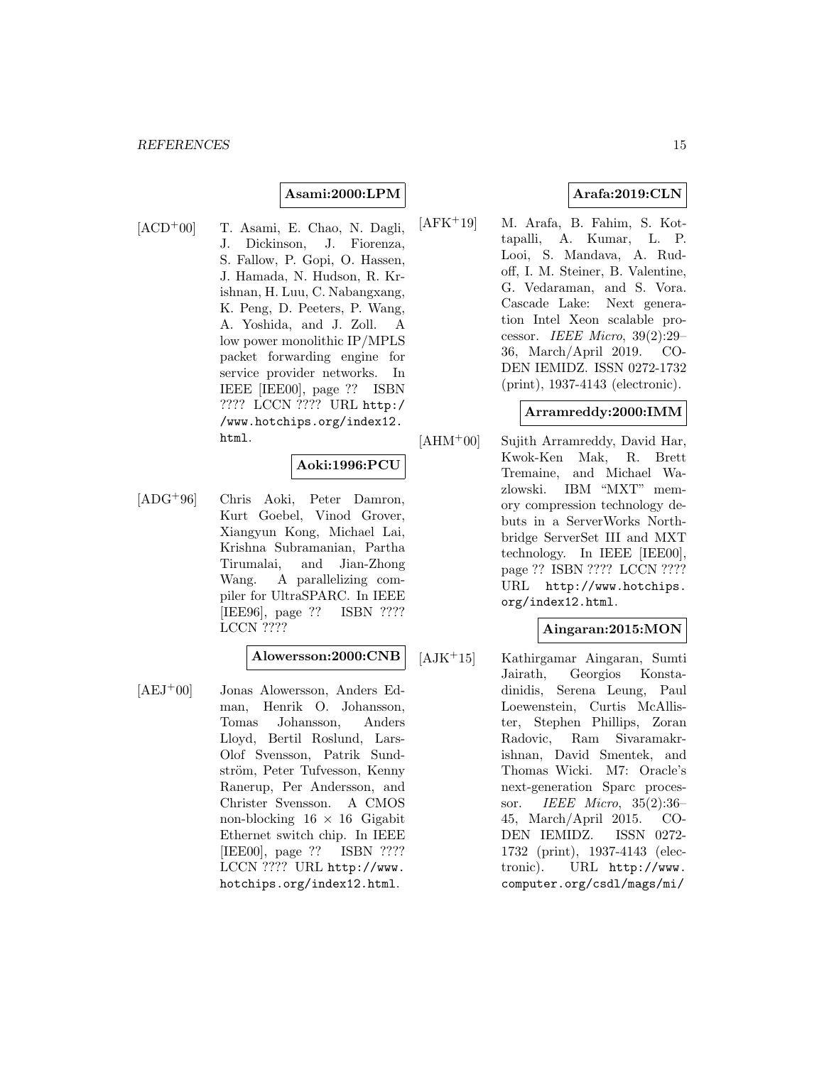**Asami:2000:LPM**

[ACD[+]00] T. Asami, E. Chao, N. Dagli, J. Dickinson, J. Fiorenza, S. Fallow, P. Gopi, O. Hassen, J. Hamada, N. Hudson, R. Krishnan, H. Luu, C. Nabangxang, K. Peng, D. Peeters, P. Wang, A. Yoshida, and J. Zoll. A low power monolithic IP/MPLS packet forwarding engine for service provider networks. In IEEE [IEE00], page ?? ISBN ???? LCCN ???? URL `http://www.hotchips.org/index12.html`.

**Aoki:1996:PCU**

[ADG[+]96] Chris Aoki, Peter Damron, Kurt Goebel, Vinod Grover, Xiangyun Kong, Michael Lai, Krishna Subramanian, Partha Tirumalai, and Jian-Zhong Wang. A parallelizing compiler for UltraSPARC. In IEEE [IEE96], page ?? ISBN ???? LCCN ????

**Alowersson:2000:CNB**

[AEJ[+]00] Jonas Alowersson, Anders Edman, Henrik O. Johansson, Tomas Johansson, Anders Lloyd, Bertil Roslund, Lars-Olof Svensson, Patrik Sundström, Peter Tufvesson, Kenny Ranerup, Per Andersson, and Christer Svensson. A CMOS non-blocking $16 \times 16$ Gigabit Ethernet switch chip. In IEEE [IEE00], page ?? ISBN ???? LCCN ???? URL `http://www.hotchips.org/index12.html`.

**Arafa:2019:CLN**

[AFK[+]19] M. Arafa, B. Fahim, S. Kottapalli, A. Kumar, L. P. Looi, S. Mandava, A. Rudoff, I. M. Steiner, B. Valentine, G. Vedaraman, and S. Vora. Cascade Lake: Next generation Intel Xeon scalable processor. *IEEE Micro*, 39(2):29–36, March/April 2019. CODEN IEMIDZ. ISSN 0272-1732 (print), 1937-4143 (electronic).

**Arramreddy:2000:IMM**

[AHM[+]00] Sujith Arramreddy, David Har, Kwok-Ken Mak, R. Brett Tremaine, and Michael Wazlowski. IBM "MXT" memory compression technology debuts in a ServerWorks Northbridge ServerSet III and MXT technology. In IEEE [IEE00], page ?? ISBN ???? LCCN ???? URL `http://www.hotchips.org/index12.html`.

**Aingaran:2015:MON**

[AJK[+]15] Kathirgamar Aingaran, Sumti Jairath, Georgios Konstadinidis, Serena Leung, Paul Loewenstein, Curtis McAllister, Stephen Phillips, Zoran Radovic, Ram Sivaramakrishnan, David Smentek, and Thomas Wicki. M7: Oracle's next-generation Sparc processor. *IEEE Micro*, 35(2):36–45, March/April 2015. CODEN IEMIDZ. ISSN 0272-1732 (print), 1937-4143 (electronic). URL `http://www.computer.org/csdl/mags/mi/`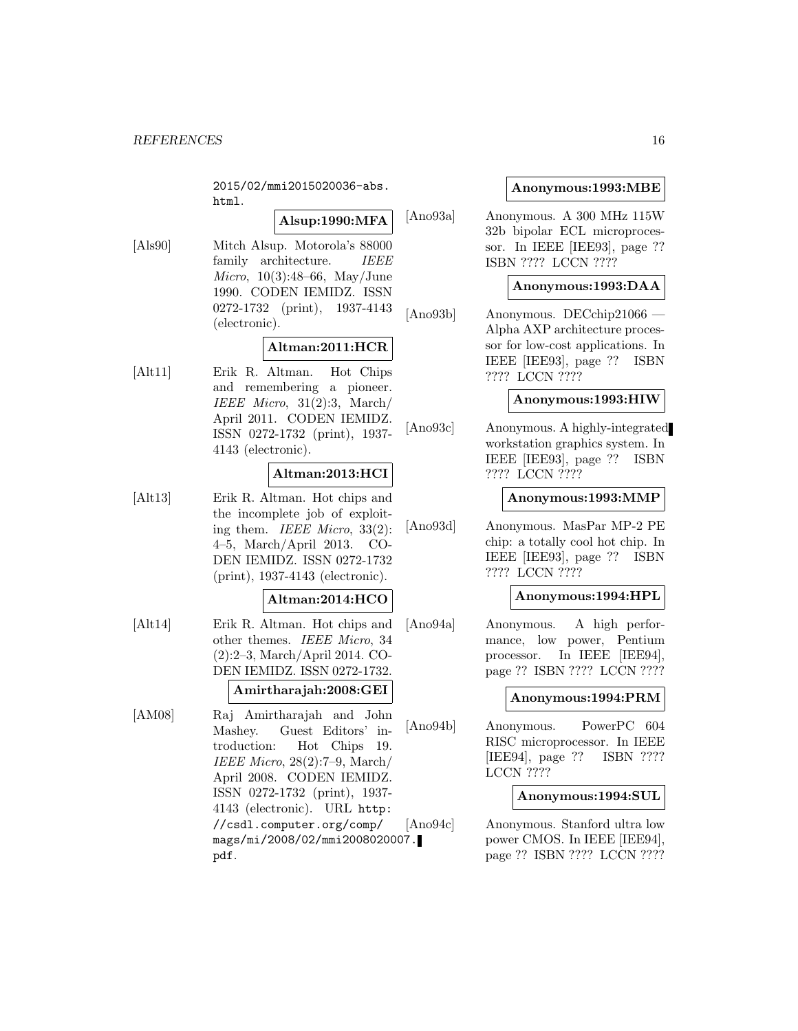2015/02/mmi2015020036-abs.html.

**Alsup:1990:MFA**

[Als90] Mitch Alsup. Motorola's 88000 family architecture. *IEEE Micro*, 10(3):48–66, May/June 1990. CODEN IEMIDZ. ISSN 0272-1732 (print), 1937-4143 (electronic).

**Altman:2011:HCR**

[Alt11] Erik R. Altman. Hot Chips and remembering a pioneer. *IEEE Micro*, 31(2):3, March/April 2011. CODEN IEMIDZ. ISSN 0272-1732 (print), 1937-4143 (electronic).

**Altman:2013:HCI**

[Alt13] Erik R. Altman. Hot chips and the incomplete job of exploiting them. *IEEE Micro*, 33(2):4–5, March/April 2013. CODEN IEMIDZ. ISSN 0272-1732 (print), 1937-4143 (electronic).

**Altman:2014:HCO**

[Alt14] Erik R. Altman. Hot chips and other themes. *IEEE Micro*, 34(2):2–3, March/April 2014. CODEN IEMIDZ. ISSN 0272-1732.

**Amirtharajah:2008:GEI**

[AM08] Raj Amirtharajah and John Mashey. Guest Editors' introduction: Hot Chips 19. *IEEE Micro*, 28(2):7–9, March/April 2008. CODEN IEMIDZ. ISSN 0272-1732 (print), 1937-4143 (electronic). URL http://csdl.computer.org/comp/mags/mi/2008/02/mmi2008020007.pdf.

**Anonymous:1993:MBE**

[Ano93a] Anonymous. A 300 MHz 115W 32b bipolar ECL microprocessor. In IEEE [IEE93], page ?? ISBN ???? LCCN ????

**Anonymous:1993:DAA**

[Ano93b] Anonymous. DECchip21066 — Alpha AXP architecture processor for low-cost applications. In IEEE [IEE93], page ?? ISBN ???? LCCN ????

**Anonymous:1993:HIW**

[Ano93c] Anonymous. A highly-integrated workstation graphics system. In IEEE [IEE93], page ?? ISBN ???? LCCN ????

**Anonymous:1993:MMP**

[Ano93d] Anonymous. MasPar MP-2 PE chip: a totally cool hot chip. In IEEE [IEE93], page ?? ISBN ???? LCCN ????

**Anonymous:1994:HPL**

[Ano94a] Anonymous. A high performance, low power, Pentium processor. In IEEE [IEE94], page ?? ISBN ???? LCCN ????

**Anonymous:1994:PRM**

[Ano94b] Anonymous. PowerPC 604 RISC microprocessor. In IEEE [IEE94], page ?? ISBN ???? LCCN ????

**Anonymous:1994:SUL**

[Ano94c] Anonymous. Stanford ultra low power CMOS. In IEEE [IEE94], page ?? ISBN ???? LCCN ????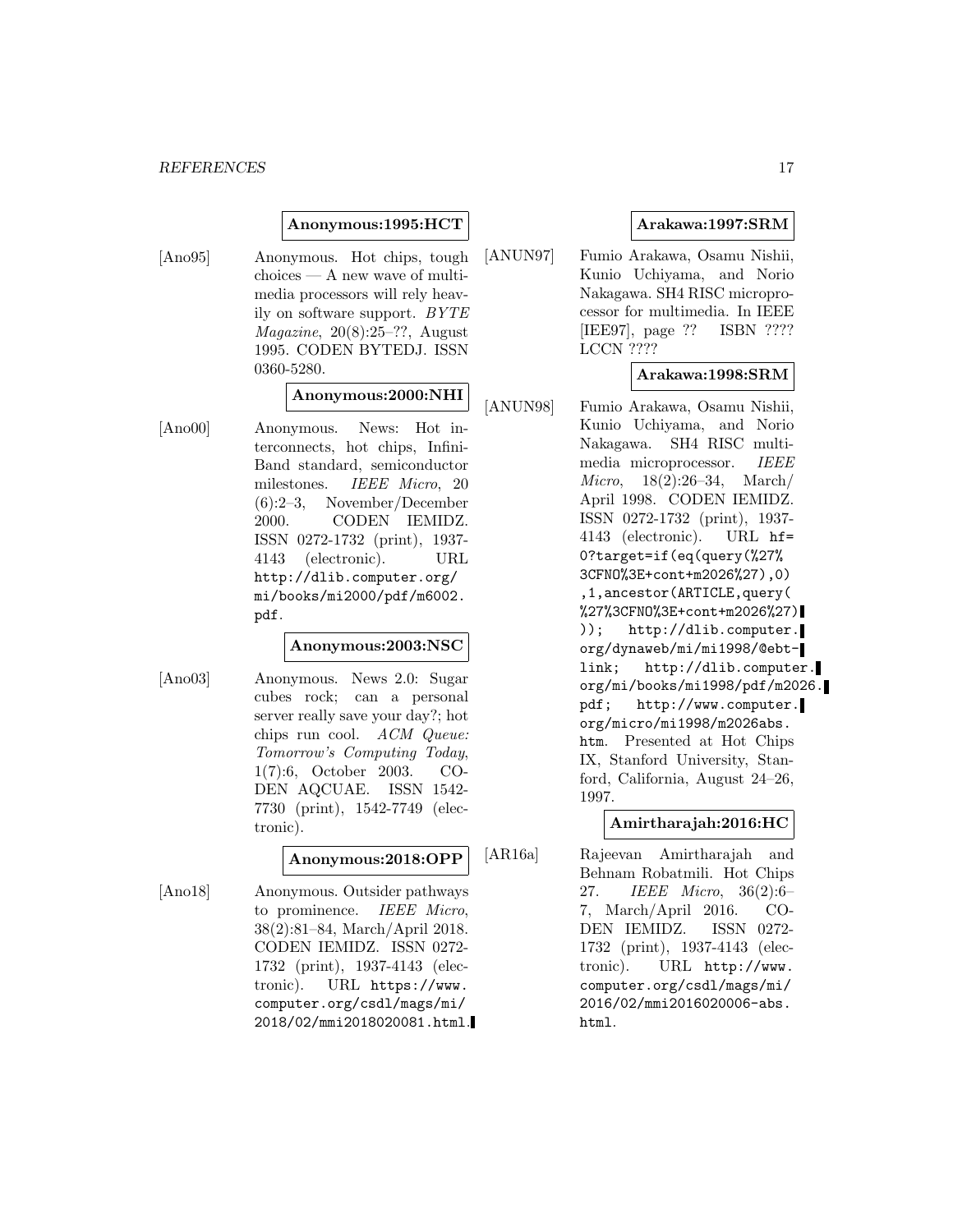**Anonymous:1995:HCT**

[Ano95] Anonymous. Hot chips, tough choices — A new wave of multimedia processors will rely heavily on software support. *BYTE Magazine*, 20(8):25–??, August 1995. CODEN BYTEDJ. ISSN 0360-5280.

**Anonymous:2000:NHI**

[Ano00] Anonymous. News: Hot interconnects, hot chips, InfiniBand standard, semiconductor milestones. *IEEE Micro*, 20 (6):2–3, November/December 2000. CODEN IEMIDZ. ISSN 0272-1732 (print), 1937-4143 (electronic). URL http://dlib.computer.org/mi/books/mi2000/pdf/m6002.pdf.

**Anonymous:2003:NSC**

[Ano03] Anonymous. News 2.0: Sugar cubes rock; can a personal server really save your day?; hot chips run cool. *ACM Queue: Tomorrow's Computing Today*, 1(7):6, October 2003. CODEN AQCUAE. ISSN 1542-7730 (print), 1542-7749 (electronic).

**Anonymous:2018:OPP**

[Ano18] Anonymous. Outsider pathways to prominence. *IEEE Micro*, 38(2):81–84, March/April 2018. CODEN IEMIDZ. ISSN 0272-1732 (print), 1937-4143 (electronic). URL https://www.computer.org/csdl/mags/mi/2018/02/mmi2018020081.html.

**Arakawa:1997:SRM**

[ANUN97] Fumio Arakawa, Osamu Nishii, Kunio Uchiyama, and Norio Nakagawa. SH4 RISC microprocessor for multimedia. In IEEE [IEE97], page ?? ISBN ???? LCCN ????

**Arakawa:1998:SRM**

[ANUN98] Fumio Arakawa, Osamu Nishii, Kunio Uchiyama, and Norio Nakagawa. SH4 RISC multimedia microprocessor. *IEEE Micro*, 18(2):26–34, March/April 1998. CODEN IEMIDZ. ISSN 0272-1732 (print), 1937-4143 (electronic). URL hf=0?target=if(eq(query(%27%3CFNO%3E+cont+m2026%27),0),1,ancestor(ARTICLE,query(%27%3CFNO%3E+cont+m2026%27))); http://dlib.computer.org/dynaweb/mi/mi1998/@ebt-link; http://dlib.computer.org/mi/books/mi1998/pdf/m2026.pdf; http://www.computer.org/micro/mi1998/m2026abs.htm. Presented at Hot Chips IX, Stanford University, Stanford, California, August 24–26, 1997.

**Amirtharajah:2016:HC**

[AR16a] Rajeevan Amirtharajah and Behnam Robatmili. Hot Chips 27. *IEEE Micro*, 36(2):6–7, March/April 2016. CODEN IEMIDZ. ISSN 0272-1732 (print), 1937-4143 (electronic). URL http://www.computer.org/csdl/mags/mi/2016/02/mmi2016020006-abs.html.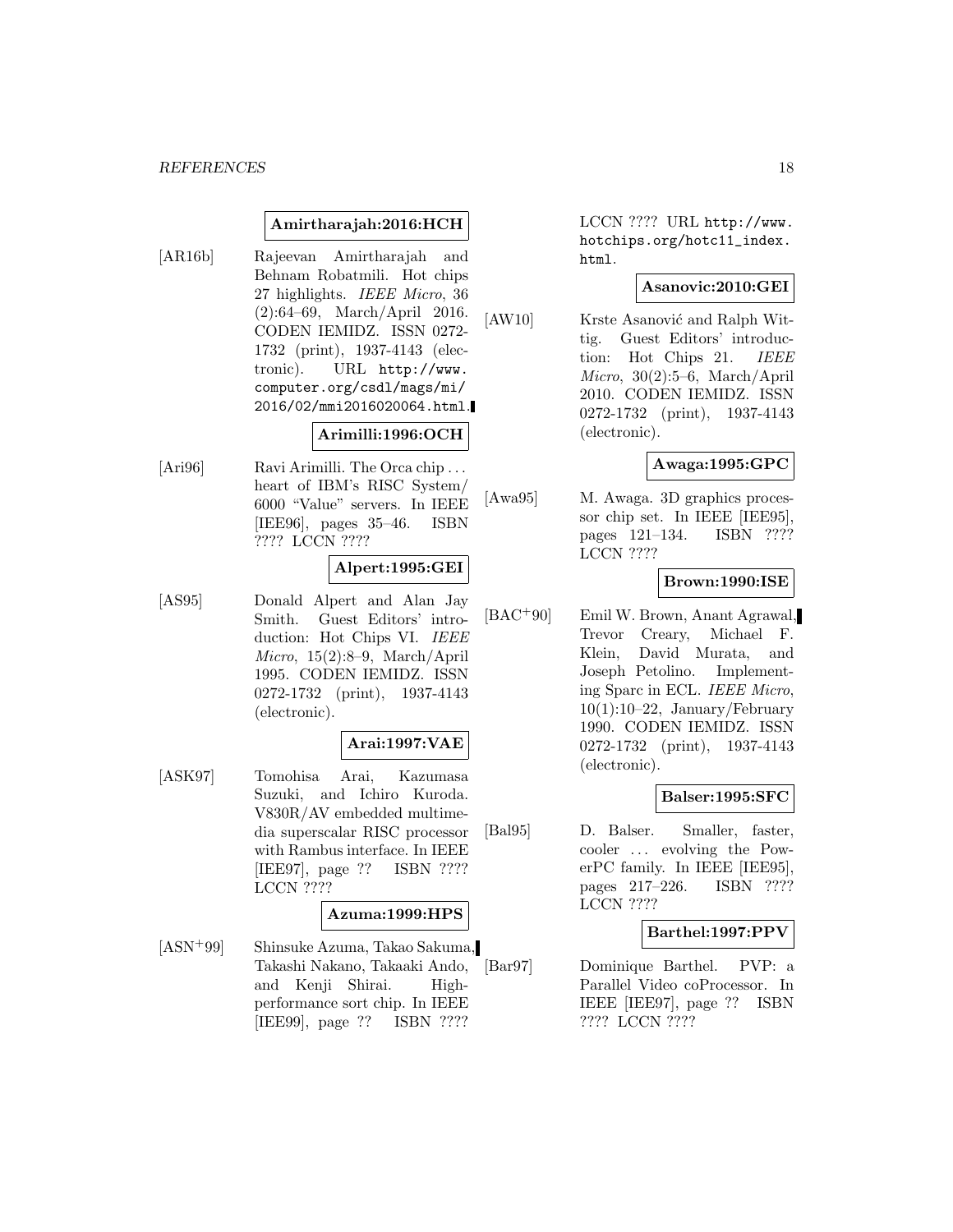**Amirtharajah:2016:HCH**

[AR16b] Rajeevan Amirtharajah and Behnam Robatmili. Hot chips 27 highlights. *IEEE Micro*, 36 (2):64–69, March/April 2016. CODEN IEMIDZ. ISSN 0272-1732 (print), 1937-4143 (electronic). URL http://www.computer.org/csdl/mags/mi/2016/02/mmi2016020064.html.

**Arimilli:1996:OCH**

[Ari96] Ravi Arimilli. The Orca chip ... heart of IBM's RISC System/6000 "Value" servers. In IEEE [IEE96], pages 35–46. ISBN ???? LCCN ????

**Alpert:1995:GEI**

[AS95] Donald Alpert and Alan Jay Smith. Guest Editors' introduction: Hot Chips VI. *IEEE Micro*, 15(2):8–9, March/April 1995. CODEN IEMIDZ. ISSN 0272-1732 (print), 1937-4143 (electronic).

**Arai:1997:VAE**

[ASK97] Tomohisa Arai, Kazumasa Suzuki, and Ichiro Kuroda. V830R/AV embedded multimedia superscalar RISC processor with Rambus interface. In IEEE [IEE97], page ?? ISBN ???? LCCN ????

**Azuma:1999:HPS**

[ASN+99] Shinsuke Azuma, Takao Sakuma, Takashi Nakano, Takaaki Ando, and Kenji Shirai. High-performance sort chip. In IEEE [IEE99], page ?? ISBN ???? LCCN ???? URL http://www.hotchips.org/hotc11_index.html.

**Asanovic:2010:GEI**

[AW10] Krste Asanović and Ralph Wittig. Guest Editors' introduction: Hot Chips 21. *IEEE Micro*, 30(2):5–6, March/April 2010. CODEN IEMIDZ. ISSN 0272-1732 (print), 1937-4143 (electronic).

**Awaga:1995:GPC**

[Awa95] M. Awaga. 3D graphics processor chip set. In IEEE [IEE95], pages 121–134. ISBN ???? LCCN ????

**Brown:1990:ISE**

[BAC+90] Emil W. Brown, Anant Agrawal, Trevor Creary, Michael F. Klein, David Murata, and Joseph Petolino. Implementing Sparc in ECL. *IEEE Micro*, 10(1):10–22, January/February 1990. CODEN IEMIDZ. ISSN 0272-1732 (print), 1937-4143 (electronic).

**Balser:1995:SFC**

[Bal95] D. Balser. Smaller, faster, cooler ... evolving the PowerPC family. In IEEE [IEE95], pages 217–226. ISBN ???? LCCN ????

**Barthel:1997:PPV**

[Bar97] Dominique Barthel. PVP: a Parallel Video coProcessor. In IEEE [IEE97], page ?? ISBN ???? LCCN ????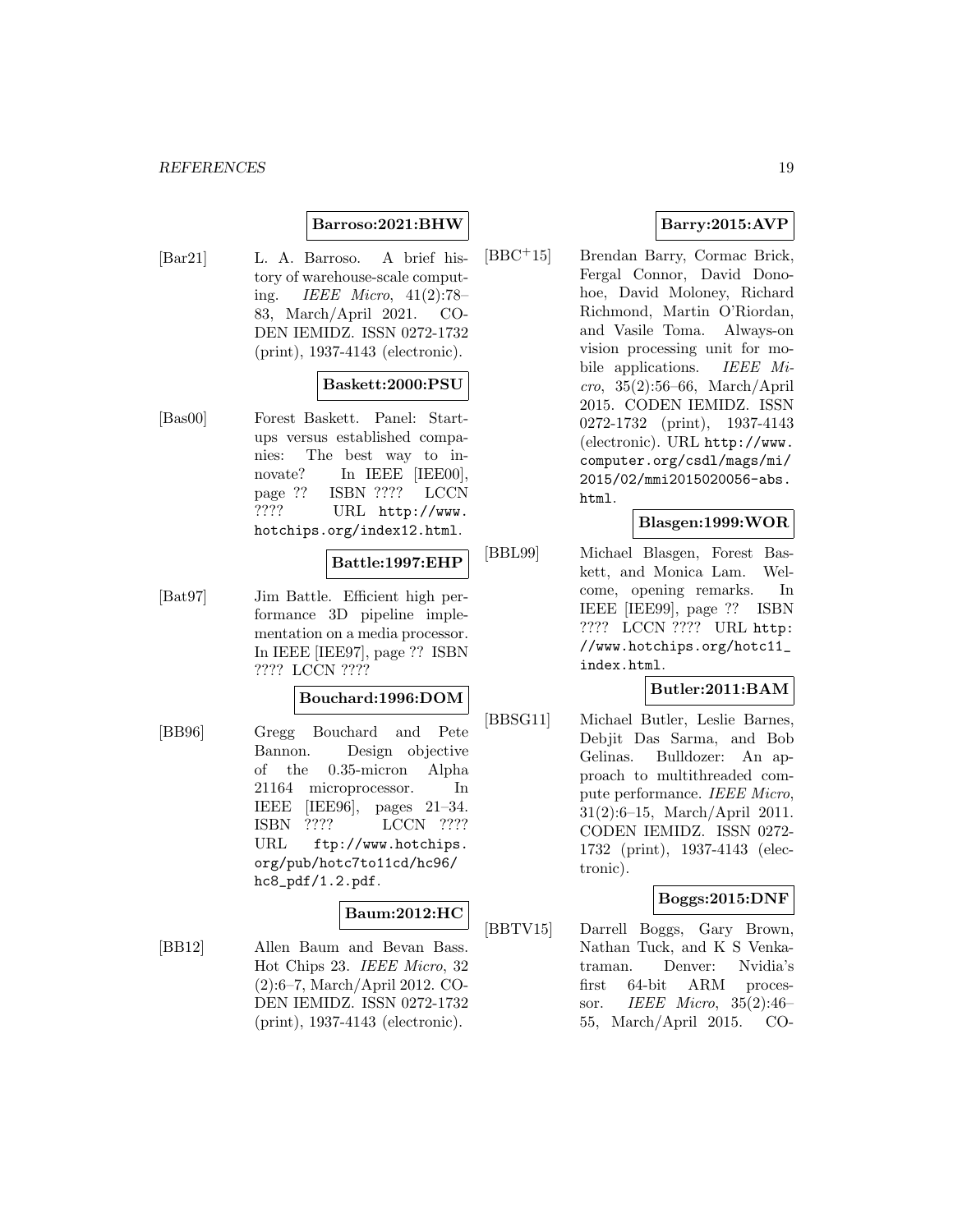**Barroso:2021:BHW**

[Bar21] L. A. Barroso. A brief history of warehouse-scale computing. *IEEE Micro*, 41(2):78–83, March/April 2021. CODEN IEMIDZ. ISSN 0272-1732 (print), 1937-4143 (electronic).

**Baskett:2000:PSU**

[Bas00] Forest Baskett. Panel: Startups versus established companies: The best way to innovate? In IEEE [IEE00], page ?? ISBN ???? LCCN ???? URL http://www.hotchips.org/index12.html.

**Battle:1997:EHP**

[Bat97] Jim Battle. Efficient high performance 3D pipeline implementation on a media processor. In IEEE [IEE97], page ?? ISBN ???? LCCN ????

**Bouchard:1996:DOM**

[BB96] Gregg Bouchard and Pete Bannon. Design objective of the 0.35-micron Alpha 21164 microprocessor. In IEEE [IEE96], pages 21–34. ISBN ???? LCCN ???? URL ftp://www.hotchips.org/pub/hotc7to11cd/hc96/hc8_pdf/1.2.pdf.

**Baum:2012:HC**

[BB12] Allen Baum and Bevan Bass. Hot Chips 23. *IEEE Micro*, 32 (2):6–7, March/April 2012. CODEN IEMIDZ. ISSN 0272-1732 (print), 1937-4143 (electronic).

**Barry:2015:AVP**

[BBC+15] Brendan Barry, Cormac Brick, Fergal Connor, David Donohoe, David Moloney, Richard Richmond, Martin O'Riordan, and Vasile Toma. Always-on vision processing unit for mobile applications. *IEEE Micro*, 35(2):56–66, March/April 2015. CODEN IEMIDZ. ISSN 0272-1732 (print), 1937-4143 (electronic). URL http://www.computer.org/csdl/mags/mi/2015/02/mmi2015020056-abs.html.

**Blasgen:1999:WOR**

[BBL99] Michael Blasgen, Forest Baskett, and Monica Lam. Welcome, opening remarks. In IEEE [IEE99], page ?? ISBN ???? LCCN ???? URL http://www.hotchips.org/hotc11_index.html.

**Butler:2011:BAM**

[BBSG11] Michael Butler, Leslie Barnes, Debjit Das Sarma, and Bob Gelinas. Bulldozer: An approach to multithreaded compute performance. *IEEE Micro*, 31(2):6–15, March/April 2011. CODEN IEMIDZ. ISSN 0272-1732 (print), 1937-4143 (electronic).

**Boggs:2015:DNF**

[BBTV15] Darrell Boggs, Gary Brown, Nathan Tuck, and K S Venkatraman. Denver: Nvidia's first 64-bit ARM processor. *IEEE Micro*, 35(2):46–55, March/April 2015. CO-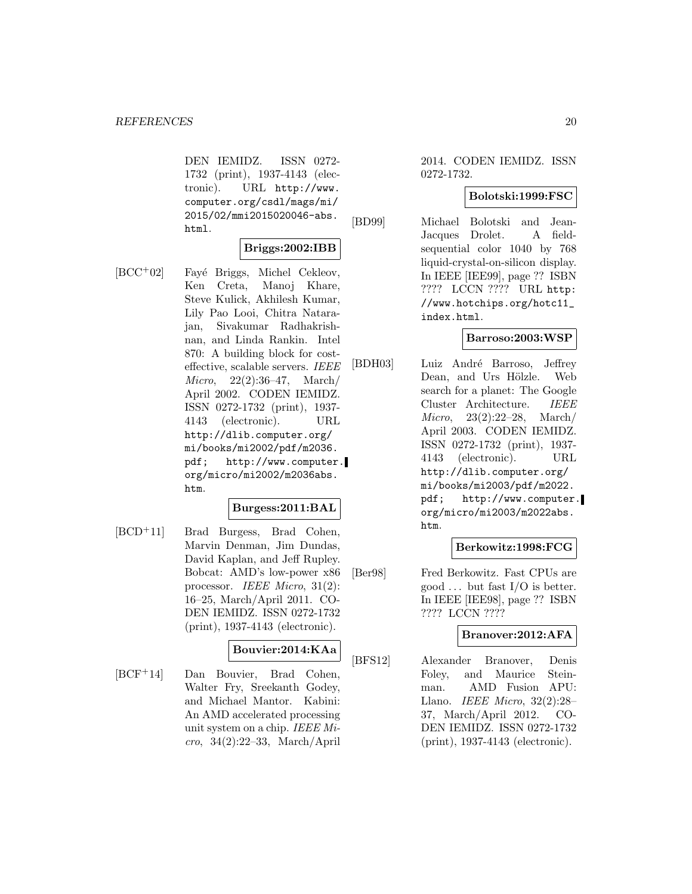DEN IEMIDZ. ISSN 0272-1732 (print), 1937-4143 (electronic). URL http://www.computer.org/csdl/mags/mi/2015/02/mmi2015020046-abs.html.

**Briggs:2002:IBB**

[BCC+02] Fayé Briggs, Michel Cekleov, Ken Creta, Manoj Khare, Steve Kulick, Akhilesh Kumar, Lily Pao Looi, Chitra Natarajan, Sivakumar Radhakrishnan, and Linda Rankin. Intel 870: A building block for cost-effective, scalable servers. *IEEE Micro*, 22(2):36–47, March/April 2002. CODEN IEMIDZ. ISSN 0272-1732 (print), 1937-4143 (electronic). URL http://dlib.computer.org/mi/books/mi2002/pdf/m2036.pdf; http://www.computer.org/micro/mi2002/m2036abs.htm.

**Burgess:2011:BAL**

[BCD+11] Brad Burgess, Brad Cohen, Marvin Denman, Jim Dundas, David Kaplan, and Jeff Rupley. Bobcat: AMD's low-power x86 processor. *IEEE Micro*, 31(2):16–25, March/April 2011. CODEN IEMIDZ. ISSN 0272-1732 (print), 1937-4143 (electronic).

**Bouvier:2014:KAa**

[BCF+14] Dan Bouvier, Brad Cohen, Walter Fry, Sreekanth Godey, and Michael Mantor. Kabini: An AMD accelerated processing unit system on a chip. *IEEE Micro*, 34(2):22–33, March/April 2014. CODEN IEMIDZ. ISSN 0272-1732.

**Bolotski:1999:FSC**

[BD99] Michael Bolotski and Jean-Jacques Drolet. A field-sequential color 1040 by 768 liquid-crystal-on-silicon display. In IEEE [IEE99], page ?? ISBN ???? LCCN ???? URL http://www.hotchips.org/hotc11_index.html.

**Barroso:2003:WSP**

[BDH03] Luiz André Barroso, Jeffrey Dean, and Urs Hölzle. Web search for a planet: The Google Cluster Architecture. *IEEE Micro*, 23(2):22–28, March/April 2003. CODEN IEMIDZ. ISSN 0272-1732 (print), 1937-4143 (electronic). URL http://dlib.computer.org/mi/books/mi2003/pdf/m2022.pdf; http://www.computer.org/micro/mi2003/m2022abs.htm.

**Berkowitz:1998:FCG**

[Ber98] Fred Berkowitz. Fast CPUs are good ... but fast I/O is better. In IEEE [IEE98], page ?? ISBN ???? LCCN ????

**Branover:2012:AFA**

[BFS12] Alexander Branover, Denis Foley, and Maurice Steinman. AMD Fusion APU: Llano. *IEEE Micro*, 32(2):28–37, March/April 2012. CODEN IEMIDZ. ISSN 0272-1732 (print), 1937-4143 (electronic).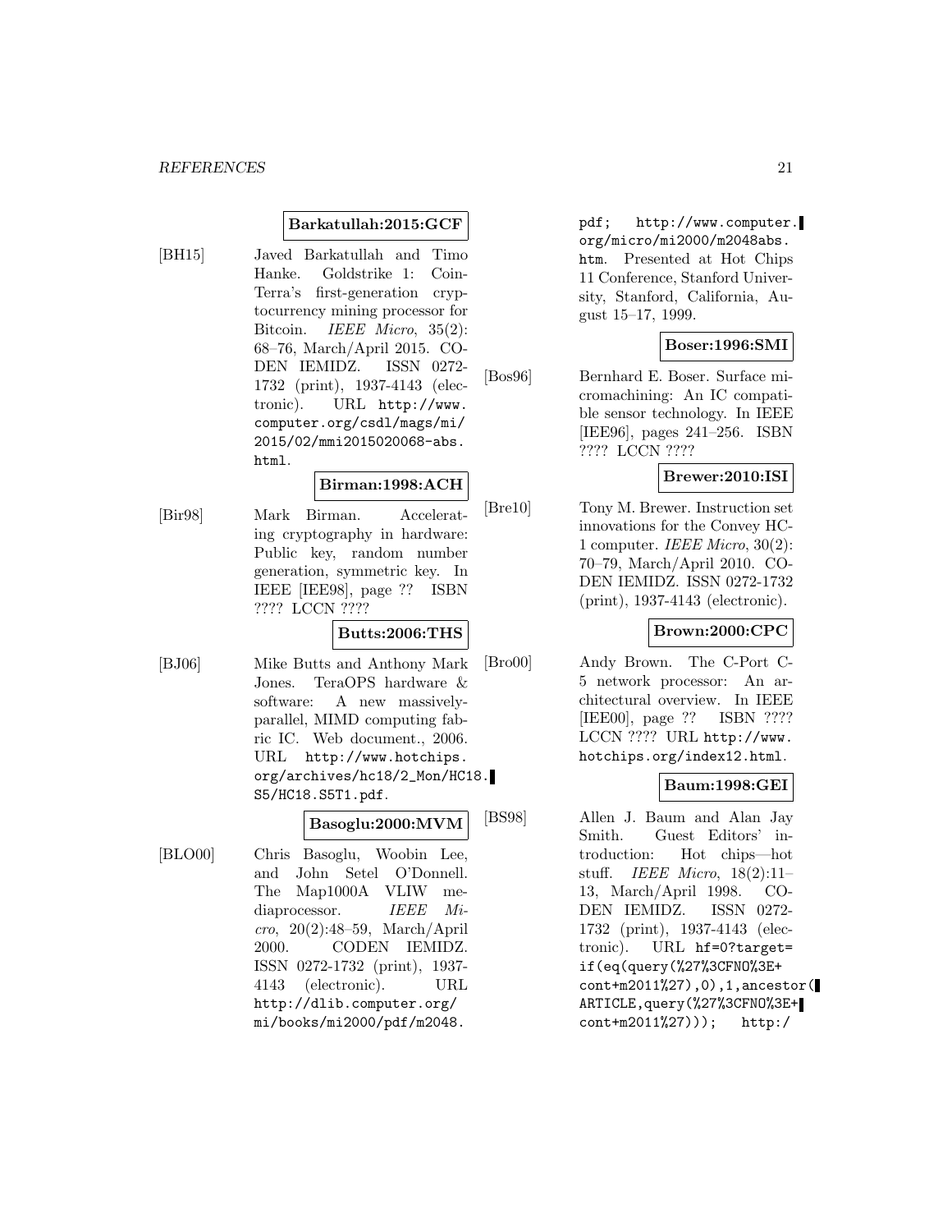**Barkatullah:2015:GCF**

[BH15] Javed Barkatullah and Timo Hanke. Goldstrike 1: CoinTerra's first-generation cryptocurrency mining processor for Bitcoin. *IEEE Micro*, 35(2): 68–76, March/April 2015. CODEN IEMIDZ. ISSN 0272-1732 (print), 1937-4143 (electronic). URL `http://www.computer.org/csdl/mags/mi/2015/02/mmi2015020068-abs.html`.

**Birman:1998:ACH**

[Bir98] Mark Birman. Accelerating cryptography in hardware: Public key, random number generation, symmetric key. In IEEE [IEE98], page ?? ISBN ???? LCCN ????

**Butts:2006:THS**

[BJ06] Mike Butts and Anthony Mark Jones. TeraOPS hardware & software: A new massively-parallel, MIMD computing fabric IC. Web document., 2006. URL `http://www.hotchips.org/archives/hc18/2_Mon/HC18.S5/HC18.S5T1.pdf`.

**Basoglu:2000:MVM**

[BLO00] Chris Basoglu, Woobin Lee, and John Setel O'Donnell. The Map1000A VLIW mediaprocessor. *IEEE Micro*, 20(2):48–59, March/April 2000. CODEN IEMIDZ. ISSN 0272-1732 (print), 1937-4143 (electronic). URL `http://dlib.computer.org/mi/books/mi2000/pdf/m2048.pdf`; `http://www.computer.org/micro/mi2000/m2048abs.htm`. Presented at Hot Chips 11 Conference, Stanford University, Stanford, California, August 15–17, 1999.

**Boser:1996:SMI**

[Bos96] Bernhard E. Boser. Surface micromachining: An IC compatible sensor technology. In IEEE [IEE96], pages 241–256. ISBN ???? LCCN ????

**Brewer:2010:ISI**

[Bre10] Tony M. Brewer. Instruction set innovations for the Convey HC-1 computer. *IEEE Micro*, 30(2): 70–79, March/April 2010. CODEN IEMIDZ. ISSN 0272-1732 (print), 1937-4143 (electronic).

**Brown:2000:CPC**

[Bro00] Andy Brown. The C-Port C-5 network processor: An architectural overview. In IEEE [IEE00], page ?? ISBN ???? LCCN ???? URL `http://www.hotchips.org/index12.html`.

**Baum:1998:GEI**

[BS98] Allen J. Baum and Alan Jay Smith. Guest Editors' introduction: Hot chips—hot stuff. *IEEE Micro*, 18(2):11–13, March/April 1998. CODEN IEMIDZ. ISSN 0272-1732 (print), 1937-4143 (electronic). URL `hf=0?target=if(eq(query(%27%3CFNO%3E+cont+m2011%27),0),1,ancestor(ARTICLE,query(%27%3CFNO%3E+cont+m2011%27)));` `http:/`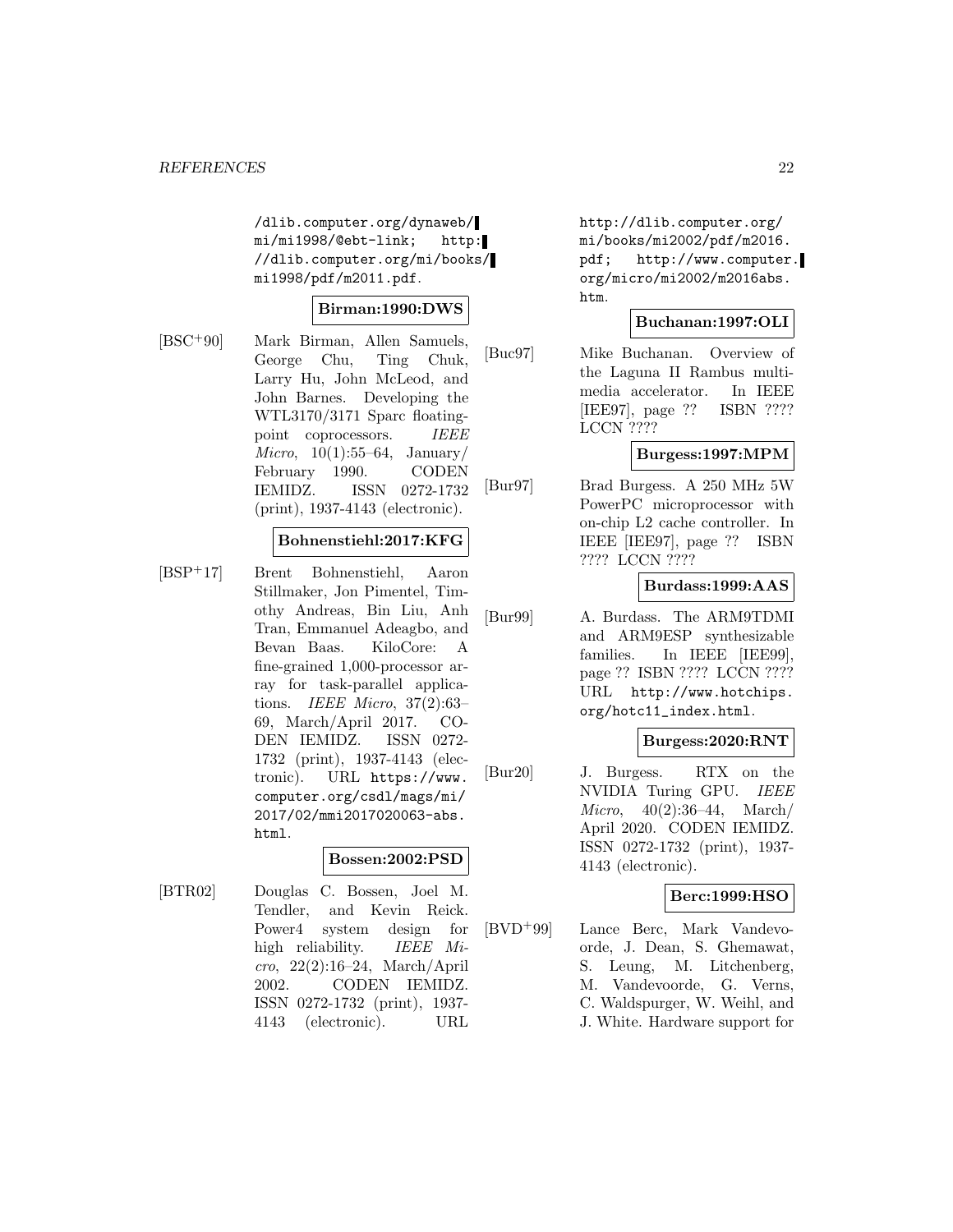/dlib.computer.org/dynaweb/mi/mi1998/@ebt-link; http://dlib.computer.org/mi/books/mi1998/pdf/m2011.pdf.

**Birman:1990:DWS**

[BSC+90] Mark Birman, Allen Samuels, George Chu, Ting Chuk, Larry Hu, John McLeod, and John Barnes. Developing the WTL3170/3171 Sparc floating-point coprocessors. *IEEE Micro*, 10(1):55–64, January/February 1990. CODEN IEMIDZ. ISSN 0272-1732 (print), 1937-4143 (electronic).

**Bohnenstiehl:2017:KFG**

[BSP+17] Brent Bohnenstiehl, Aaron Stillmaker, Jon Pimentel, Timothy Andreas, Bin Liu, Anh Tran, Emmanuel Adeagbo, and Bevan Baas. KiloCore: A fine-grained 1,000-processor array for task-parallel applications. *IEEE Micro*, 37(2):63–69, March/April 2017. CODEN IEMIDZ. ISSN 0272-1732 (print), 1937-4143 (electronic). URL https://www.computer.org/csdl/mags/mi/2017/02/mmi2017020063-abs.html.

**Bossen:2002:PSD**

[BTR02] Douglas C. Bossen, Joel M. Tendler, and Kevin Reick. Power4 system design for high reliability. *IEEE Micro*, 22(2):16–24, March/April 2002. CODEN IEMIDZ. ISSN 0272-1732 (print), 1937-4143 (electronic). URL http://dlib.computer.org/mi/books/mi2002/pdf/m2016.pdf; http://www.computer.org/micro/mi2002/m2016abs.htm.

**Buchanan:1997:OLI**

[Buc97] Mike Buchanan. Overview of the Laguna II Rambus multimedia accelerator. In IEEE [IEE97], page ?? ISBN ???? LCCN ????

**Burgess:1997:MPM**

[Bur97] Brad Burgess. A 250 MHz 5W PowerPC microprocessor with on-chip L2 cache controller. In IEEE [IEE97], page ?? ISBN ???? LCCN ????

**Burdass:1999:AAS**

[Bur99] A. Burdass. The ARM9TDMI and ARM9ESP synthesizable families. In IEEE [IEE99], page ?? ISBN ???? LCCN ???? URL http://www.hotchips.org/hotc11_index.html.

**Burgess:2020:RNT**

[Bur20] J. Burgess. RTX on the NVIDIA Turing GPU. *IEEE Micro*, 40(2):36–44, March/April 2020. CODEN IEMIDZ. ISSN 0272-1732 (print), 1937-4143 (electronic).

**Berc:1999:HSO**

[BVD+99] Lance Berc, Mark Vandevoorde, J. Dean, S. Ghemawat, S. Leung, M. Litchenberg, M. Vandevoorde, G. Verns, C. Waldspurger, W. Weihl, and J. White. Hardware support for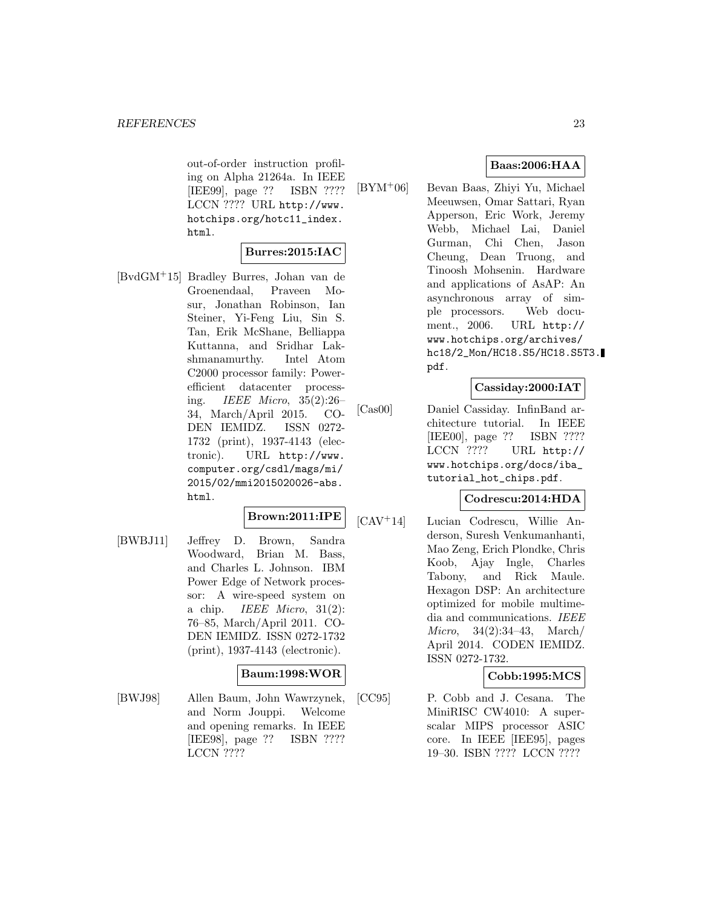out-of-order instruction profiling on Alpha 21264a. In IEEE [IEE99], page ?? ISBN ???? LCCN ???? URL http://www.hotchips.org/hotc11_index.html.

**Burres:2015:IAC**

[BvdGM+15] Bradley Burres, Johan van de Groenendaal, Praveen Mosur, Jonathan Robinson, Ian Steiner, Yi-Feng Liu, Sin S. Tan, Erik McShane, Belliappa Kuttanna, and Sridhar Lakshmanamurthy. Intel Atom C2000 processor family: Power-efficient datacenter processing. *IEEE Micro*, 35(2):26–34, March/April 2015. CODEN IEMIDZ. ISSN 0272-1732 (print), 1937-4143 (electronic). URL http://www.computer.org/csdl/mags/mi/2015/02/mmi2015020026-abs.html.

**Brown:2011:IPE**

[BWBJ11] Jeffrey D. Brown, Sandra Woodward, Brian M. Bass, and Charles L. Johnson. IBM Power Edge of Network processor: A wire-speed system on a chip. *IEEE Micro*, 31(2): 76–85, March/April 2011. CODEN IEMIDZ. ISSN 0272-1732 (print), 1937-4143 (electronic).

**Baum:1998:WOR**

[BWJ98] Allen Baum, John Wawrzynek, and Norm Jouppi. Welcome and opening remarks. In IEEE [IEE98], page ?? ISBN ???? LCCN ????

**Baas:2006:HAA**

[BYM+06] Bevan Baas, Zhiyi Yu, Michael Meeuwsen, Omar Sattari, Ryan Apperson, Eric Work, Jeremy Webb, Michael Lai, Daniel Gurman, Chi Chen, Jason Cheung, Dean Truong, and Tinoosh Mohsenin. Hardware and applications of AsAP: An asynchronous array of simple processors. Web document., 2006. URL http://www.hotchips.org/archives/hc18/2_Mon/HC18.S5/HC18.S5T3.pdf.

**Cassiday:2000:IAT**

[Cas00] Daniel Cassiday. InfinBand architecture tutorial. In IEEE [IEE00], page ?? ISBN ???? LCCN ???? URL http://www.hotchips.org/docs/iba_tutorial_hot_chips.pdf.

**Codrescu:2014:HDA**

[CAV+14] Lucian Codrescu, Willie Anderson, Suresh Venkumanhanti, Mao Zeng, Erich Plondke, Chris Koob, Ajay Ingle, Charles Tabony, and Rick Maule. Hexagon DSP: An architecture optimized for mobile multimedia and communications. *IEEE Micro*, 34(2):34–43, March/April 2014. CODEN IEMIDZ. ISSN 0272-1732.

**Cobb:1995:MCS**

[CC95] P. Cobb and J. Cesana. The MiniRISC CW4010: A superscalar MIPS processor ASIC core. In IEEE [IEE95], pages 19–30. ISBN ???? LCCN ????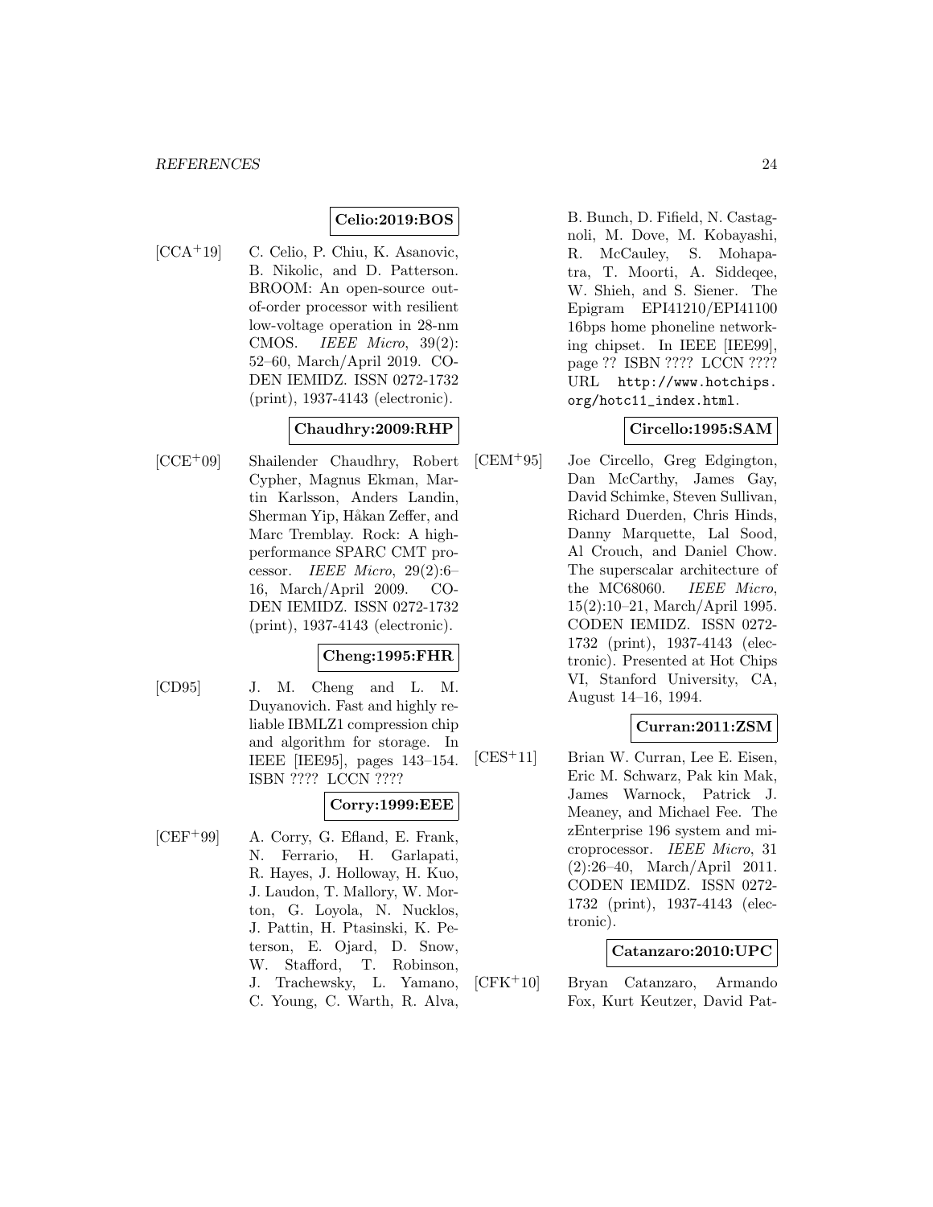**Celio:2019:BOS**

[CCA+19] C. Celio, P. Chiu, K. Asanovic, B. Nikolic, and D. Patterson. BROOM: An open-source out-of-order processor with resilient low-voltage operation in 28-nm CMOS. *IEEE Micro*, 39(2): 52–60, March/April 2019. CODEN IEMIDZ. ISSN 0272-1732 (print), 1937-4143 (electronic).

**Chaudhry:2009:RHP**

[CCE+09] Shailender Chaudhry, Robert Cypher, Magnus Ekman, Martin Karlsson, Anders Landin, Sherman Yip, Håkan Zeffer, and Marc Tremblay. Rock: A high-performance SPARC CMT processor. *IEEE Micro*, 29(2):6–16, March/April 2009. CODEN IEMIDZ. ISSN 0272-1732 (print), 1937-4143 (electronic).

**Cheng:1995:FHR**

[CD95] J. M. Cheng and L. M. Duyanovich. Fast and highly reliable IBMLZ1 compression chip and algorithm for storage. In IEEE [IEE95], pages 143–154. ISBN ???? LCCN ????

**Corry:1999:EEE**

[CEF+99] A. Corry, G. Efland, E. Frank, N. Ferrario, H. Garlapati, R. Hayes, J. Holloway, H. Kuo, J. Laudon, T. Mallory, W. Morton, G. Loyola, N. Nucklos, J. Pattin, H. Ptasinski, K. Peterson, E. Ojard, D. Snow, W. Stafford, T. Robinson, J. Trachewsky, L. Yamano, C. Young, C. Warth, R. Alva, B. Bunch, D. Fifield, N. Castagnoli, M. Dove, M. Kobayashi, R. McCauley, S. Mohapatra, T. Moorti, A. Siddeqee, W. Shieh, and S. Siener. The Epigram EPI41210/EPI41100 16bps home phoneline networking chipset. In IEEE [IEE99], page ?? ISBN ???? LCCN ???? URL http://www.hotchips.org/hotc11_index.html.

**Circello:1995:SAM**

[CEM+95] Joe Circello, Greg Edgington, Dan McCarthy, James Gay, David Schimke, Steven Sullivan, Richard Duerden, Chris Hinds, Danny Marquette, Lal Sood, Al Crouch, and Daniel Chow. The superscalar architecture of the MC68060. *IEEE Micro*, 15(2):10–21, March/April 1995. CODEN IEMIDZ. ISSN 0272-1732 (print), 1937-4143 (electronic). Presented at Hot Chips VI, Stanford University, CA, August 14–16, 1994.

**Curran:2011:ZSM**

[CES+11] Brian W. Curran, Lee E. Eisen, Eric M. Schwarz, Pak kin Mak, James Warnock, Patrick J. Meaney, and Michael Fee. The zEnterprise 196 system and microprocessor. *IEEE Micro*, 31 (2):26–40, March/April 2011. CODEN IEMIDZ. ISSN 0272-1732 (print), 1937-4143 (electronic).

**Catanzaro:2010:UPC**

[CFK+10] Bryan Catanzaro, Armando Fox, Kurt Keutzer, David Pat-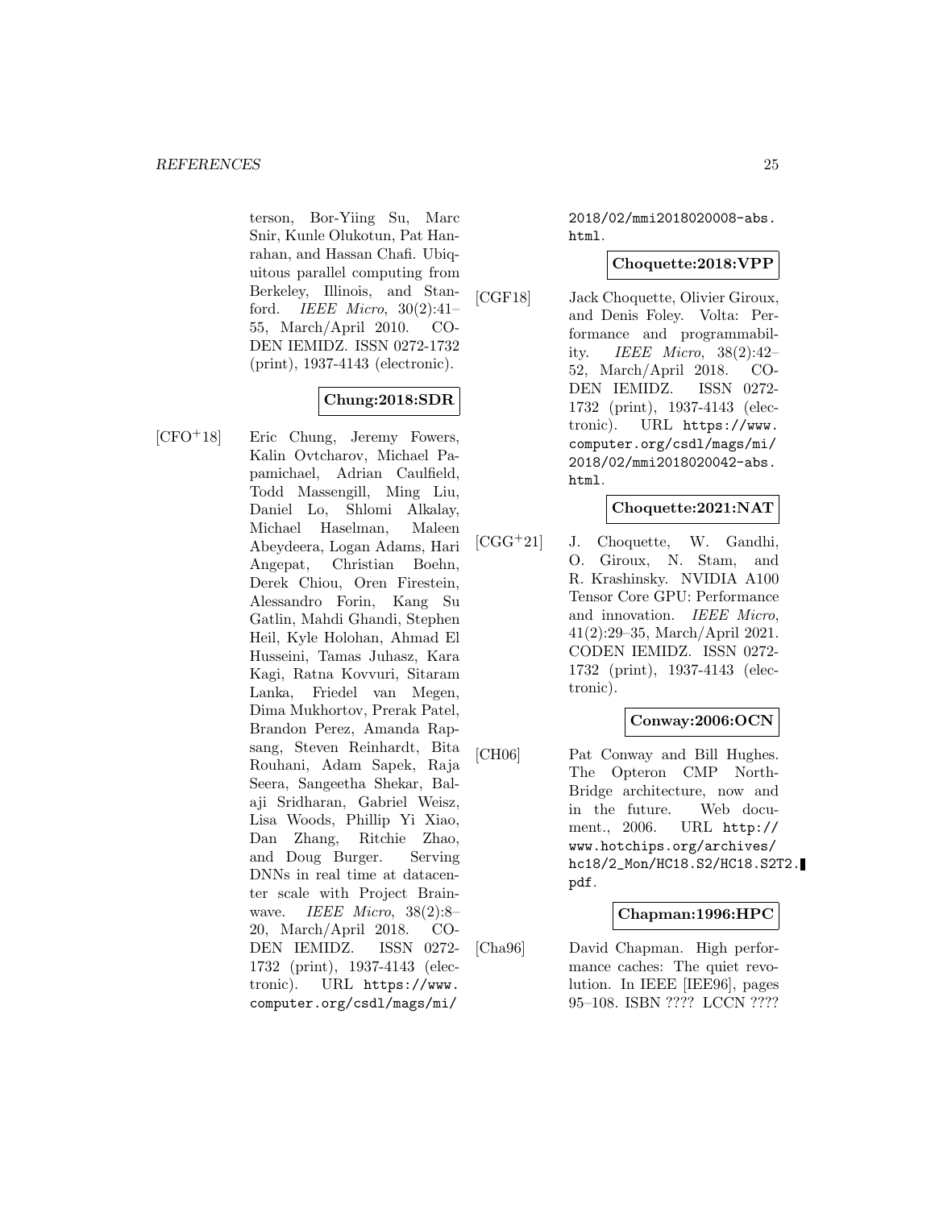terson, Bor-Yiing Su, Marc Snir, Kunle Olukotun, Pat Hanrahan, and Hassan Chafi. Ubiquitous parallel computing from Berkeley, Illinois, and Stanford. *IEEE Micro*, 30(2):41–55, March/April 2010. CODEN IEMIDZ. ISSN 0272-1732 (print), 1937-4143 (electronic).

**Chung:2018:SDR**

[CFO+18] Eric Chung, Jeremy Fowers, Kalin Ovtcharov, Michael Papamichael, Adrian Caulfield, Todd Massengill, Ming Liu, Daniel Lo, Shlomi Alkalay, Michael Haselman, Maleen Abeydeera, Logan Adams, Hari Angepat, Christian Boehn, Derek Chiou, Oren Firestein, Alessandro Forin, Kang Su Gatlin, Mahdi Ghandi, Stephen Heil, Kyle Holohan, Ahmad El Husseini, Tamas Juhasz, Kara Kagi, Ratna Kovvuri, Sitaram Lanka, Friedel van Megen, Dima Mukhortov, Prerak Patel, Brandon Perez, Amanda Rapsang, Steven Reinhardt, Bita Rouhani, Adam Sapek, Raja Seera, Sangeetha Shekar, Balaji Sridharan, Gabriel Weisz, Lisa Woods, Phillip Yi Xiao, Dan Zhang, Ritchie Zhao, and Doug Burger. Serving DNNs in real time at datacenter scale with Project Brainwave. *IEEE Micro*, 38(2):8–20, March/April 2018. CODEN IEMIDZ. ISSN 0272-1732 (print), 1937-4143 (electronic). URL `https://www.computer.org/csdl/mags/mi/2018/02/mmi2018020008-abs.html`.

**Choquette:2018:VPP**

[CGF18] Jack Choquette, Olivier Giroux, and Denis Foley. Volta: Performance and programmability. *IEEE Micro*, 38(2):42–52, March/April 2018. CODEN IEMIDZ. ISSN 0272-1732 (print), 1937-4143 (electronic). URL `https://www.computer.org/csdl/mags/mi/2018/02/mmi2018020042-abs.html`.

**Choquette:2021:NAT**

[CGG+21] J. Choquette, W. Gandhi, O. Giroux, N. Stam, and R. Krashinsky. NVIDIA A100 Tensor Core GPU: Performance and innovation. *IEEE Micro*, 41(2):29–35, March/April 2021. CODEN IEMIDZ. ISSN 0272-1732 (print), 1937-4143 (electronic).

**Conway:2006:OCN**

[CH06] Pat Conway and Bill Hughes. The Opteron CMP NorthBridge architecture, now and in the future. Web document., 2006. URL `http://www.hotchips.org/archives/hc18/2_Mon/HC18.S2/HC18.S2T2.pdf`.

**Chapman:1996:HPC**

[Cha96] David Chapman. High performance caches: The quiet revolution. In IEEE [IEE96], pages 95–108. ISBN ???? LCCN ????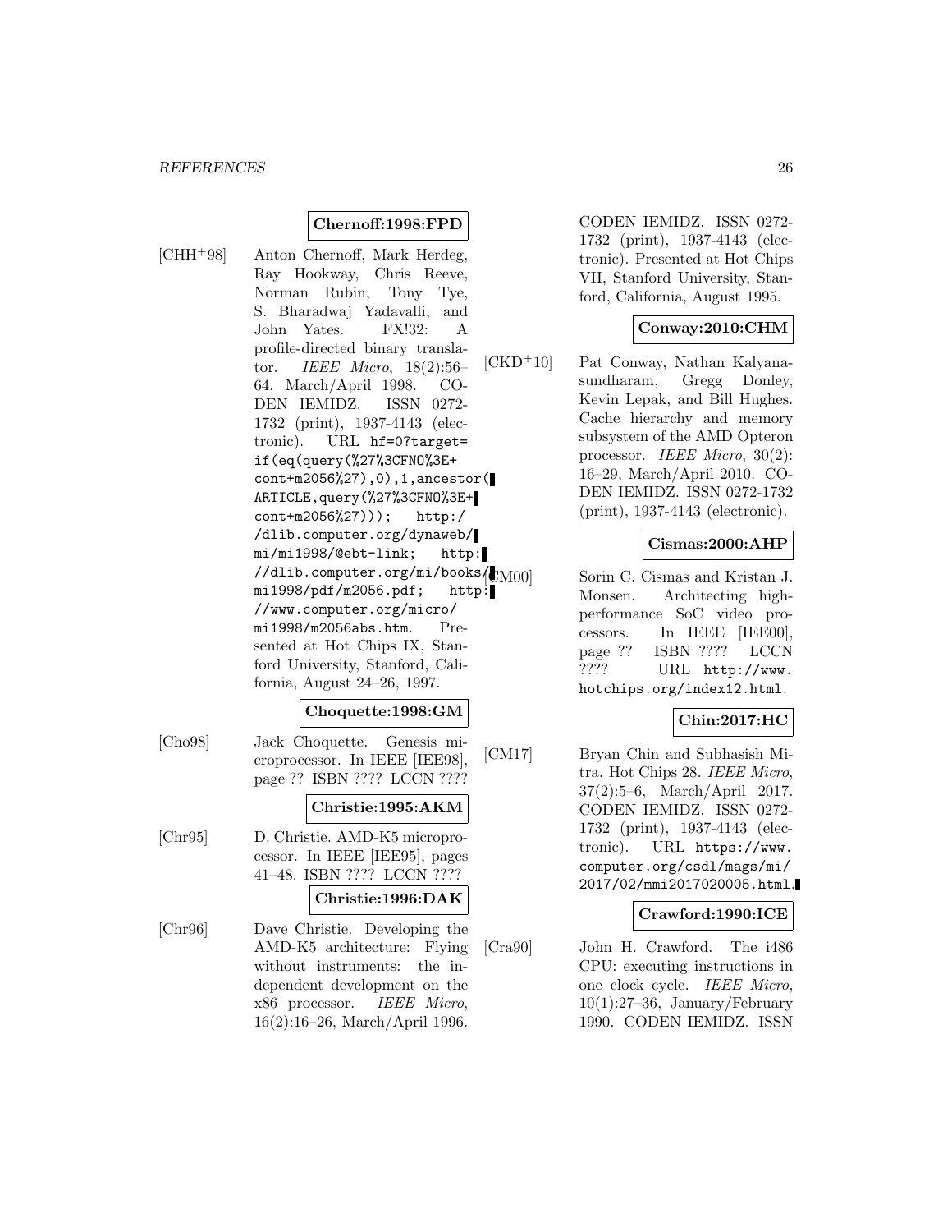**Chernoff:1998:FPD**

[CHH+98] Anton Chernoff, Mark Herdeg, Ray Hookway, Chris Reeve, Norman Rubin, Tony Tye, S. Bharadwaj Yadavalli, and John Yates. FX!32: A profile-directed binary translator. *IEEE Micro*, 18(2):56–64, March/April 1998. CODEN IEMIDZ. ISSN 0272-1732 (print), 1937-4143 (electronic). URL hf=0?target=if(eq(query(%27%3CFNO%3E+cont+m2056%27),0),1,ancestor(ARTICLE,query(%27%3CFNO%3E+cont+m2056%27))); http://dlib.computer.org/dynaweb/mi/mi1998/@ebt-link; http://dlib.computer.org/mi/books/mi1998/pdf/m2056.pdf; http://www.computer.org/micro/mi1998/m2056abs.htm. Presented at Hot Chips IX, Stanford University, Stanford, California, August 24–26, 1997.

**Choquette:1998:GM**

[Cho98] Jack Choquette. Genesis microprocessor. In IEEE [IEE98], page ?? ISBN ???? LCCN ????

**Christie:1995:AKM**

[Chr95] D. Christie. AMD-K5 microprocessor. In IEEE [IEE95], pages 41–48. ISBN ???? LCCN ????

**Christie:1996:DAK**

[Chr96] Dave Christie. Developing the AMD-K5 architecture: Flying without instruments: the independent development on the x86 processor. *IEEE Micro*, 16(2):16–26, March/April 1996. CODEN IEMIDZ. ISSN 0272-1732 (print), 1937-4143 (electronic). Presented at Hot Chips VII, Stanford University, Stanford, California, August 1995.

**Conway:2010:CHM**

[CKD+10] Pat Conway, Nathan Kalyanasundharam, Gregg Donley, Kevin Lepak, and Bill Hughes. Cache hierarchy and memory subsystem of the AMD Opteron processor. *IEEE Micro*, 30(2):16–29, March/April 2010. CODEN IEMIDZ. ISSN 0272-1732 (print), 1937-4143 (electronic).

**Cismas:2000:AHP**

[CM00] Sorin C. Cismas and Kristan J. Monsen. Architecting high-performance SoC video processors. In IEEE [IEE00], page ?? ISBN ???? LCCN ???? URL http://www.hotchips.org/index12.html.

**Chin:2017:HC**

[CM17] Bryan Chin and Subhasish Mitra. Hot Chips 28. *IEEE Micro*, 37(2):5–6, March/April 2017. CODEN IEMIDZ. ISSN 0272-1732 (print), 1937-4143 (electronic). URL https://www.computer.org/csdl/mags/mi/2017/02/mmi2017020005.html.

**Crawford:1990:ICE**

[Cra90] John H. Crawford. The i486 CPU: executing instructions in one clock cycle. *IEEE Micro*, 10(1):27–36, January/February 1990. CODEN IEMIDZ. ISSN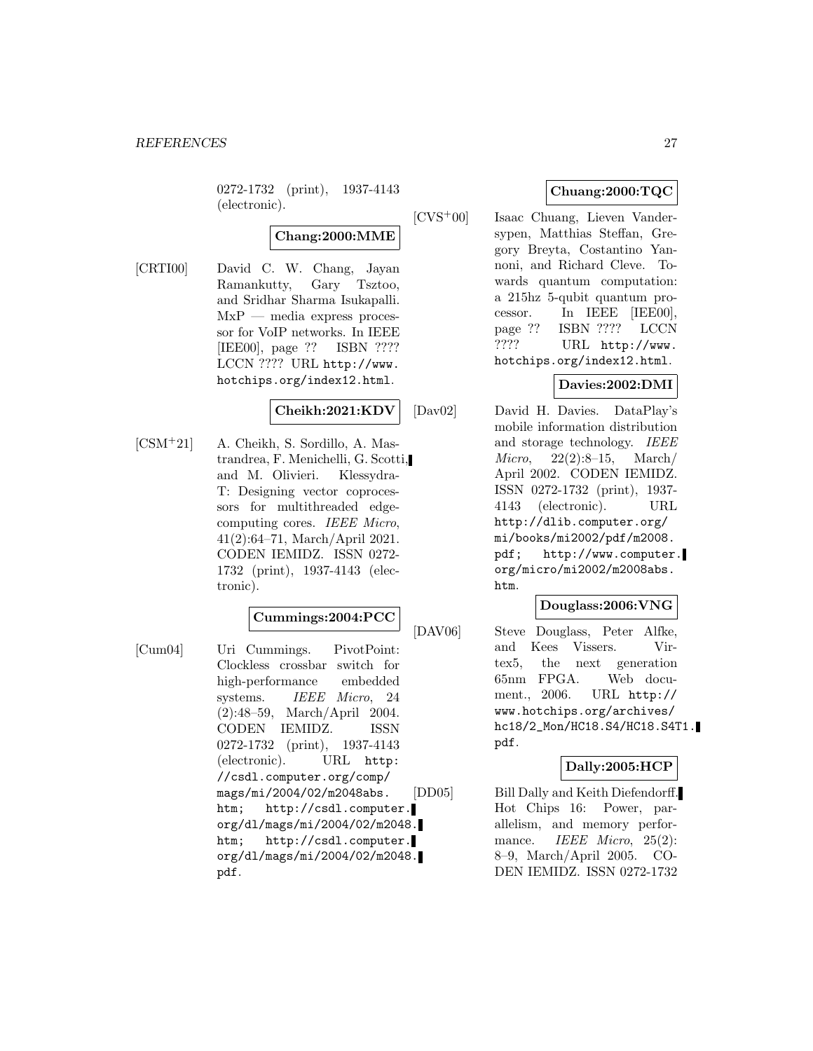0272-1732 (print), 1937-4143 (electronic).

**Chang:2000:MME**

[CRTI00] David C. W. Chang, Jayan Ramankutty, Gary Tsztoo, and Sridhar Sharma Isukapalli. MxP — media express processor for VoIP networks. In IEEE [IEE00], page ?? ISBN ???? LCCN ???? URL http://www.hotchips.org/index12.html.

**Cheikh:2021:KDV**

[CSM+21] A. Cheikh, S. Sordillo, A. Mastrandrea, F. Menichelli, G. Scotti, and M. Olivieri. Klessydra-T: Designing vector coprocessors for multithreaded edge-computing cores. *IEEE Micro*, 41(2):64–71, March/April 2021. CODEN IEMIDZ. ISSN 0272-1732 (print), 1937-4143 (electronic).

**Cummings:2004:PCC**

[Cum04] Uri Cummings. PivotPoint: Clockless crossbar switch for high-performance embedded systems. *IEEE Micro*, 24 (2):48–59, March/April 2004. CODEN IEMIDZ. ISSN 0272-1732 (print), 1937-4143 (electronic). URL http://csdl.computer.org/comp/mags/mi/2004/02/m2048abs.htm; http://csdl.computer.org/dl/mags/mi/2004/02/m2048.htm; http://csdl.computer.org/dl/mags/mi/2004/02/m2048.pdf.

**Chuang:2000:TQC**

[CVS+00] Isaac Chuang, Lieven Vandersypen, Matthias Steffan, Gregory Breyta, Costantino Yannoni, and Richard Cleve. Towards quantum computation: a 215hz 5-qubit quantum processor. In IEEE [IEE00], page ?? ISBN ???? LCCN ???? URL http://www.hotchips.org/index12.html.

**Davies:2002:DMI**

[Dav02] David H. Davies. DataPlay's mobile information distribution and storage technology. *IEEE Micro*, 22(2):8–15, March/April 2002. CODEN IEMIDZ. ISSN 0272-1732 (print), 1937-4143 (electronic). URL http://dlib.computer.org/mi/books/mi2002/pdf/m2008.pdf; http://www.computer.org/micro/mi2002/m2008abs.htm.

**Douglass:2006:VNG**

[DAV06] Steve Douglass, Peter Alfke, and Kees Vissers. Virtex5, the next generation 65nm FPGA. Web document., 2006. URL http://www.hotchips.org/archives/hc18/2_Mon/HC18.S4/HC18.S4T1.pdf.

**Dally:2005:HCP**

[DD05] Bill Dally and Keith Diefendorff. Hot Chips 16: Power, parallelism, and memory performance. *IEEE Micro*, 25(2): 8–9, March/April 2005. CODEN IEMIDZ. ISSN 0272-1732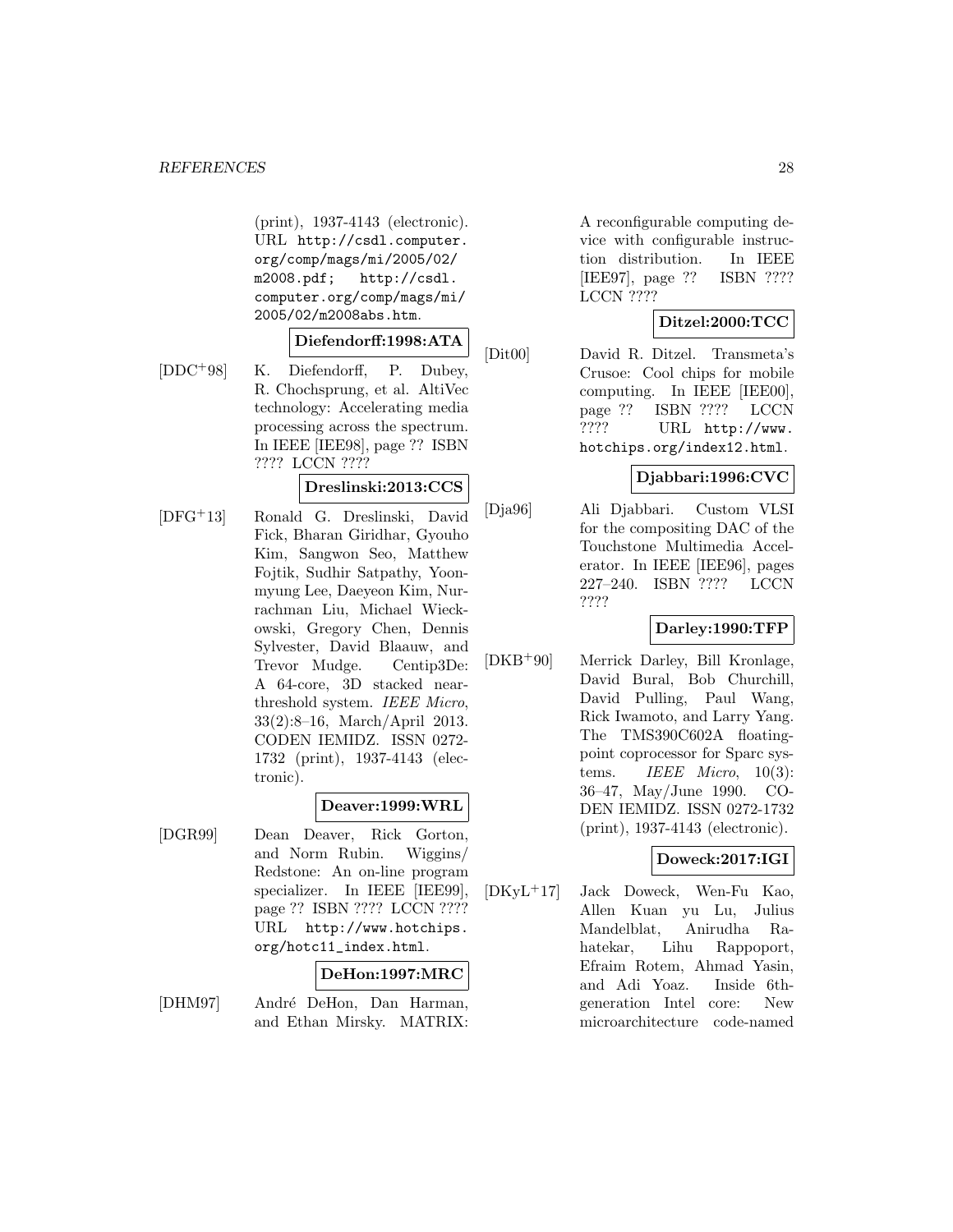(print), 1937-4143 (electronic). URL http://csdl.computer.org/comp/mags/mi/2005/02/m2008.pdf; http://csdl.computer.org/comp/mags/mi/2005/02/m2008abs.htm.

**Diefendorff:1998:ATA**

[DDC+98] K. Diefendorff, P. Dubey, R. Chochsprung, et al. AltiVec technology: Accelerating media processing across the spectrum. In IEEE [IEE98], page ?? ISBN ???? LCCN ????

**Dreslinski:2013:CCS**

[DFG+13] Ronald G. Dreslinski, David Fick, Bharan Giridhar, Gyouho Kim, Sangwon Seo, Matthew Fojtik, Sudhir Satpathy, Yoonmyung Lee, Daeyeon Kim, Nurrachman Liu, Michael Wieckowski, Gregory Chen, Dennis Sylvester, David Blaauw, and Trevor Mudge. Centip3De: A 64-core, 3D stacked near-threshold system. *IEEE Micro*, 33(2):8–16, March/April 2013. CODEN IEMIDZ. ISSN 0272-1732 (print), 1937-4143 (electronic).

**Deaver:1999:WRL**

[DGR99] Dean Deaver, Rick Gorton, and Norm Rubin. Wiggins/Redstone: An on-line program specializer. In IEEE [IEE99], page ?? ISBN ???? LCCN ???? URL http://www.hotchips.org/hotc11_index.html.

**DeHon:1997:MRC**

[DHM97] André DeHon, Dan Harman, and Ethan Mirsky. MATRIX: A reconfigurable computing device with configurable instruction distribution. In IEEE [IEE97], page ?? ISBN ???? LCCN ????

**Ditzel:2000:TCC**

[Dit00] David R. Ditzel. Transmeta's Crusoe: Cool chips for mobile computing. In IEEE [IEE00], page ?? ISBN ???? LCCN ???? URL http://www.hotchips.org/index12.html.

**Djabbari:1996:CVC**

[Dja96] Ali Djabbari. Custom VLSI for the compositing DAC of the Touchstone Multimedia Accelerator. In IEEE [IEE96], pages 227–240. ISBN ???? LCCN ????

**Darley:1990:TFP**

[DKB+90] Merrick Darley, Bill Kronlage, David Bural, Bob Churchill, David Pulling, Paul Wang, Rick Iwamoto, and Larry Yang. The TMS390C602A floating-point coprocessor for Sparc systems. *IEEE Micro*, 10(3): 36–47, May/June 1990. CODEN IEMIDZ. ISSN 0272-1732 (print), 1937-4143 (electronic).

**Doweck:2017:IGI**

[DKyL+17] Jack Doweck, Wen-Fu Kao, Allen Kuan yu Lu, Julius Mandelblat, Anirudha Rahatekar, Lihu Rappoport, Efraim Rotem, Ahmad Yasin, and Adi Yoaz. Inside 6th-generation Intel core: New microarchitecture code-named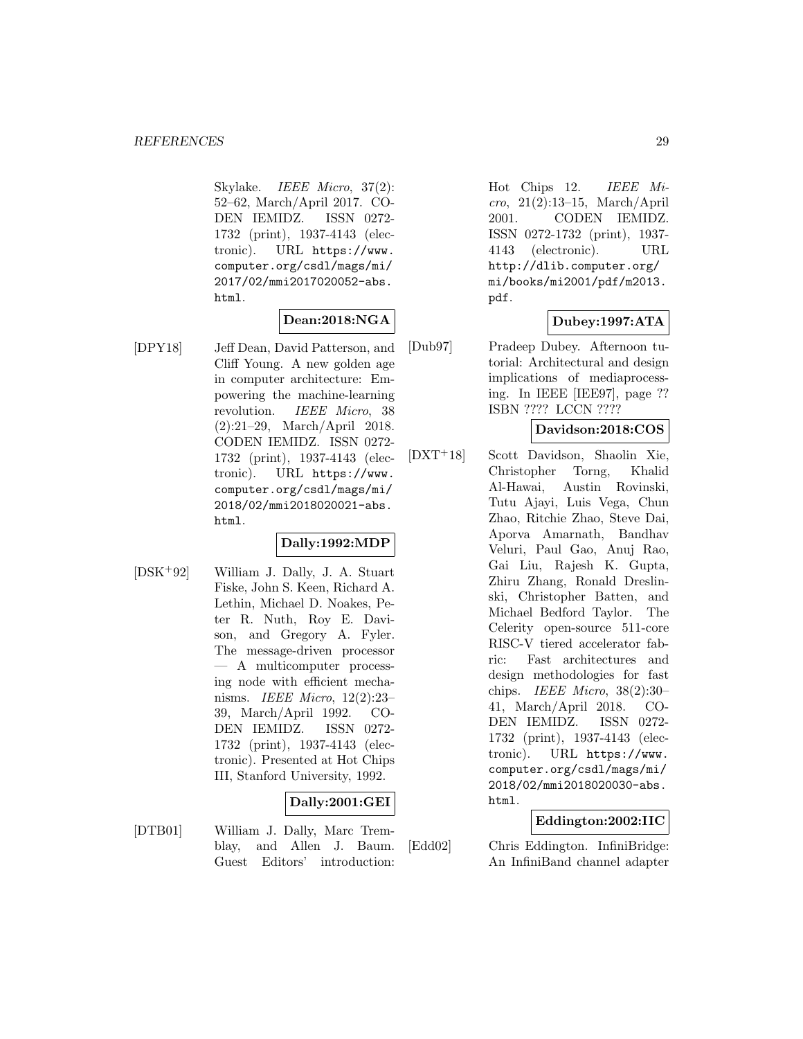Skylake. *IEEE Micro*, 37(2): 52–62, March/April 2017. CODEN IEMIDZ. ISSN 0272-1732 (print), 1937-4143 (electronic). URL https://www.computer.org/csdl/mags/mi/2017/02/mmi2017020052-abs.html.

**Dean:2018:NGA**

[DPY18] Jeff Dean, David Patterson, and Cliff Young. A new golden age in computer architecture: Empowering the machine-learning revolution. *IEEE Micro*, 38 (2):21–29, March/April 2018. CODEN IEMIDZ. ISSN 0272-1732 (print), 1937-4143 (electronic). URL https://www.computer.org/csdl/mags/mi/2018/02/mmi2018020021-abs.html.

**Dally:1992:MDP**

[DSK+92] William J. Dally, J. A. Stuart Fiske, John S. Keen, Richard A. Lethin, Michael D. Noakes, Peter R. Nuth, Roy E. Davison, and Gregory A. Fyler. The message-driven processor — A multicomputer processing node with efficient mechanisms. *IEEE Micro*, 12(2):23–39, March/April 1992. CODEN IEMIDZ. ISSN 0272-1732 (print), 1937-4143 (electronic). Presented at Hot Chips III, Stanford University, 1992.

**Dally:2001:GEI**

[DTB01] William J. Dally, Marc Tremblay, and Allen J. Baum. Guest Editors' introduction: Hot Chips 12. *IEEE Micro*, 21(2):13–15, March/April 2001. CODEN IEMIDZ. ISSN 0272-1732 (print), 1937-4143 (electronic). URL http://dlib.computer.org/mi/books/mi2001/pdf/m2013.pdf.

**Dubey:1997:ATA**

[Dub97] Pradeep Dubey. Afternoon tutorial: Architectural and design implications of mediaprocessing. In IEEE [IEE97], page ?? ISBN ???? LCCN ????

**Davidson:2018:COS**

[DXT+18] Scott Davidson, Shaolin Xie, Christopher Torng, Khalid Al-Hawai, Austin Rovinski, Tutu Ajayi, Luis Vega, Chun Zhao, Ritchie Zhao, Steve Dai, Aporva Amarnath, Bandhav Veluri, Paul Gao, Anuj Rao, Gai Liu, Rajesh K. Gupta, Zhiru Zhang, Ronald Dreslinski, Christopher Batten, and Michael Bedford Taylor. The Celerity open-source 511-core RISC-V tiered accelerator fabric: Fast architectures and design methodologies for fast chips. *IEEE Micro*, 38(2):30–41, March/April 2018. CODEN IEMIDZ. ISSN 0272-1732 (print), 1937-4143 (electronic). URL https://www.computer.org/csdl/mags/mi/2018/02/mmi2018020030-abs.html.

**Eddington:2002:IIC**

[Edd02] Chris Eddington. InfiniBridge: An InfiniBand channel adapter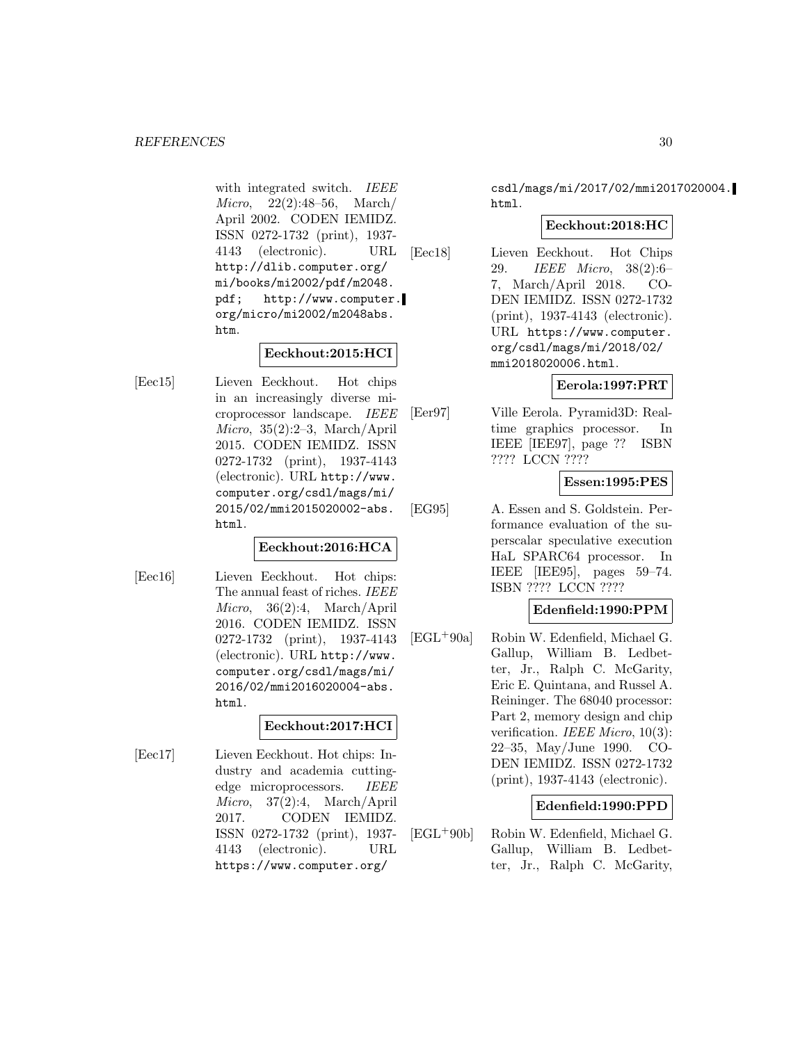with integrated switch. *IEEE Micro*, 22(2):48–56, March/April 2002. CODEN IEMIDZ. ISSN 0272-1732 (print), 1937-4143 (electronic). URL http://dlib.computer.org/mi/books/mi2002/pdf/m2048.pdf; http://www.computer.org/micro/mi2002/m2048abs.htm.

**Eeckhout:2015:HCI**

[Eec15] Lieven Eeckhout. Hot chips in an increasingly diverse microprocessor landscape. *IEEE Micro*, 35(2):2–3, March/April 2015. CODEN IEMIDZ. ISSN 0272-1732 (print), 1937-4143 (electronic). URL http://www.computer.org/csdl/mags/mi/2015/02/mmi2015020002-abs.html.

**Eeckhout:2016:HCA**

[Eec16] Lieven Eeckhout. Hot chips: The annual feast of riches. *IEEE Micro*, 36(2):4, March/April 2016. CODEN IEMIDZ. ISSN 0272-1732 (print), 1937-4143 (electronic). URL http://www.computer.org/csdl/mags/mi/2016/02/mmi2016020004-abs.html.

**Eeckhout:2017:HCI**

[Eec17] Lieven Eeckhout. Hot chips: Industry and academia cutting-edge microprocessors. *IEEE Micro*, 37(2):4, March/April 2017. CODEN IEMIDZ. ISSN 0272-1732 (print), 1937-4143 (electronic). URL https://www.computer.org/csdl/mags/mi/2017/02/mmi2017020004.html.

**Eeckhout:2018:HC**

[Eec18] Lieven Eeckhout. Hot Chips 29. *IEEE Micro*, 38(2):6–7, March/April 2018. CODEN IEMIDZ. ISSN 0272-1732 (print), 1937-4143 (electronic). URL https://www.computer.org/csdl/mags/mi/2018/02/mmi2018020006.html.

**Eerola:1997:PRT**

[Eer97] Ville Eerola. Pyramid3D: Real-time graphics processor. In IEEE [IEE97], page ?? ISBN ???? LCCN ????

**Essen:1995:PES**

[EG95] A. Essen and S. Goldstein. Performance evaluation of the superscalar speculative execution HaL SPARC64 processor. In IEEE [IEE95], pages 59–74. ISBN ???? LCCN ????

**Edenfield:1990:PPM**

[EGL+90a] Robin W. Edenfield, Michael G. Gallup, William B. Ledbetter, Jr., Ralph C. McGarity, Eric E. Quintana, and Russel A. Reininger. The 68040 processor: Part 2, memory design and chip verification. *IEEE Micro*, 10(3):22–35, May/June 1990. CODEN IEMIDZ. ISSN 0272-1732 (print), 1937-4143 (electronic).

**Edenfield:1990:PPD**

[EGL+90b] Robin W. Edenfield, Michael G. Gallup, William B. Ledbetter, Jr., Ralph C. McGarity,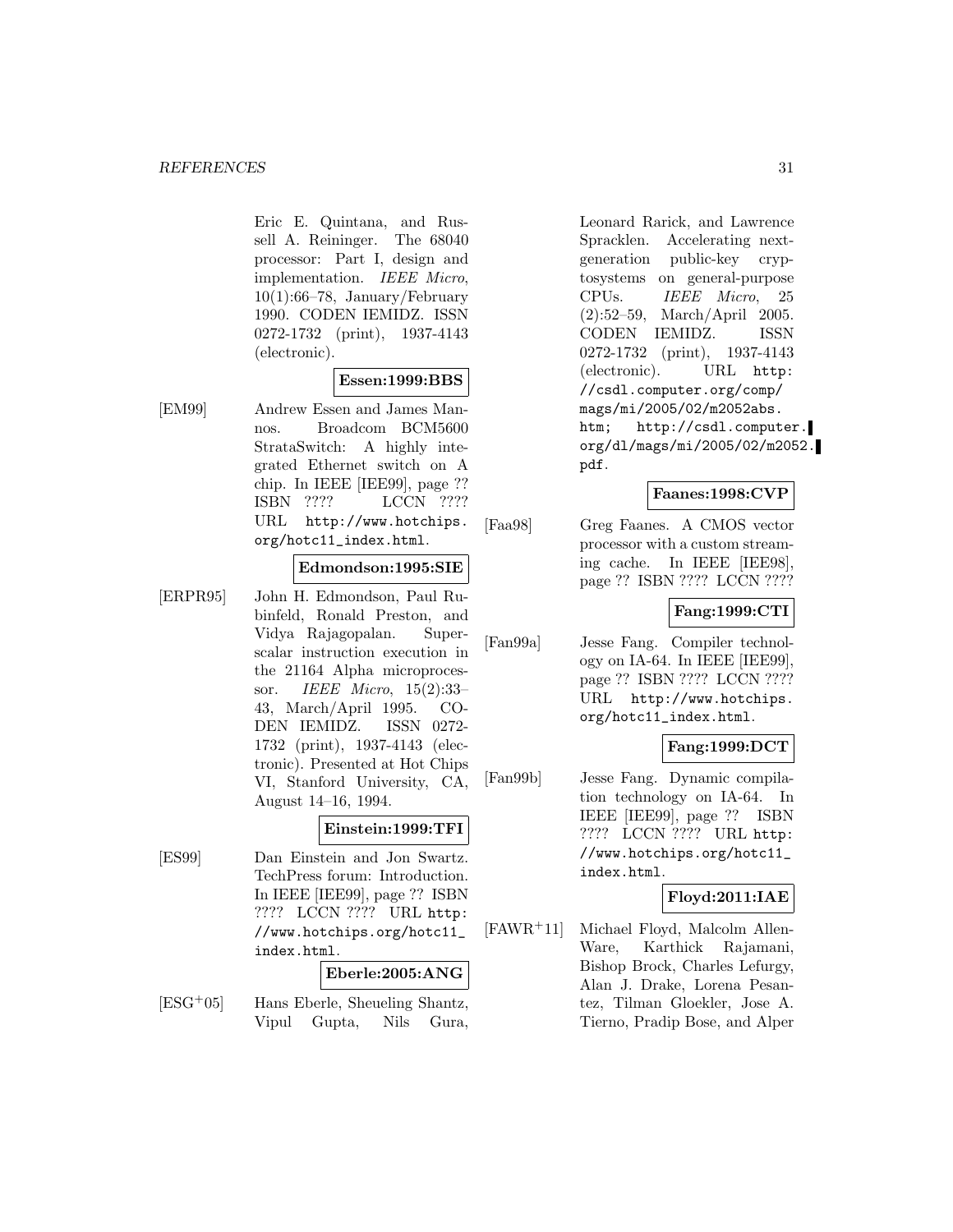Eric E. Quintana, and Russell A. Reininger. The 68040 processor: Part I, design and implementation. *IEEE Micro*, 10(1):66–78, January/February 1990. CODEN IEMIDZ. ISSN 0272-1732 (print), 1937-4143 (electronic).

**Essen:1999:BBS**

[EM99] Andrew Essen and James Mannos. Broadcom BCM5600 StrataSwitch: A highly integrated Ethernet switch on A chip. In IEEE [IEE99], page ?? ISBN ???? LCCN ???? URL http://www.hotchips.org/hotc11_index.html.

**Edmondson:1995:SIE**

[ERPR95] John H. Edmondson, Paul Rubinfeld, Ronald Preston, and Vidya Rajagopalan. Superscalar instruction execution in the 21164 Alpha microprocessor. *IEEE Micro*, 15(2):33–43, March/April 1995. CODEN IEMIDZ. ISSN 0272-1732 (print), 1937-4143 (electronic). Presented at Hot Chips VI, Stanford University, CA, August 14–16, 1994.

**Einstein:1999:TFI**

[ES99] Dan Einstein and Jon Swartz. TechPress forum: Introduction. In IEEE [IEE99], page ?? ISBN ???? LCCN ???? URL http://www.hotchips.org/hotc11_index.html.

**Eberle:2005:ANG**

[ESG+05] Hans Eberle, Sheueling Shantz, Vipul Gupta, Nils Gura, Leonard Rarick, and Lawrence Spracklen. Accelerating next-generation public-key cryptosystems on general-purpose CPUs. *IEEE Micro*, 25(2):52–59, March/April 2005. CODEN IEMIDZ. ISSN 0272-1732 (print), 1937-4143 (electronic). URL http://csdl.computer.org/comp/mags/mi/2005/02/m2052abs.htm; http://csdl.computer.org/dl/mags/mi/2005/02/m2052.pdf.

**Faanes:1998:CVP**

[Faa98] Greg Faanes. A CMOS vector processor with a custom streaming cache. In IEEE [IEE98], page ?? ISBN ???? LCCN ????

**Fang:1999:CTI**

[Fan99a] Jesse Fang. Compiler technology on IA-64. In IEEE [IEE99], page ?? ISBN ???? LCCN ???? URL http://www.hotchips.org/hotc11_index.html.

**Fang:1999:DCT**

[Fan99b] Jesse Fang. Dynamic compilation technology on IA-64. In IEEE [IEE99], page ?? ISBN ???? LCCN ???? URL http://www.hotchips.org/hotc11_index.html.

**Floyd:2011:IAE**

[FAWR+11] Michael Floyd, Malcolm Allen-Ware, Karthick Rajamani, Bishop Brock, Charles Lefurgy, Alan J. Drake, Lorena Pesantez, Tilman Gloekler, Jose A. Tierno, Pradip Bose, and Alper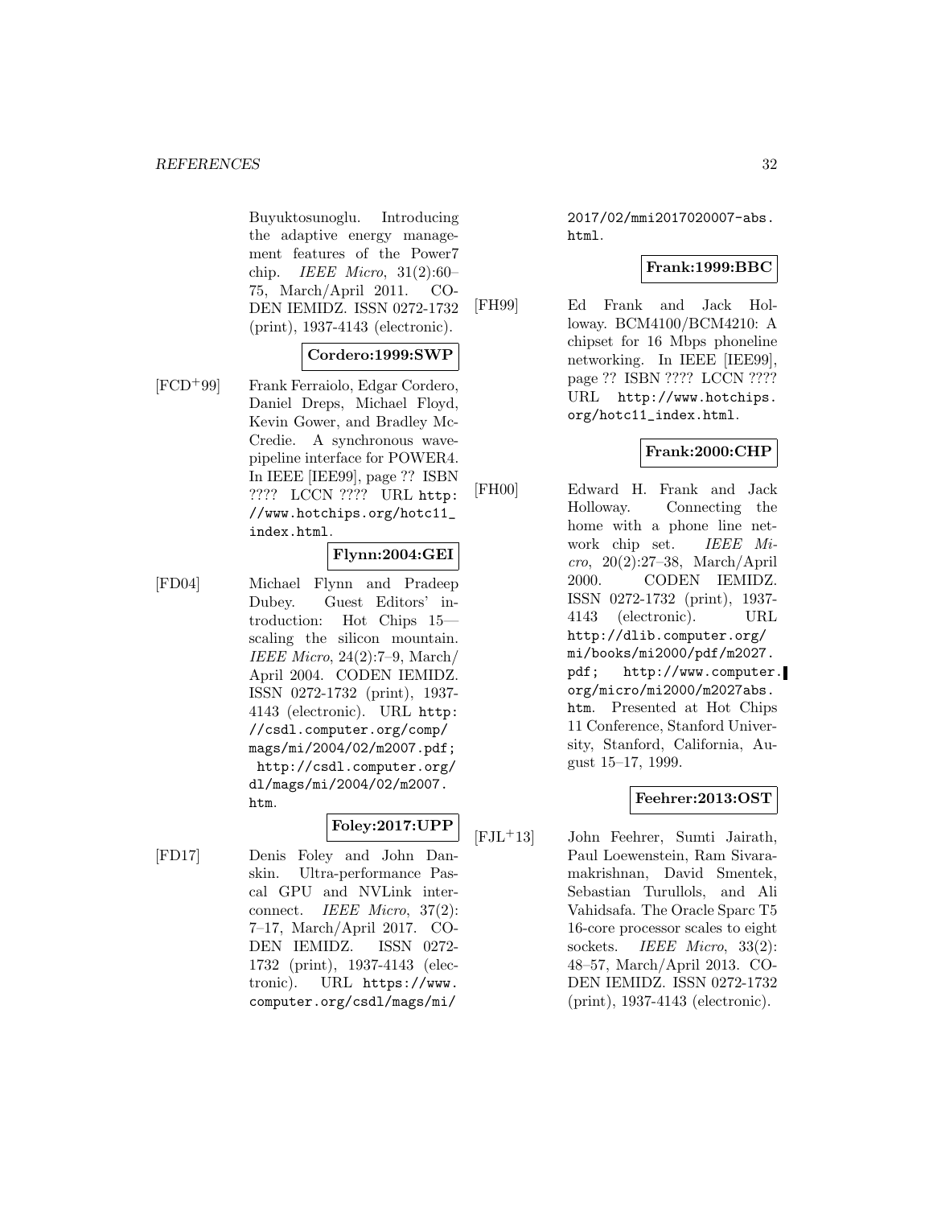Buyuktosunoglu. Introducing the adaptive energy management features of the Power7 chip. *IEEE Micro*, 31(2):60–75, March/April 2011. CODEN IEMIDZ. ISSN 0272-1732 (print), 1937-4143 (electronic).

**Cordero:1999:SWP**

[FCD+99] Frank Ferraiolo, Edgar Cordero, Daniel Dreps, Michael Floyd, Kevin Gower, and Bradley McCredie. A synchronous wave-pipeline interface for POWER4. In IEEE [IEE99], page ?? ISBN ???? LCCN ???? URL http://www.hotchips.org/hotc11_index.html.

**Flynn:2004:GEI**

[FD04] Michael Flynn and Pradeep Dubey. Guest Editors' introduction: Hot Chips 15— scaling the silicon mountain. *IEEE Micro*, 24(2):7–9, March/April 2004. CODEN IEMIDZ. ISSN 0272-1732 (print), 1937-4143 (electronic). URL http://csdl.computer.org/comp/mags/mi/2004/02/m2007.pdf; http://csdl.computer.org/dl/mags/mi/2004/02/m2007.htm.

**Foley:2017:UPP**

[FD17] Denis Foley and John Danskin. Ultra-performance Pascal GPU and NVLink interconnect. *IEEE Micro*, 37(2):7–17, March/April 2017. CODEN IEMIDZ. ISSN 0272-1732 (print), 1937-4143 (electronic). URL https://www.computer.org/csdl/mags/mi/2017/02/mmi2017020007-abs.html.

**Frank:1999:BBC**

[FH99] Ed Frank and Jack Holloway. BCM4100/BCM4210: A chipset for 16 Mbps phoneline networking. In IEEE [IEE99], page ?? ISBN ???? LCCN ???? URL http://www.hotchips.org/hotc11_index.html.

**Frank:2000:CHP**

[FH00] Edward H. Frank and Jack Holloway. Connecting the home with a phone line network chip set. *IEEE Micro*, 20(2):27–38, March/April 2000. CODEN IEMIDZ. ISSN 0272-1732 (print), 1937-4143 (electronic). URL http://dlib.computer.org/mi/books/mi2000/pdf/m2027.pdf; http://www.computer.org/micro/mi2000/m2027abs.htm. Presented at Hot Chips 11 Conference, Stanford University, Stanford, California, August 15–17, 1999.

**Feehrer:2013:OST**

[FJL+13] John Feehrer, Sumti Jairath, Paul Loewenstein, Ram Sivaramakrishnan, David Smentek, Sebastian Turullols, and Ali Vahidsafa. The Oracle Sparc T5 16-core processor scales to eight sockets. *IEEE Micro*, 33(2):48–57, March/April 2013. CODEN IEMIDZ. ISSN 0272-1732 (print), 1937-4143 (electronic).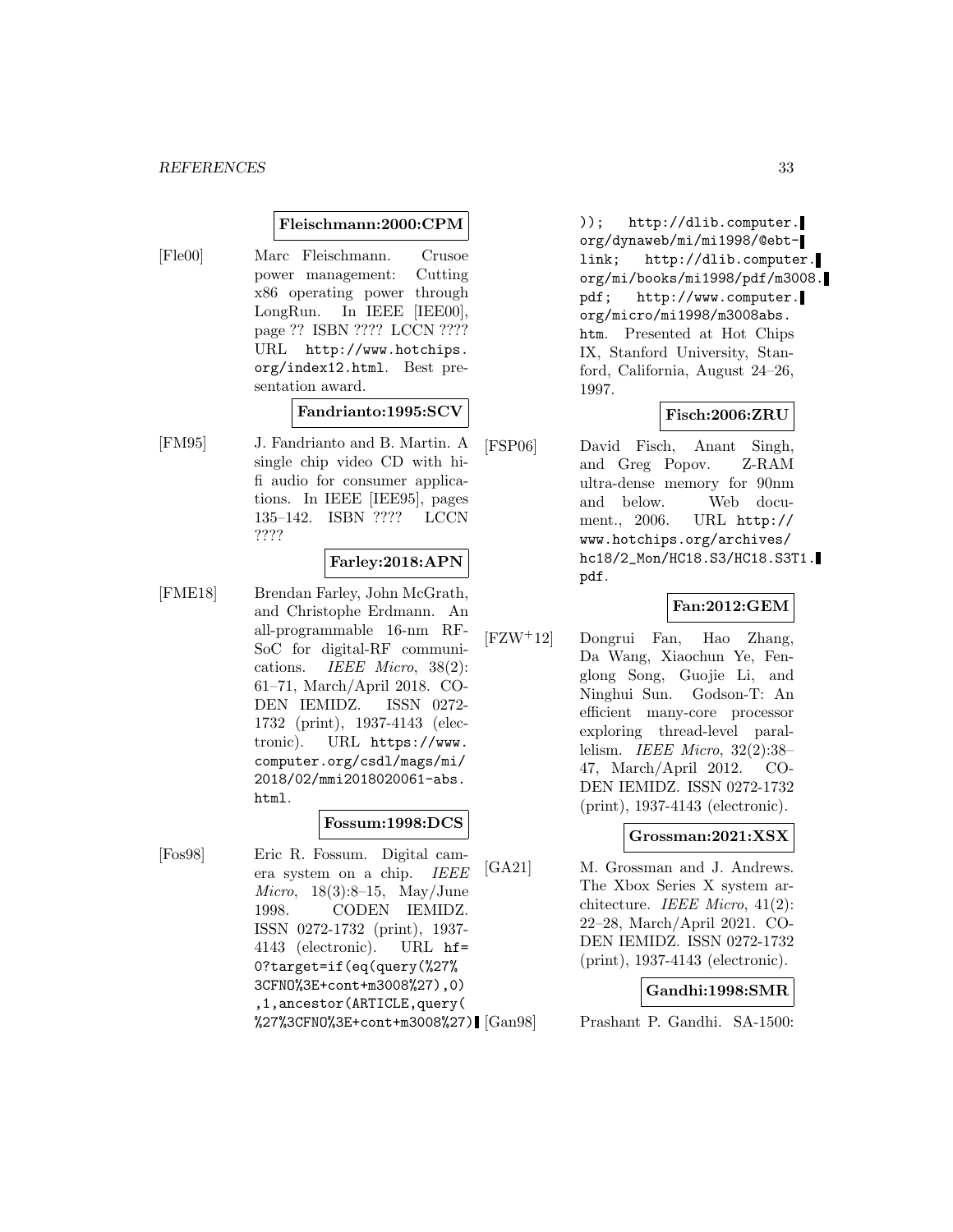**Fleischmann:2000:CPM**

[Fle00] Marc Fleischmann. Crusoe power management: Cutting x86 operating power through LongRun. In IEEE [IEE00], page ?? ISBN ???? LCCN ???? URL http://www.hotchips.org/index12.html. Best presentation award.

**Fandrianto:1995:SCV**

[FM95] J. Fandrianto and B. Martin. A single chip video CD with hi-fi audio for consumer applications. In IEEE [IEE95], pages 135–142. ISBN ???? LCCN ????

**Farley:2018:APN**

[FME18] Brendan Farley, John McGrath, and Christophe Erdmann. An all-programmable 16-nm RF-SoC for digital-RF communications. *IEEE Micro*, 38(2): 61–71, March/April 2018. CODEN IEMIDZ. ISSN 0272-1732 (print), 1937-4143 (electronic). URL https://www.computer.org/csdl/mags/mi/2018/02/mmi2018020061-abs.html.

**Fossum:1998:DCS**

[Fos98] Eric R. Fossum. Digital camera system on a chip. *IEEE Micro*, 18(3):8–15, May/June 1998. CODEN IEMIDZ. ISSN 0272-1732 (print), 1937-4143 (electronic). URL hf=0?target=if(eq(query(%27%3CFNO%3E+cont+m3008%27),0),1,ancestor(ARTICLE,query(%27%3CFNO%3E+cont+m3008%27))); http://dlib.computer.org/dynaweb/mi/mi1998/@ebt-link; http://dlib.computer.org/mi/books/mi1998/pdf/m3008.pdf; http://www.computer.org/micro/mi1998/m3008abs.htm. Presented at Hot Chips IX, Stanford University, Stanford, California, August 24–26, 1997.

**Fisch:2006:ZRU**

[FSP06] David Fisch, Anant Singh, and Greg Popov. Z-RAM ultra-dense memory for 90nm and below. Web document., 2006. URL http://www.hotchips.org/archives/hc18/2_Mon/HC18.S3/HC18.S3T1.pdf.

**Fan:2012:GEM**

[FZW+12] Dongrui Fan, Hao Zhang, Da Wang, Xiaochun Ye, Fenglong Song, Guojie Li, and Ninghui Sun. Godson-T: An efficient many-core processor exploring thread-level parallelism. *IEEE Micro*, 32(2):38–47, March/April 2012. CODEN IEMIDZ. ISSN 0272-1732 (print), 1937-4143 (electronic).

**Grossman:2021:XSX**

[GA21] M. Grossman and J. Andrews. The Xbox Series X system architecture. *IEEE Micro*, 41(2): 22–28, March/April 2021. CODEN IEMIDZ. ISSN 0272-1732 (print), 1937-4143 (electronic).

**Gandhi:1998:SMR**

[Gan98] Prashant P. Gandhi. SA-1500: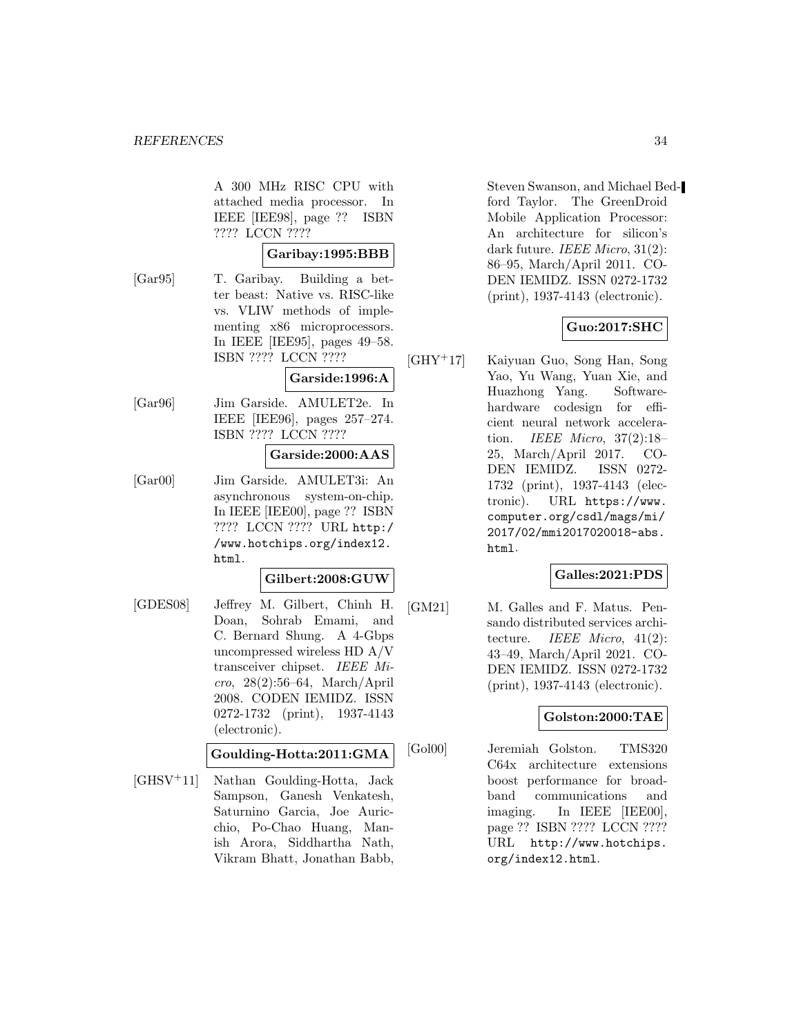A 300 MHz RISC CPU with attached media processor. In IEEE [IEE98], page ?? ISBN ???? LCCN ????

**Garibay:1995:BBB**

[Gar95] T. Garibay. Building a better beast: Native vs. RISC-like vs. VLIW methods of implementing x86 microprocessors. In IEEE [IEE95], pages 49–58. ISBN ???? LCCN ????

**Garside:1996:A**

[Gar96] Jim Garside. AMULET2e. In IEEE [IEE96], pages 257–274. ISBN ???? LCCN ????

**Garside:2000:AAS**

[Gar00] Jim Garside. AMULET3i: An asynchronous system-on-chip. In IEEE [IEE00], page ?? ISBN ???? LCCN ???? URL http://www.hotchips.org/index12.html.

**Gilbert:2008:GUW**

[GDES08] Jeffrey M. Gilbert, Chinh H. Doan, Sohrab Emami, and C. Bernard Shung. A 4-Gbps uncompressed wireless HD A/V transceiver chipset. *IEEE Micro*, 28(2):56–64, March/April 2008. CODEN IEMIDZ. ISSN 0272-1732 (print), 1937-4143 (electronic).

**Goulding-Hotta:2011:GMA**

[GHSV+11] Nathan Goulding-Hotta, Jack Sampson, Ganesh Venkatesh, Saturnino Garcia, Joe Auricchio, Po-Chao Huang, Manish Arora, Siddhartha Nath, Vikram Bhatt, Jonathan Babb, Steven Swanson, and Michael Bedford Taylor. The GreenDroid Mobile Application Processor: An architecture for silicon's dark future. *IEEE Micro*, 31(2): 86–95, March/April 2011. CODEN IEMIDZ. ISSN 0272-1732 (print), 1937-4143 (electronic).

**Guo:2017:SHC**

[GHY+17] Kaiyuan Guo, Song Han, Song Yao, Yu Wang, Yuan Xie, and Huazhong Yang. Software-hardware codesign for efficient neural network acceleration. *IEEE Micro*, 37(2):18–25, March/April 2017. CODEN IEMIDZ. ISSN 0272-1732 (print), 1937-4143 (electronic). URL https://www.computer.org/csdl/mags/mi/2017/02/mmi2017020018-abs.html.

**Galles:2021:PDS**

[GM21] M. Galles and F. Matus. Pensando distributed services architecture. *IEEE Micro*, 41(2): 43–49, March/April 2021. CODEN IEMIDZ. ISSN 0272-1732 (print), 1937-4143 (electronic).

**Golston:2000:TAE**

[Gol00] Jeremiah Golston. TMS320 C64x architecture extensions boost performance for broadband communications and imaging. In IEEE [IEE00], page ?? ISBN ???? LCCN ???? URL http://www.hotchips.org/index12.html.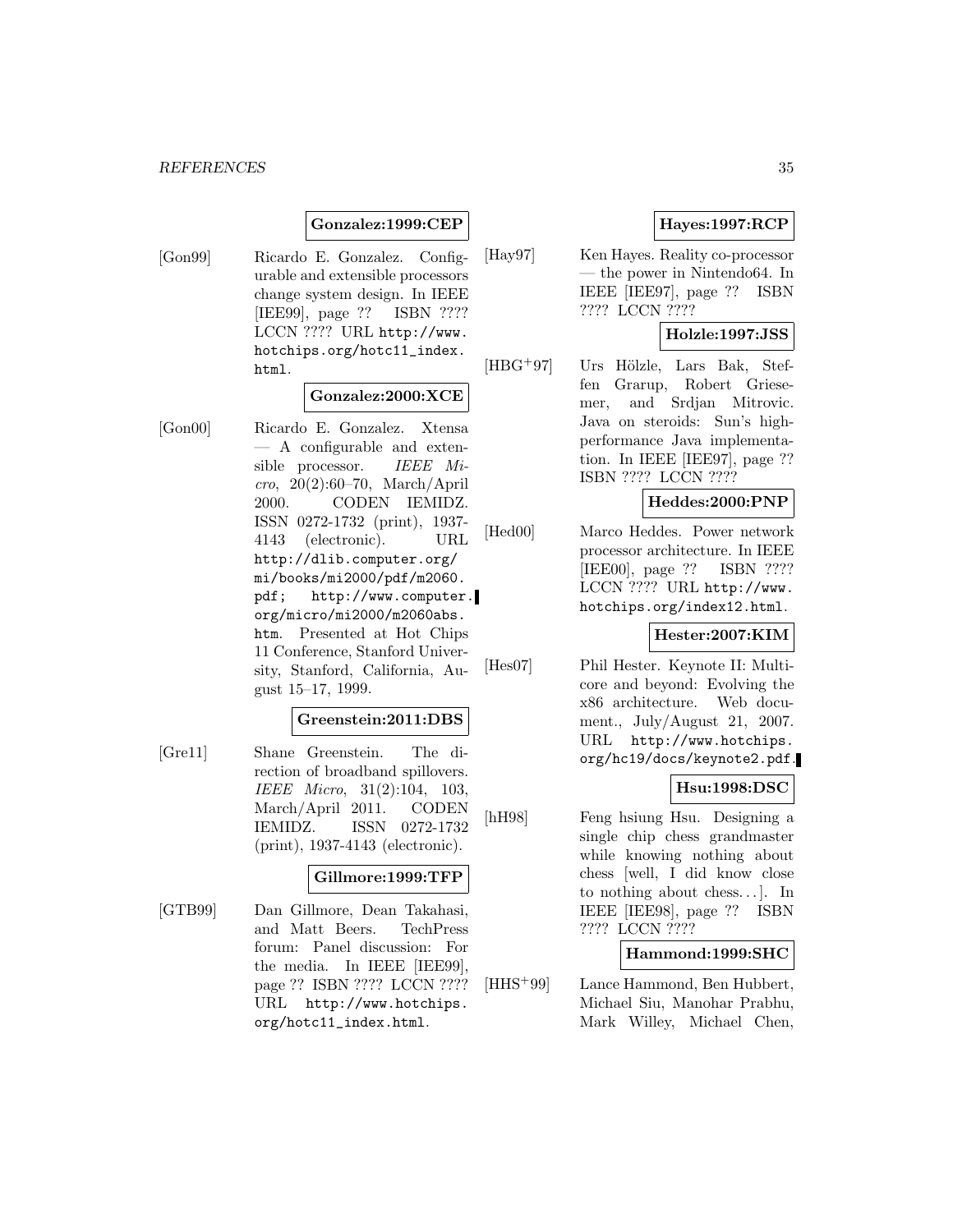**Gonzalez:1999:CEP**

[Gon99] Ricardo E. Gonzalez. Configurable and extensible processors change system design. In IEEE [IEE99], page ?? ISBN ???? LCCN ???? URL http://www.hotchips.org/hotc11_index.html.

**Gonzalez:2000:XCE**

[Gon00] Ricardo E. Gonzalez. Xtensa — A configurable and extensible processor. *IEEE Micro*, 20(2):60–70, March/April 2000. CODEN IEMIDZ. ISSN 0272-1732 (print), 1937-4143 (electronic). URL http://dlib.computer.org/mi/books/mi2000/pdf/m2060.pdf; http://www.computer.org/micro/mi2000/m2060abs.htm. Presented at Hot Chips 11 Conference, Stanford University, Stanford, California, August 15–17, 1999.

**Greenstein:2011:DBS**

[Gre11] Shane Greenstein. The direction of broadband spillovers. *IEEE Micro*, 31(2):104, 103, March/April 2011. CODEN IEMIDZ. ISSN 0272-1732 (print), 1937-4143 (electronic).

**Gillmore:1999:TFP**

[GTB99] Dan Gillmore, Dean Takahasi, and Matt Beers. TechPress forum: Panel discussion: For the media. In IEEE [IEE99], page ?? ISBN ???? LCCN ???? URL http://www.hotchips.org/hotc11_index.html.

**Hayes:1997:RCP**

[Hay97] Ken Hayes. Reality co-processor — the power in Nintendo64. In IEEE [IEE97], page ?? ISBN ???? LCCN ????

**Holzle:1997:JSS**

[HBG+97] Urs Hölzle, Lars Bak, Steffen Grarup, Robert Griesemer, and Srdjan Mitrovic. Java on steroids: Sun's high-performance Java implementation. In IEEE [IEE97], page ?? ISBN ???? LCCN ????

**Heddes:2000:PNP**

[Hed00] Marco Heddes. Power network processor architecture. In IEEE [IEE00], page ?? ISBN ???? LCCN ???? URL http://www.hotchips.org/index12.html.

**Hester:2007:KIM**

[Hes07] Phil Hester. Keynote II: Multicore and beyond: Evolving the x86 architecture. Web document., July/August 21, 2007. URL http://www.hotchips.org/hc19/docs/keynote2.pdf.

**Hsu:1998:DSC**

[hH98] Feng hsiung Hsu. Designing a single chip chess grandmaster while knowing nothing about chess [well, I did know close to nothing about chess...]. In IEEE [IEE98], page ?? ISBN ???? LCCN ????

**Hammond:1999:SHC**

[HHS+99] Lance Hammond, Ben Hubbert, Michael Siu, Manohar Prabhu, Mark Willey, Michael Chen,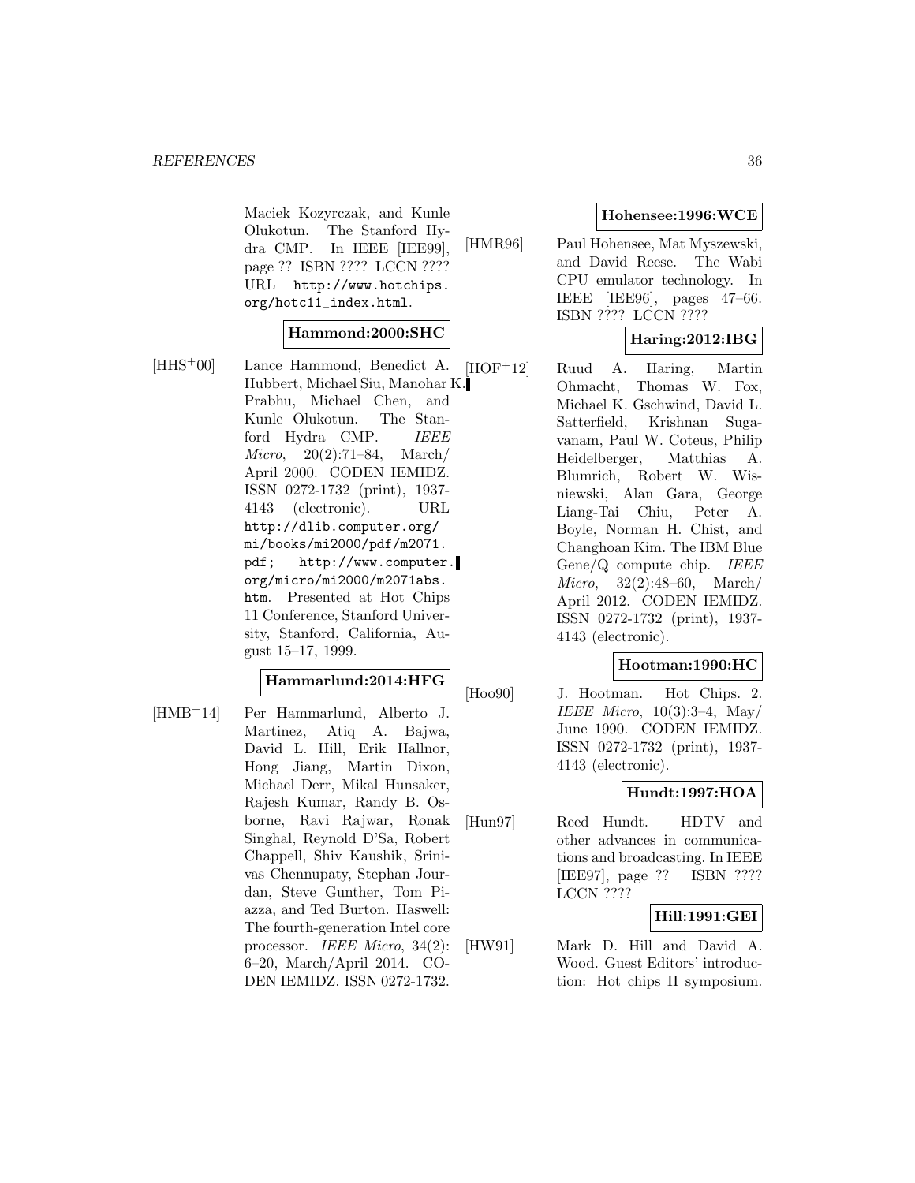Maciek Kozyrczak, and Kunle Olukotun. The Stanford Hydra CMP. In IEEE [IEE99], page ?? ISBN ???? LCCN ???? URL http://www.hotchips.org/hotc11_index.html.

**Hammond:2000:SHC**

[HHS+00] Lance Hammond, Benedict A. Hubbert, Michael Siu, Manohar K. Prabhu, Michael Chen, and Kunle Olukotun. The Stanford Hydra CMP. *IEEE Micro*, 20(2):71–84, March/April 2000. CODEN IEMIDZ. ISSN 0272-1732 (print), 1937-4143 (electronic). URL http://dlib.computer.org/mi/books/mi2000/pdf/m2071.pdf; http://www.computer.org/micro/mi2000/m2071abs.htm. Presented at Hot Chips 11 Conference, Stanford University, Stanford, California, August 15–17, 1999.

**Hammarlund:2014:HFG**

[HMB+14] Per Hammarlund, Alberto J. Martinez, Atiq A. Bajwa, David L. Hill, Erik Hallnor, Hong Jiang, Martin Dixon, Michael Derr, Mikal Hunsaker, Rajesh Kumar, Randy B. Osborne, Ravi Rajwar, Ronak Singhal, Reynold D'Sa, Robert Chappell, Shiv Kaushik, Srinivas Chennupaty, Stephan Jourdan, Steve Gunther, Tom Piazza, and Ted Burton. Haswell: The fourth-generation Intel core processor. *IEEE Micro*, 34(2): 6–20, March/April 2014. CODEN IEMIDZ. ISSN 0272-1732.

**Hohensee:1996:WCE**

[HMR96] Paul Hohensee, Mat Myszewski, and David Reese. The Wabi CPU emulator technology. In IEEE [IEE96], pages 47–66. ISBN ???? LCCN ????

**Haring:2012:IBG**

[HOF+12] Ruud A. Haring, Martin Ohmacht, Thomas W. Fox, Michael K. Gschwind, David L. Satterfield, Krishnan Sugavanam, Paul W. Coteus, Philip Heidelberger, Matthias A. Blumrich, Robert W. Wisniewski, Alan Gara, George Liang-Tai Chiu, Peter A. Boyle, Norman H. Chist, and Changhoan Kim. The IBM Blue Gene/Q compute chip. *IEEE Micro*, 32(2):48–60, March/April 2012. CODEN IEMIDZ. ISSN 0272-1732 (print), 1937-4143 (electronic).

**Hootman:1990:HC**

[Hoo90] J. Hootman. Hot Chips. 2. *IEEE Micro*, 10(3):3–4, May/June 1990. CODEN IEMIDZ. ISSN 0272-1732 (print), 1937-4143 (electronic).

**Hundt:1997:HOA**

[Hun97] Reed Hundt. HDTV and other advances in communications and broadcasting. In IEEE [IEE97], page ?? ISBN ???? LCCN ????

**Hill:1991:GEI**

[HW91] Mark D. Hill and David A. Wood. Guest Editors' introduction: Hot chips II symposium.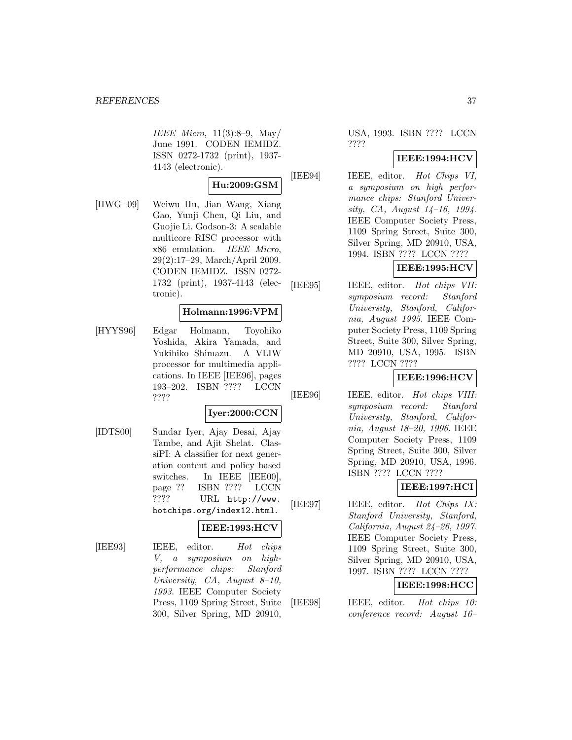*IEEE Micro*, 11(3):8–9, May/ June 1991. CODEN IEMIDZ. ISSN 0272-1732 (print), 1937-4143 (electronic).

**Hu:2009:GSM**

[HWG+09] Weiwu Hu, Jian Wang, Xiang Gao, Yunji Chen, Qi Liu, and Guojie Li. Godson-3: A scalable multicore RISC processor with x86 emulation. *IEEE Micro*, 29(2):17–29, March/April 2009. CODEN IEMIDZ. ISSN 0272-1732 (print), 1937-4143 (electronic).

**Holmann:1996:VPM**

[HYYS96] Edgar Holmann, Toyohiko Yoshida, Akira Yamada, and Yukihiko Shimazu. A VLIW processor for multimedia applications. In IEEE [IEE96], pages 193–202. ISBN ???? LCCN ????

**Iyer:2000:CCN**

[IDTS00] Sundar Iyer, Ajay Desai, Ajay Tambe, and Ajit Shelat. ClassiPI: A classifier for next generation content and policy based switches. In IEEE [IEE00], page ?? ISBN ???? LCCN ???? URL http://www.hotchips.org/index12.html.

**IEEE:1993:HCV**

[IEE93] IEEE, editor. *Hot chips V, a symposium on high-performance chips: Stanford University, CA, August 8–10, 1993*. IEEE Computer Society Press, 1109 Spring Street, Suite 300, Silver Spring, MD 20910, USA, 1993. ISBN ???? LCCN ????

**IEEE:1994:HCV**

[IEE94] IEEE, editor. *Hot Chips VI, a symposium on high performance chips: Stanford University, CA, August 14–16, 1994*. IEEE Computer Society Press, 1109 Spring Street, Suite 300, Silver Spring, MD 20910, USA, 1994. ISBN ???? LCCN ????

**IEEE:1995:HCV**

[IEE95] IEEE, editor. *Hot chips VII: symposium record: Stanford University, Stanford, California, August 1995*. IEEE Computer Society Press, 1109 Spring Street, Suite 300, Silver Spring, MD 20910, USA, 1995. ISBN ???? LCCN ????

**IEEE:1996:HCV**

[IEE96] IEEE, editor. *Hot chips VIII: symposium record: Stanford University, Stanford, California, August 18–20, 1996*. IEEE Computer Society Press, 1109 Spring Street, Suite 300, Silver Spring, MD 20910, USA, 1996. ISBN ???? LCCN ????

**IEEE:1997:HCI**

[IEE97] IEEE, editor. *Hot Chips IX: Stanford University, Stanford, California, August 24–26, 1997*. IEEE Computer Society Press, 1109 Spring Street, Suite 300, Silver Spring, MD 20910, USA, 1997. ISBN ???? LCCN ????

**IEEE:1998:HCC**

[IEE98] IEEE, editor. *Hot chips 10: conference record: August 16–*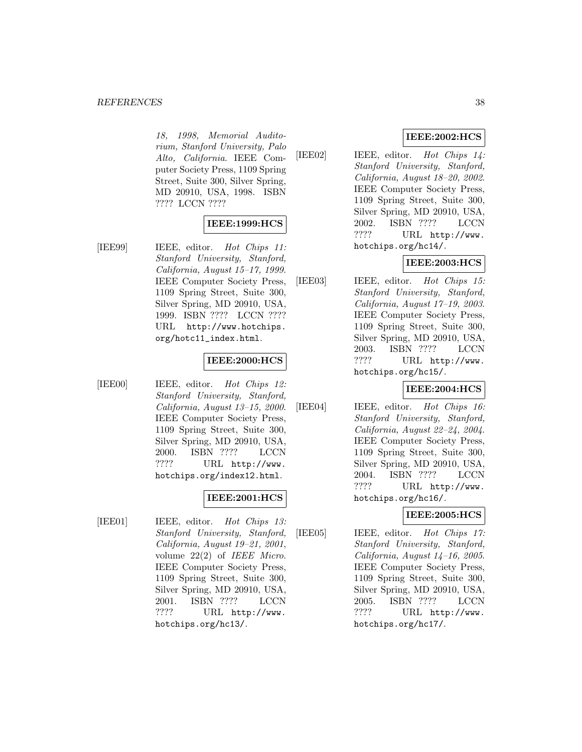*18, 1998, Memorial Auditorium, Stanford University, Palo Alto, California*. IEEE Computer Society Press, 1109 Spring Street, Suite 300, Silver Spring, MD 20910, USA, 1998. ISBN ???? LCCN ????

**IEEE:1999:HCS**

[IEE99] IEEE, editor. *Hot Chips 11: Stanford University, Stanford, California, August 15–17, 1999*. IEEE Computer Society Press, 1109 Spring Street, Suite 300, Silver Spring, MD 20910, USA, 1999. ISBN ???? LCCN ???? URL `http://www.hotchips.org/hotc11_index.html`.

**IEEE:2000:HCS**

[IEE00] IEEE, editor. *Hot Chips 12: Stanford University, Stanford, California, August 13–15, 2000*. IEEE Computer Society Press, 1109 Spring Street, Suite 300, Silver Spring, MD 20910, USA, 2000. ISBN ???? LCCN ???? URL `http://www.hotchips.org/index12.html`.

**IEEE:2001:HCS**

[IEE01] IEEE, editor. *Hot Chips 13: Stanford University, Stanford, California, August 19–21, 2001*, volume 22(2) of *IEEE Micro*. IEEE Computer Society Press, 1109 Spring Street, Suite 300, Silver Spring, MD 20910, USA, 2001. ISBN ???? LCCN ???? URL `http://www.hotchips.org/hc13/`.

**IEEE:2002:HCS**

[IEE02] IEEE, editor. *Hot Chips 14: Stanford University, Stanford, California, August 18–20, 2002*. IEEE Computer Society Press, 1109 Spring Street, Suite 300, Silver Spring, MD 20910, USA, 2002. ISBN ???? LCCN ???? URL `http://www.hotchips.org/hc14/`.

**IEEE:2003:HCS**

[IEE03] IEEE, editor. *Hot Chips 15: Stanford University, Stanford, California, August 17–19, 2003*. IEEE Computer Society Press, 1109 Spring Street, Suite 300, Silver Spring, MD 20910, USA, 2003. ISBN ???? LCCN ???? URL `http://www.hotchips.org/hc15/`.

**IEEE:2004:HCS**

[IEE04] IEEE, editor. *Hot Chips 16: Stanford University, Stanford, California, August 22–24, 2004*. IEEE Computer Society Press, 1109 Spring Street, Suite 300, Silver Spring, MD 20910, USA, 2004. ISBN ???? LCCN ???? URL `http://www.hotchips.org/hc16/`.

**IEEE:2005:HCS**

[IEE05] IEEE, editor. *Hot Chips 17: Stanford University, Stanford, California, August 14–16, 2005*. IEEE Computer Society Press, 1109 Spring Street, Suite 300, Silver Spring, MD 20910, USA, 2005. ISBN ???? LCCN ???? URL `http://www.hotchips.org/hc17/`.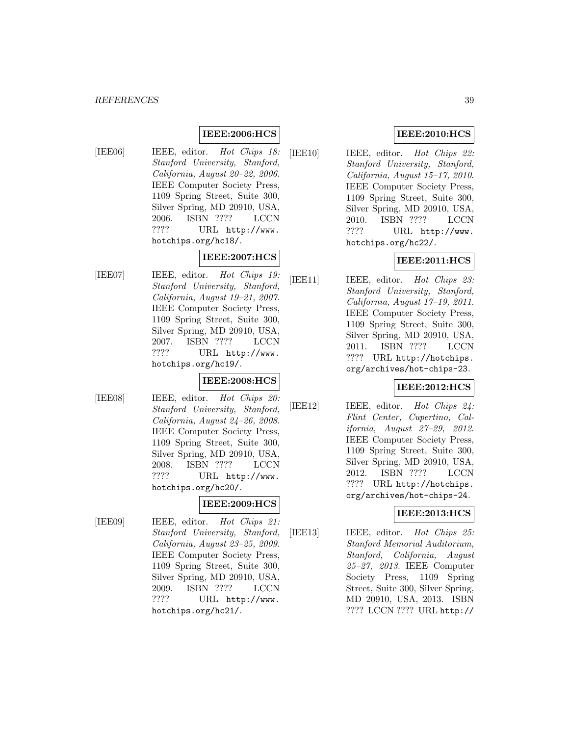**IEEE:2006:HCS**

[IEE06] IEEE, editor. *Hot Chips 18: Stanford University, Stanford, California, August 20–22, 2006*. IEEE Computer Society Press, 1109 Spring Street, Suite 300, Silver Spring, MD 20910, USA, 2006. ISBN ???? LCCN ???? URL `http://www.hotchips.org/hc18/`.

**IEEE:2007:HCS**

[IEE07] IEEE, editor. *Hot Chips 19: Stanford University, Stanford, California, August 19–21, 2007*. IEEE Computer Society Press, 1109 Spring Street, Suite 300, Silver Spring, MD 20910, USA, 2007. ISBN ???? LCCN ???? URL `http://www.hotchips.org/hc19/`.

**IEEE:2008:HCS**

[IEE08] IEEE, editor. *Hot Chips 20: Stanford University, Stanford, California, August 24–26, 2008*. IEEE Computer Society Press, 1109 Spring Street, Suite 300, Silver Spring, MD 20910, USA, 2008. ISBN ???? LCCN ???? URL `http://www.hotchips.org/hc20/`.

**IEEE:2009:HCS**

[IEE09] IEEE, editor. *Hot Chips 21: Stanford University, Stanford, California, August 23–25, 2009*. IEEE Computer Society Press, 1109 Spring Street, Suite 300, Silver Spring, MD 20910, USA, 2009. ISBN ???? LCCN ???? URL `http://www.hotchips.org/hc21/`.

**IEEE:2010:HCS**

[IEE10] IEEE, editor. *Hot Chips 22: Stanford University, Stanford, California, August 15–17, 2010*. IEEE Computer Society Press, 1109 Spring Street, Suite 300, Silver Spring, MD 20910, USA, 2010. ISBN ???? LCCN ???? URL `http://www.hotchips.org/hc22/`.

**IEEE:2011:HCS**

[IEE11] IEEE, editor. *Hot Chips 23: Stanford University, Stanford, California, August 17–19, 2011*. IEEE Computer Society Press, 1109 Spring Street, Suite 300, Silver Spring, MD 20910, USA, 2011. ISBN ???? LCCN ???? URL `http://hotchips.org/archives/hot-chips-23`.

**IEEE:2012:HCS**

[IEE12] IEEE, editor. *Hot Chips 24: Flint Center, Cupertino, California, August 27–29, 2012*. IEEE Computer Society Press, 1109 Spring Street, Suite 300, Silver Spring, MD 20910, USA, 2012. ISBN ???? LCCN ???? URL `http://hotchips.org/archives/hot-chips-24`.

**IEEE:2013:HCS**

[IEE13] IEEE, editor. *Hot Chips 25: Stanford Memorial Auditorium, Stanford, California, August 25–27, 2013*. IEEE Computer Society Press, 1109 Spring Street, Suite 300, Silver Spring, MD 20910, USA, 2013. ISBN ???? LCCN ???? URL `http://`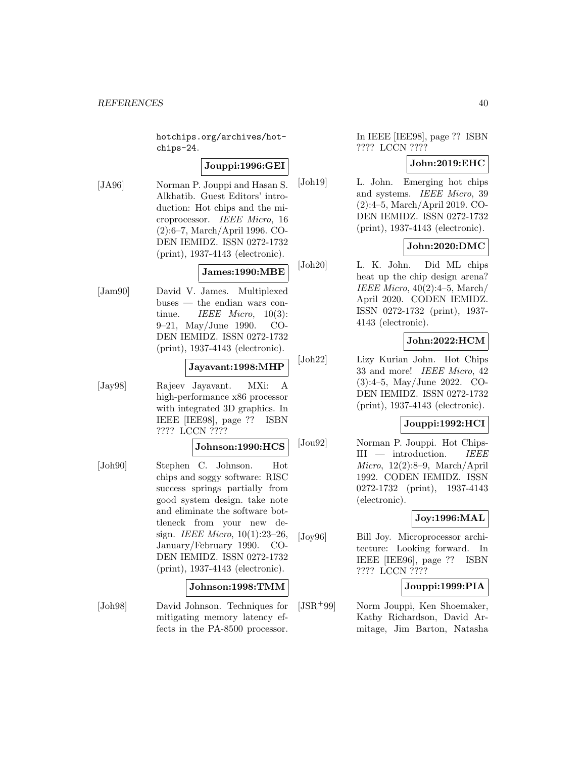hotchips.org/archives/hotchips-24.

**Jouppi:1996:GEI**

[JA96] Norman P. Jouppi and Hasan S. Alkhatib. Guest Editors' introduction: Hot chips and the microprocessor. *IEEE Micro*, 16 (2):6–7, March/April 1996. CODEN IEMIDZ. ISSN 0272-1732 (print), 1937-4143 (electronic).

**James:1990:MBE**

[Jam90] David V. James. Multiplexed buses — the endian wars continue. *IEEE Micro*, 10(3): 9–21, May/June 1990. CODEN IEMIDZ. ISSN 0272-1732 (print), 1937-4143 (electronic).

**Jayavant:1998:MHP**

[Jay98] Rajeev Jayavant. MXi: A high-performance x86 processor with integrated 3D graphics. In IEEE [IEE98], page ?? ISBN ???? LCCN ????

**Johnson:1990:HCS**

[Joh90] Stephen C. Johnson. Hot chips and soggy software: RISC success springs partially from good system design. take note and eliminate the software bottleneck from your new design. *IEEE Micro*, 10(1):23–26, January/February 1990. CODEN IEMIDZ. ISSN 0272-1732 (print), 1937-4143 (electronic).

**Johnson:1998:TMM**

[Joh98] David Johnson. Techniques for mitigating memory latency effects in the PA-8500 processor. In IEEE [IEE98], page ?? ISBN ???? LCCN ????

**John:2019:EHC**

[Joh19] L. John. Emerging hot chips and systems. *IEEE Micro*, 39 (2):4–5, March/April 2019. CODEN IEMIDZ. ISSN 0272-1732 (print), 1937-4143 (electronic).

**John:2020:DMC**

[Joh20] L. K. John. Did ML chips heat up the chip design arena? *IEEE Micro*, 40(2):4–5, March/April 2020. CODEN IEMIDZ. ISSN 0272-1732 (print), 1937-4143 (electronic).

**John:2022:HCM**

[Joh22] Lizy Kurian John. Hot Chips 33 and more! *IEEE Micro*, 42 (3):4–5, May/June 2022. CODEN IEMIDZ. ISSN 0272-1732 (print), 1937-4143 (electronic).

**Jouppi:1992:HCI**

[Jou92] Norman P. Jouppi. Hot Chips-III — introduction. *IEEE Micro*, 12(2):8–9, March/April 1992. CODEN IEMIDZ. ISSN 0272-1732 (print), 1937-4143 (electronic).

**Joy:1996:MAL**

[Joy96] Bill Joy. Microprocessor architecture: Looking forward. In IEEE [IEE96], page ?? ISBN ???? LCCN ????

**Jouppi:1999:PIA**

[JSR+99] Norm Jouppi, Ken Shoemaker, Kathy Richardson, David Armitage, Jim Barton, Natasha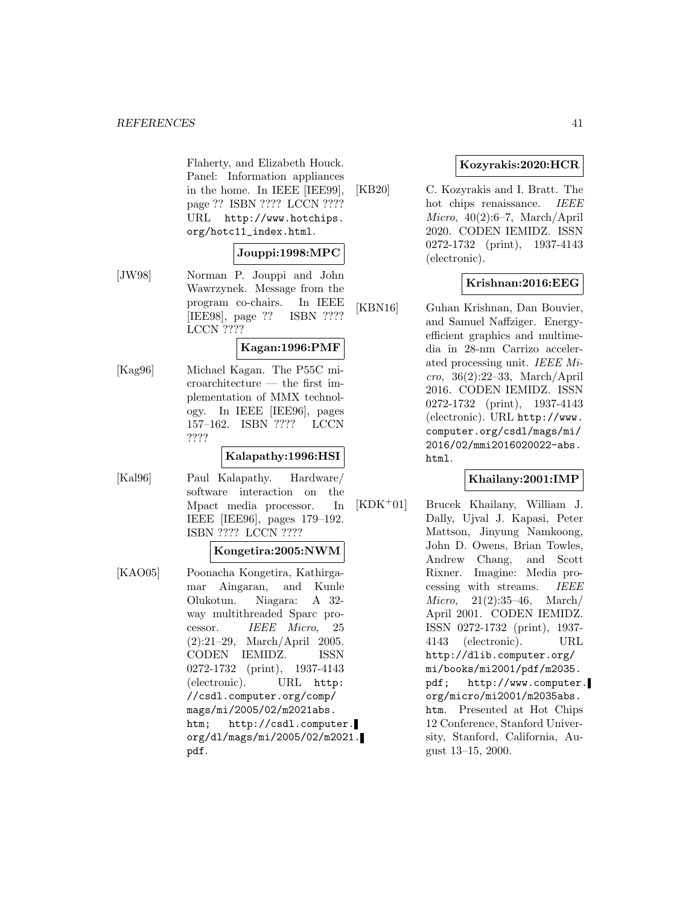Flaherty, and Elizabeth Houck. Panel: Information appliances in the home. In IEEE [IEE99], page ?? ISBN ???? LCCN ???? URL http://www.hotchips.org/hotc11_index.html.

**Jouppi:1998:MPC**

[JW98] Norman P. Jouppi and John Wawrzynek. Message from the program co-chairs. In IEEE [IEE98], page ?? ISBN ???? LCCN ????

**Kagan:1996:PMF**

[Kag96] Michael Kagan. The P55C microarchitecture — the first implementation of MMX technology. In IEEE [IEE96], pages 157–162. ISBN ???? LCCN ????

**Kalapathy:1996:HSI**

[Kal96] Paul Kalapathy. Hardware/software interaction on the Mpact media processor. In IEEE [IEE96], pages 179–192. ISBN ???? LCCN ????

**Kongetira:2005:NWM**

[KAO05] Poonacha Kongetira, Kathirgamar Aingaran, and Kunle Olukotun. Niagara: A 32-way multithreaded Sparc processor. *IEEE Micro*, 25 (2):21–29, March/April 2005. CODEN IEMIDZ. ISSN 0272-1732 (print), 1937-4143 (electronic). URL http://csdl.computer.org/comp/mags/mi/2005/02/m2021abs.htm; http://csdl.computer.org/dl/mags/mi/2005/02/m2021.pdf.

**Kozyrakis:2020:HCR**

[KB20] C. Kozyrakis and I. Bratt. The hot chips renaissance. *IEEE Micro*, 40(2):6–7, March/April 2020. CODEN IEMIDZ. ISSN 0272-1732 (print), 1937-4143 (electronic).

**Krishnan:2016:EEG**

[KBN16] Guhan Krishnan, Dan Bouvier, and Samuel Naffziger. Energy-efficient graphics and multimedia in 28-nm Carrizo accelerated processing unit. *IEEE Micro*, 36(2):22–33, March/April 2016. CODEN IEMIDZ. ISSN 0272-1732 (print), 1937-4143 (electronic). URL http://www.computer.org/csdl/mags/mi/2016/02/mmi2016020022-abs.html.

**Khailany:2001:IMP**

[KDK+01] Brucek Khailany, William J. Dally, Ujval J. Kapasi, Peter Mattson, Jinyung Namkoong, John D. Owens, Brian Towles, Andrew Chang, and Scott Rixner. Imagine: Media processing with streams. *IEEE Micro*, 21(2):35–46, March/April 2001. CODEN IEMIDZ. ISSN 0272-1732 (print), 1937-4143 (electronic). URL http://dlib.computer.org/mi/books/mi2001/pdf/m2035.pdf; http://www.computer.org/micro/mi2001/m2035abs.htm. Presented at Hot Chips 12 Conference, Stanford University, Stanford, California, August 13–15, 2000.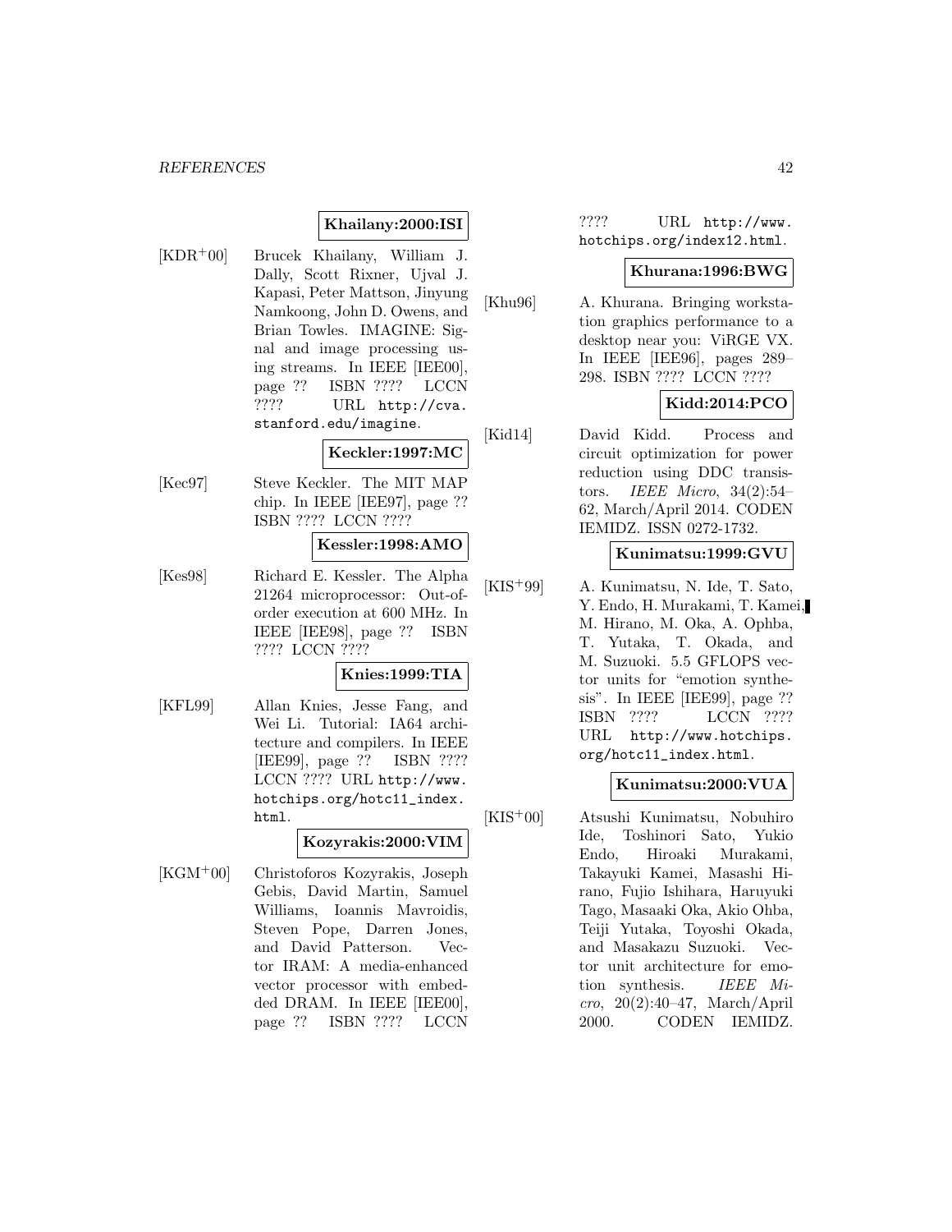**Khailany:2000:ISI**

[KDR+00] Brucek Khailany, William J. Dally, Scott Rixner, Ujval J. Kapasi, Peter Mattson, Jinyung Namkoong, John D. Owens, and Brian Towles. IMAGINE: Signal and image processing using streams. In IEEE [IEE00], page ?? ISBN ???? LCCN ???? URL http://cva.stanford.edu/imagine.

**Keckler:1997:MC**

[Kec97] Steve Keckler. The MIT MAP chip. In IEEE [IEE97], page ?? ISBN ???? LCCN ????

**Kessler:1998:AMO**

[Kes98] Richard E. Kessler. The Alpha 21264 microprocessor: Out-of-order execution at 600 MHz. In IEEE [IEE98], page ?? ISBN ???? LCCN ????

**Knies:1999:TIA**

[KFL99] Allan Knies, Jesse Fang, and Wei Li. Tutorial: IA64 architecture and compilers. In IEEE [IEE99], page ?? ISBN ???? LCCN ???? URL http://www.hotchips.org/hotc11_index.html.

**Kozyrakis:2000:VIM**

[KGM+00] Christoforos Kozyrakis, Joseph Gebis, David Martin, Samuel Williams, Ioannis Mavroidis, Steven Pope, Darren Jones, and David Patterson. Vector IRAM: A media-enhanced vector processor with embedded DRAM. In IEEE [IEE00], page ?? ISBN ???? LCCN ???? URL http://www.hotchips.org/index12.html.

**Khurana:1996:BWG**

[Khu96] A. Khurana. Bringing workstation graphics performance to a desktop near you: ViRGE VX. In IEEE [IEE96], pages 289–298. ISBN ???? LCCN ????

**Kidd:2014:PCO**

[Kid14] David Kidd. Process and circuit optimization for power reduction using DDC transistors. *IEEE Micro*, 34(2):54–62, March/April 2014. CODEN IEMIDZ. ISSN 0272-1732.

**Kunimatsu:1999:GVU**

[KIS+99] A. Kunimatsu, N. Ide, T. Sato, Y. Endo, H. Murakami, T. Kamei, M. Hirano, M. Oka, A. Ophba, T. Yutaka, T. Okada, and M. Suzuoki. 5.5 GFLOPS vector units for "emotion synthesis". In IEEE [IEE99], page ?? ISBN ???? LCCN ???? URL http://www.hotchips.org/hotc11_index.html.

**Kunimatsu:2000:VUA**

[KIS+00] Atsushi Kunimatsu, Nobuhiro Ide, Toshinori Sato, Yukio Endo, Hiroaki Murakami, Takayuki Kamei, Masashi Hirano, Fujio Ishihara, Haruyuki Tago, Masaaki Oka, Akio Ohba, Teiji Yutaka, Toyoshi Okada, and Masakazu Suzuoki. Vector unit architecture for emotion synthesis. *IEEE Micro*, 20(2):40–47, March/April 2000. CODEN IEMIDZ.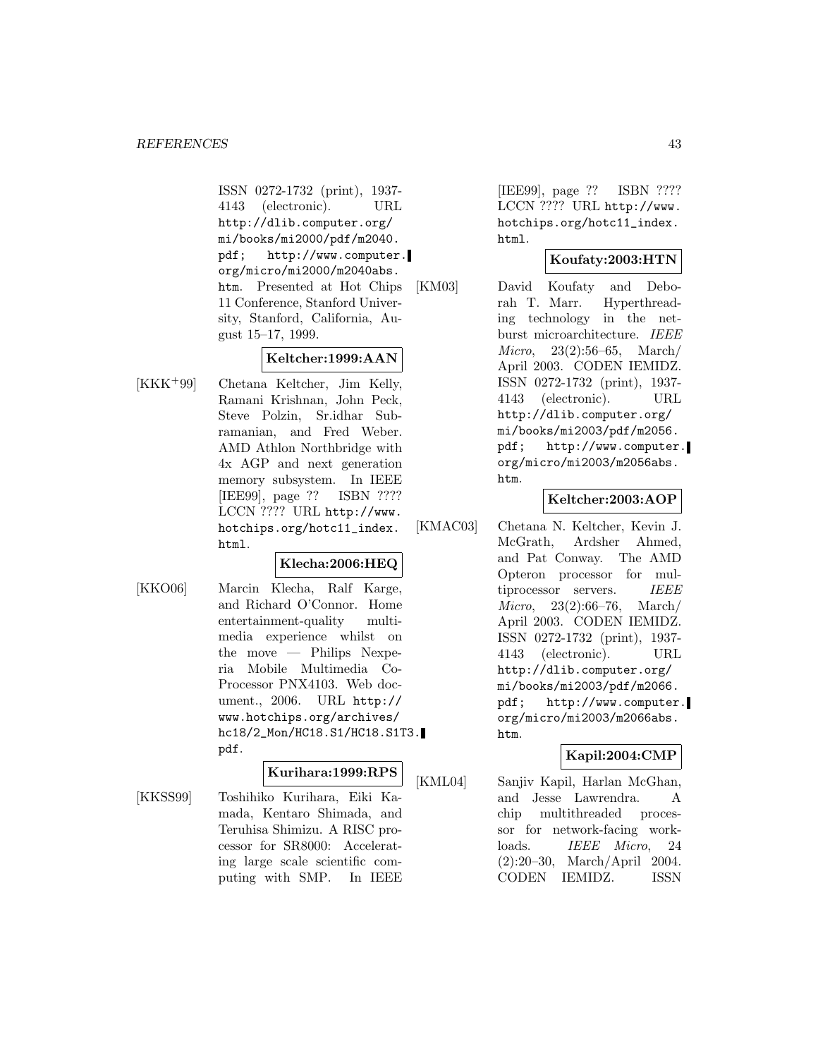ISSN 0272-1732 (print), 1937-4143 (electronic). URL http://dlib.computer.org/mi/books/mi2000/pdf/m2040.pdf; http://www.computer.org/micro/mi2000/m2040abs.htm. Presented at Hot Chips 11 Conference, Stanford University, Stanford, California, August 15–17, 1999.

**Keltcher:1999:AAN**

[KKK+99] Chetana Keltcher, Jim Kelly, Ramani Krishnan, John Peck, Steve Polzin, Sr.idhar Subramanian, and Fred Weber. AMD Athlon Northbridge with 4x AGP and next generation memory subsystem. In IEEE [IEE99], page ?? ISBN ???? LCCN ???? URL http://www.hotchips.org/hotc11_index.html.

**Klecha:2006:HEQ**

[KKO06] Marcin Klecha, Ralf Karge, and Richard O'Connor. Home entertainment-quality multimedia experience whilst on the move — Philips Nexperia Mobile Multimedia Co-Processor PNX4103. Web document., 2006. URL http://www.hotchips.org/archives/hc18/2_Mon/HC18.S1/HC18.S1T3.pdf.

**Kurihara:1999:RPS**

[KKSS99] Toshihiko Kurihara, Eiki Kamada, Kentaro Shimada, and Teruhisa Shimizu. A RISC processor for SR8000: Accelerating large scale scientific computing with SMP. In IEEE [IEE99], page ?? ISBN ???? LCCN ???? URL http://www.hotchips.org/hotc11_index.html.

**Koufaty:2003:HTN**

[KM03] David Koufaty and Deborah T. Marr. Hyperthreading technology in the netburst microarchitecture. *IEEE Micro*, 23(2):56–65, March/April 2003. CODEN IEMIDZ. ISSN 0272-1732 (print), 1937-4143 (electronic). URL http://dlib.computer.org/mi/books/mi2003/pdf/m2056.pdf; http://www.computer.org/micro/mi2003/m2056abs.htm.

**Keltcher:2003:AOP**

[KMAC03] Chetana N. Keltcher, Kevin J. McGrath, Ardsher Ahmed, and Pat Conway. The AMD Opteron processor for multiprocessor servers. *IEEE Micro*, 23(2):66–76, March/April 2003. CODEN IEMIDZ. ISSN 0272-1732 (print), 1937-4143 (electronic). URL http://dlib.computer.org/mi/books/mi2003/pdf/m2066.pdf; http://www.computer.org/micro/mi2003/m2066abs.htm.

**Kapil:2004:CMP**

[KML04] Sanjiv Kapil, Harlan McGhan, and Jesse Lawrendra. A chip multithreaded processor for network-facing workloads. *IEEE Micro*, 24 (2):20–30, March/April 2004. CODEN IEMIDZ. ISSN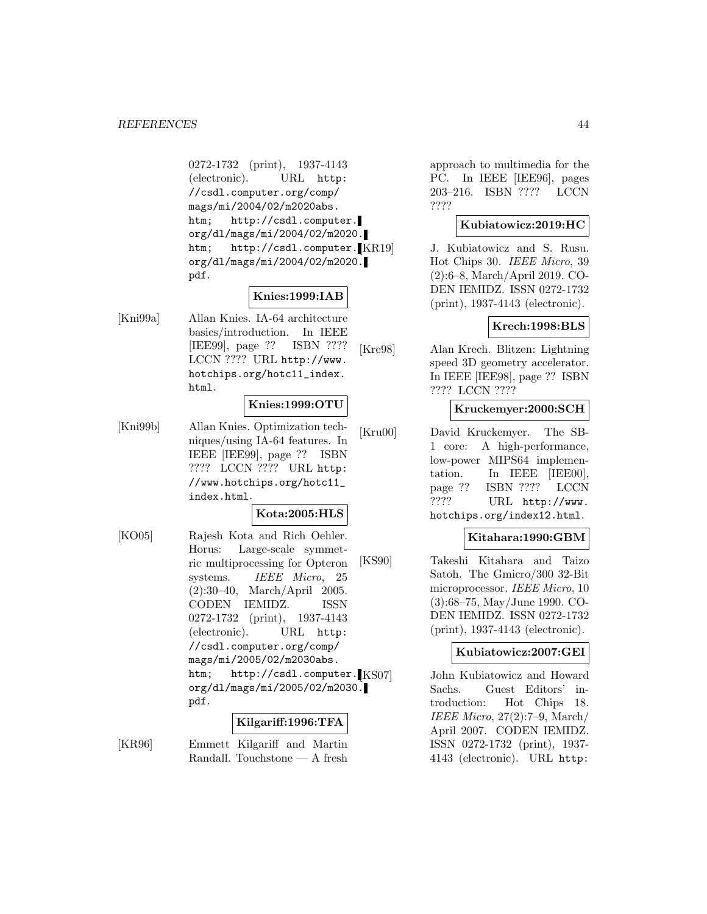0272-1732 (print), 1937-4143 (electronic). URL http://csdl.computer.org/comp/mags/mi/2004/02/m2020abs.htm; http://csdl.computer.org/dl/mags/mi/2004/02/m2020.htm; http://csdl.computer.org/dl/mags/mi/2004/02/m2020.pdf.

**Knies:1999:IAB**

[Kni99a] Allan Knies. IA-64 architecture basics/introduction. In IEEE [IEE99], page ?? ISBN ???? LCCN ???? URL http://www.hotchips.org/hotc11_index.html.

**Knies:1999:OTU**

[Kni99b] Allan Knies. Optimization techniques/using IA-64 features. In IEEE [IEE99], page ?? ISBN ???? LCCN ???? URL http://www.hotchips.org/hotc11_index.html.

**Kota:2005:HLS**

[KO05] Rajesh Kota and Rich Oehler. Horus: Large-scale symmetric multiprocessing for Opteron systems. *IEEE Micro*, 25 (2):30–40, March/April 2005. CODEN IEMIDZ. ISSN 0272-1732 (print), 1937-4143 (electronic). URL http://csdl.computer.org/comp/mags/mi/2005/02/m2030abs.htm; http://csdl.computer.org/dl/mags/mi/2005/02/m2030.pdf.

**Kilgariff:1996:TFA**

[KR96] Emmett Kilgariff and Martin Randall. Touchstone — A fresh approach to multimedia for the PC. In IEEE [IEE96], pages 203–216. ISBN ???? LCCN ????

**Kubiatowicz:2019:HC**

[KR19] J. Kubiatowicz and S. Rusu. Hot Chips 30. *IEEE Micro*, 39 (2):6–8, March/April 2019. CODEN IEMIDZ. ISSN 0272-1732 (print), 1937-4143 (electronic).

**Krech:1998:BLS**

[Kre98] Alan Krech. Blitzen: Lightning speed 3D geometry accelerator. In IEEE [IEE98], page ?? ISBN ???? LCCN ????

**Kruckemyer:2000:SCH**

[Kru00] David Kruckemyer. The SB-1 core: A high-performance, low-power MIPS64 implementation. In IEEE [IEE00], page ?? ISBN ???? LCCN ???? URL http://www.hotchips.org/index12.html.

**Kitahara:1990:GBM**

[KS90] Takeshi Kitahara and Taizo Satoh. The Gmicro/300 32-Bit microprocessor. *IEEE Micro*, 10 (3):68–75, May/June 1990. CODEN IEMIDZ. ISSN 0272-1732 (print), 1937-4143 (electronic).

**Kubiatowicz:2007:GEI**

[KS07] John Kubiatowicz and Howard Sachs. Guest Editors' introduction: Hot Chips 18. *IEEE Micro*, 27(2):7–9, March/April 2007. CODEN IEMIDZ. ISSN 0272-1732 (print), 1937-4143 (electronic). URL http: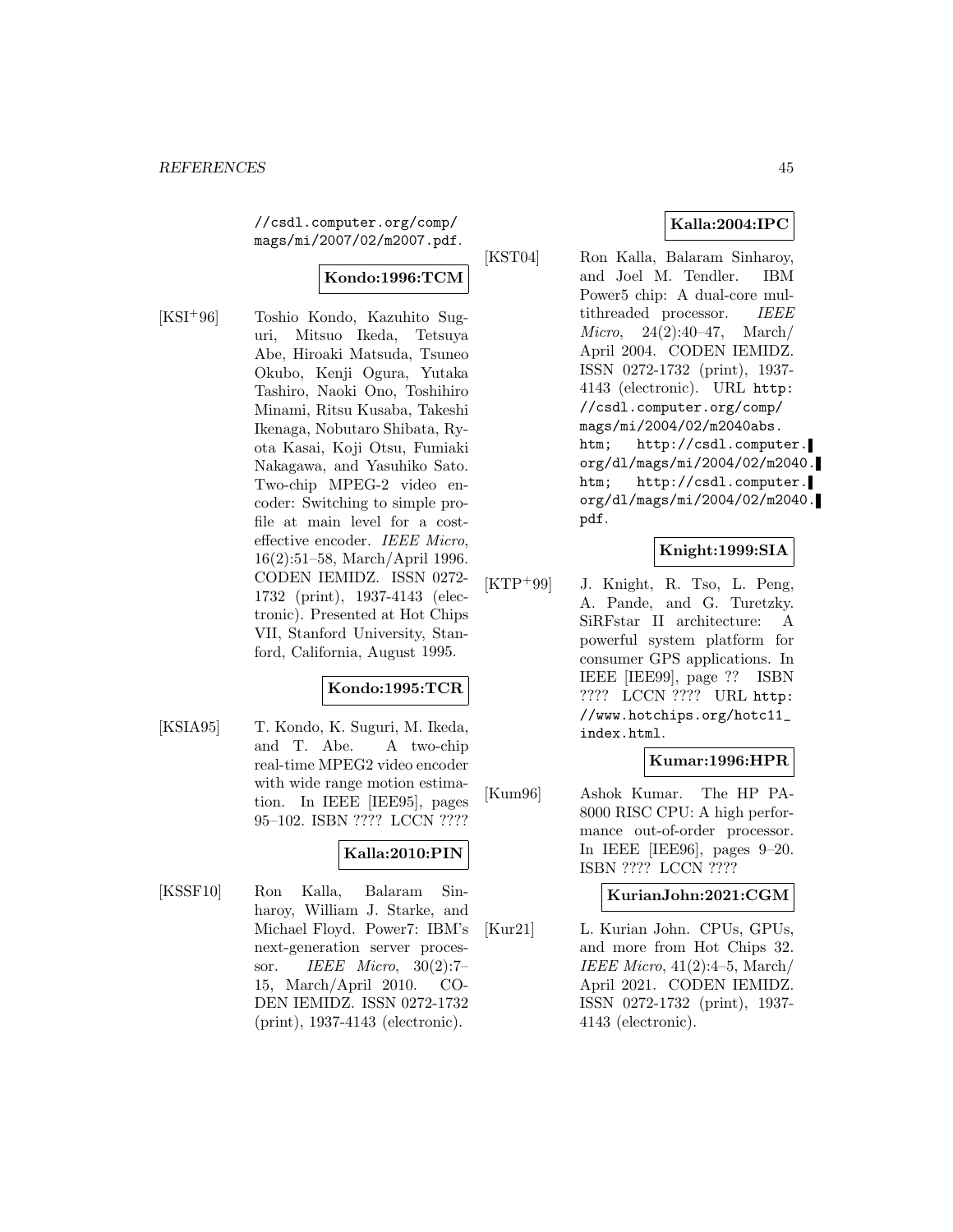//csdl.computer.org/comp/mags/mi/2007/02/m2007.pdf.

**Kondo:1996:TCM**

[KSI+96] Toshio Kondo, Kazuhito Suguri, Mitsuo Ikeda, Tetsuya Abe, Hiroaki Matsuda, Tsuneo Okubo, Kenji Ogura, Yutaka Tashiro, Naoki Ono, Toshihiro Minami, Ritsu Kusaba, Takeshi Ikenaga, Nobutaro Shibata, Ryota Kasai, Koji Otsu, Fumiaki Nakagawa, and Yasuhiko Sato. Two-chip MPEG-2 video encoder: Switching to simple profile at main level for a cost-effective encoder. *IEEE Micro*, 16(2):51–58, March/April 1996. CODEN IEMIDZ. ISSN 0272-1732 (print), 1937-4143 (electronic). Presented at Hot Chips VII, Stanford University, Stanford, California, August 1995.

**Kondo:1995:TCR**

[KSIA95] T. Kondo, K. Suguri, M. Ikeda, and T. Abe. A two-chip real-time MPEG2 video encoder with wide range motion estimation. In IEEE [IEE95], pages 95–102. ISBN ???? LCCN ????

**Kalla:2010:PIN**

[KSSF10] Ron Kalla, Balaram Sinharoy, William J. Starke, and Michael Floyd. Power7: IBM's next-generation server processor. *IEEE Micro*, 30(2):7–15, March/April 2010. CODEN IEMIDZ. ISSN 0272-1732 (print), 1937-4143 (electronic).

**Kalla:2004:IPC**

[KST04] Ron Kalla, Balaram Sinharoy, and Joel M. Tendler. IBM Power5 chip: A dual-core multithreaded processor. *IEEE Micro*, 24(2):40–47, March/April 2004. CODEN IEMIDZ. ISSN 0272-1732 (print), 1937-4143 (electronic). URL http://csdl.computer.org/comp/mags/mi/2004/02/m2040abs.htm; http://csdl.computer.org/dl/mags/mi/2004/02/m2040.htm; http://csdl.computer.org/dl/mags/mi/2004/02/m2040.pdf.

**Knight:1999:SIA**

[KTP+99] J. Knight, R. Tso, L. Peng, A. Pande, and G. Turetzky. SiRFstar II architecture: A powerful system platform for consumer GPS applications. In IEEE [IEE99], page ?? ISBN ???? LCCN ???? URL http://www.hotchips.org/hotc11_index.html.

**Kumar:1996:HPR**

[Kum96] Ashok Kumar. The HP PA-8000 RISC CPU: A high performance out-of-order processor. In IEEE [IEE96], pages 9–20. ISBN ???? LCCN ????

**KurianJohn:2021:CGM**

[Kur21] L. Kurian John. CPUs, GPUs, and more from Hot Chips 32. *IEEE Micro*, 41(2):4–5, March/April 2021. CODEN IEMIDZ. ISSN 0272-1732 (print), 1937-4143 (electronic).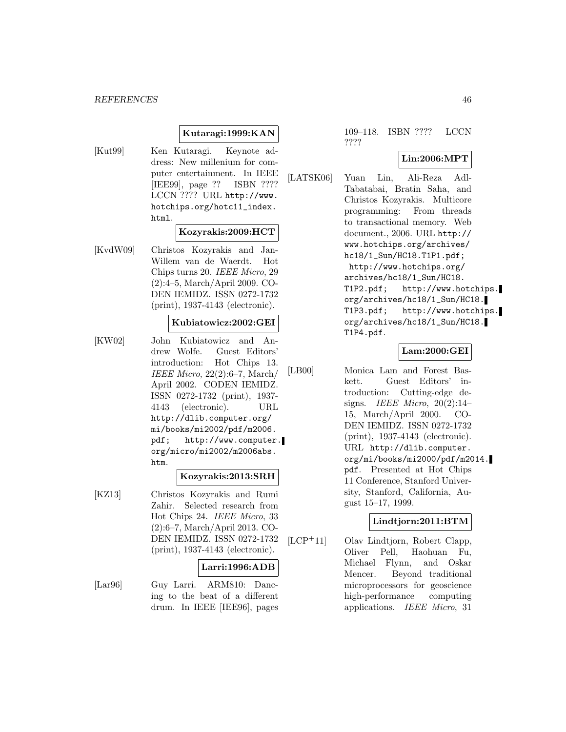**Kutaragi:1999:KAN**

[Kut99] Ken Kutaragi. Keynote address: New millenium for computer entertainment. In IEEE [IEE99], page ?? ISBN ???? LCCN ???? URL http://www.hotchips.org/hotc11_index.html.

**Kozyrakis:2009:HCT**

[KvdW09] Christos Kozyrakis and Jan-Willem van de Waerdt. Hot Chips turns 20. *IEEE Micro*, 29 (2):4–5, March/April 2009. CODEN IEMIDZ. ISSN 0272-1732 (print), 1937-4143 (electronic).

**Kubiatowicz:2002:GEI**

[KW02] John Kubiatowicz and Andrew Wolfe. Guest Editors' introduction: Hot Chips 13. *IEEE Micro*, 22(2):6–7, March/April 2002. CODEN IEMIDZ. ISSN 0272-1732 (print), 1937-4143 (electronic). URL http://dlib.computer.org/mi/books/mi2002/pdf/m2006.pdf; http://www.computer.org/micro/mi2002/m2006abs.htm.

**Kozyrakis:2013:SRH**

[KZ13] Christos Kozyrakis and Rumi Zahir. Selected research from Hot Chips 24. *IEEE Micro*, 33 (2):6–7, March/April 2013. CODEN IEMIDZ. ISSN 0272-1732 (print), 1937-4143 (electronic).

**Larri:1996:ADB**

[Lar96] Guy Larri. ARM810: Dancing to the beat of a different drum. In IEEE [IEE96], pages 109–118. ISBN ???? LCCN ????

**Lin:2006:MPT**

[LATSK06] Yuan Lin, Ali-Reza Adl-Tabatabai, Bratin Saha, and Christos Kozyrakis. Multicore programming: From threads to transactional memory. Web document., 2006. URL http://www.hotchips.org/archives/hc18/1_Sun/HC18.T1P1.pdf; http://www.hotchips.org/archives/hc18/1_Sun/HC18.T1P2.pdf; http://www.hotchips.org/archives/hc18/1_Sun/HC18.T1P3.pdf; http://www.hotchips.org/archives/hc18/1_Sun/HC18.T1P4.pdf.

**Lam:2000:GEI**

[LB00] Monica Lam and Forest Baskett. Guest Editors' introduction: Cutting-edge designs. *IEEE Micro*, 20(2):14–15, March/April 2000. CODEN IEMIDZ. ISSN 0272-1732 (print), 1937-4143 (electronic). URL http://dlib.computer.org/mi/books/mi2000/pdf/m2014.pdf. Presented at Hot Chips 11 Conference, Stanford University, Stanford, California, August 15–17, 1999.

**Lindtjorn:2011:BTM**

[LCP+11] Olav Lindtjorn, Robert Clapp, Oliver Pell, Haohuan Fu, Michael Flynn, and Oskar Mencer. Beyond traditional microprocessors for geoscience high-performance computing applications. *IEEE Micro*, 31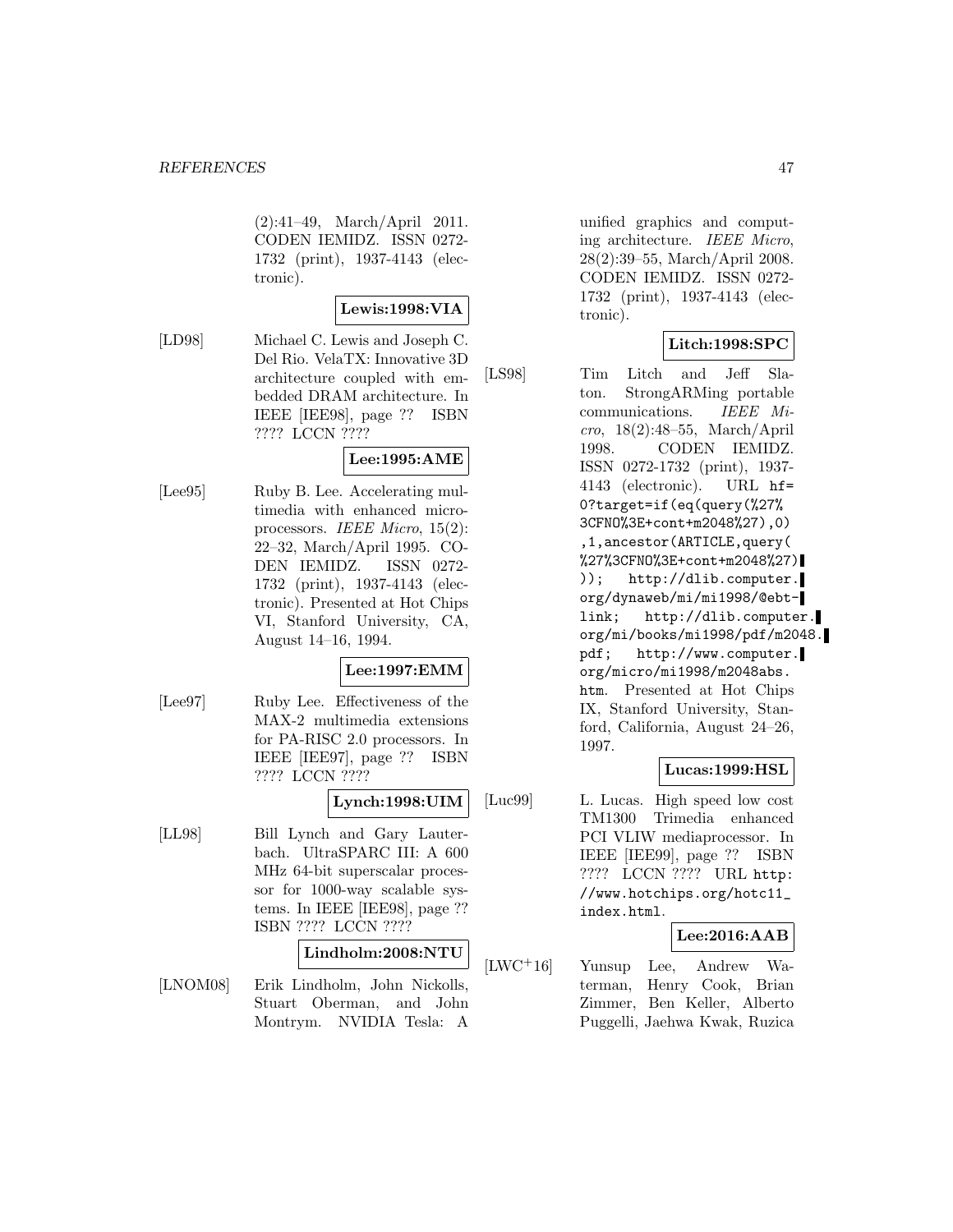(2):41–49, March/April 2011. CODEN IEMIDZ. ISSN 0272-1732 (print), 1937-4143 (electronic).

**Lewis:1998:VIA**

[LD98] Michael C. Lewis and Joseph C. Del Rio. VelaTX: Innovative 3D architecture coupled with embedded DRAM architecture. In IEEE [IEE98], page ?? ISBN ???? LCCN ????

**Lee:1995:AME**

[Lee95] Ruby B. Lee. Accelerating multimedia with enhanced microprocessors. *IEEE Micro*, 15(2): 22–32, March/April 1995. CODEN IEMIDZ. ISSN 0272-1732 (print), 1937-4143 (electronic). Presented at Hot Chips VI, Stanford University, CA, August 14–16, 1994.

**Lee:1997:EMM**

[Lee97] Ruby Lee. Effectiveness of the MAX-2 multimedia extensions for PA-RISC 2.0 processors. In IEEE [IEE97], page ?? ISBN ???? LCCN ????

**Lynch:1998:UIM**

[LL98] Bill Lynch and Gary Lauterbach. UltraSPARC III: A 600 MHz 64-bit superscalar processor for 1000-way scalable systems. In IEEE [IEE98], page ?? ISBN ???? LCCN ????

**Lindholm:2008:NTU**

[LNOM08] Erik Lindholm, John Nickolls, Stuart Oberman, and John Montrym. NVIDIA Tesla: A unified graphics and computing architecture. *IEEE Micro*, 28(2):39–55, March/April 2008. CODEN IEMIDZ. ISSN 0272-1732 (print), 1937-4143 (electronic).

**Litch:1998:SPC**

[LS98] Tim Litch and Jeff Slaton. StrongARMing portable communications. *IEEE Micro*, 18(2):48–55, March/April 1998. CODEN IEMIDZ. ISSN 0272-1732 (print), 1937-4143 (electronic). URL `hf=0?target=if(eq(query(%27%3CFNO%3E+cont+m2048%27),0),1,ancestor(ARTICLE,query(%27%3CFNO%3E+cont+m2048%27)));` `http://dlib.computer.org/dynaweb/mi/mi1998/@ebt-link;` `http://dlib.computer.org/mi/books/mi1998/pdf/m2048.pdf;` `http://www.computer.org/micro/mi1998/m2048abs.htm`. Presented at Hot Chips IX, Stanford University, Stanford, California, August 24–26, 1997.

**Lucas:1999:HSL**

[Luc99] L. Lucas. High speed low cost TM1300 Trimedia enhanced PCI VLIW mediaprocessor. In IEEE [IEE99], page ?? ISBN ???? LCCN ???? URL `http://www.hotchips.org/hotc11_index.html`.

**Lee:2016:AAB**

[LWC+16] Yunsup Lee, Andrew Waterman, Henry Cook, Brian Zimmer, Ben Keller, Alberto Puggelli, Jaehwa Kwak, Ruzica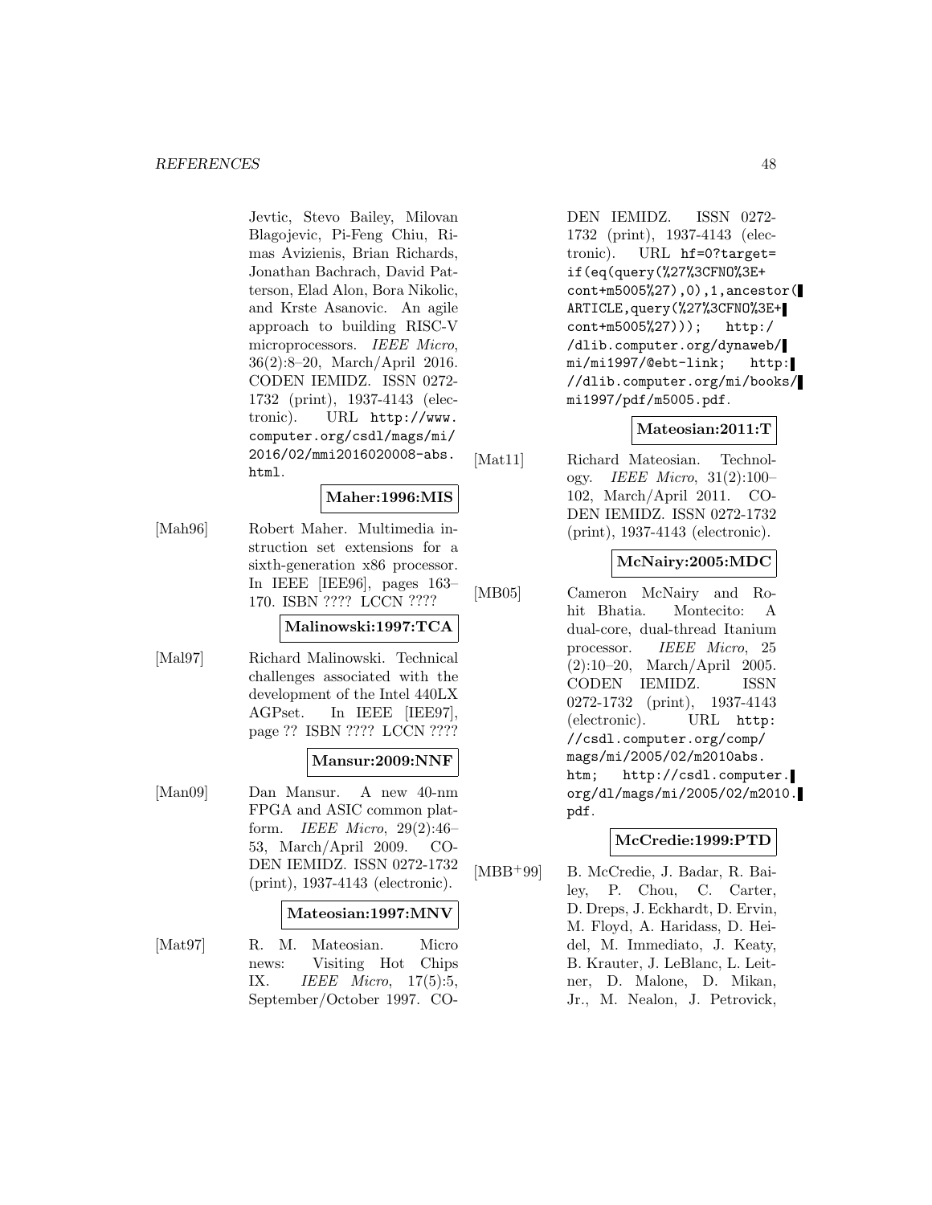Jevtic, Stevo Bailey, Milovan Blagojevic, Pi-Feng Chiu, Rimas Avizienis, Brian Richards, Jonathan Bachrach, David Patterson, Elad Alon, Bora Nikolic, and Krste Asanovic. An agile approach to building RISC-V microprocessors. *IEEE Micro*, 36(2):8–20, March/April 2016. CODEN IEMIDZ. ISSN 0272-1732 (print), 1937-4143 (electronic). URL `http://www.computer.org/csdl/mags/mi/2016/02/mmi2016020008-abs.html`.

**Maher:1996:MIS**

[Mah96] Robert Maher. Multimedia instruction set extensions for a sixth-generation x86 processor. In IEEE [IEE96], pages 163–170. ISBN ???? LCCN ????

**Malinowski:1997:TCA**

[Mal97] Richard Malinowski. Technical challenges associated with the development of the Intel 440LX AGPset. In IEEE [IEE97], page ?? ISBN ???? LCCN ????

**Mansur:2009:NNF**

[Man09] Dan Mansur. A new 40-nm FPGA and ASIC common platform. *IEEE Micro*, 29(2):46–53, March/April 2009. CODEN IEMIDZ. ISSN 0272-1732 (print), 1937-4143 (electronic).

**Mateosian:1997:MNV**

[Mat97] R. M. Mateosian. Micro news: Visiting Hot Chips IX. *IEEE Micro*, 17(5):5, September/October 1997. CODEN IEMIDZ. ISSN 0272-1732 (print), 1937-4143 (electronic). URL `hf=0?target=if(eq(query(%27%3CFNO%3E+cont+m5005%27),0),1,ancestor(ARTICLE,query(%27%3CFNO%3E+cont+m5005%27)));` `http://dlib.computer.org/dynaweb/mi/mi1997/@ebt-link;` `http://dlib.computer.org/mi/books/mi1997/pdf/m5005.pdf`.

**Mateosian:2011:T**

[Mat11] Richard Mateosian. Technology. *IEEE Micro*, 31(2):100–102, March/April 2011. CODEN IEMIDZ. ISSN 0272-1732 (print), 1937-4143 (electronic).

**McNairy:2005:MDC**

[MB05] Cameron McNairy and Rohit Bhatia. Montecito: A dual-core, dual-thread Itanium processor. *IEEE Micro*, 25 (2):10–20, March/April 2005. CODEN IEMIDZ. ISSN 0272-1732 (print), 1937-4143 (electronic). URL `http://csdl.computer.org/comp/mags/mi/2005/02/m2010abs.htm;` `http://csdl.computer.org/dl/mags/mi/2005/02/m2010.pdf`.

**McCredie:1999:PTD**

[MBB+99] B. McCredie, J. Badar, R. Bailey, P. Chou, C. Carter, D. Dreps, J. Eckhardt, D. Ervin, M. Floyd, A. Haridass, D. Heidel, M. Immediato, J. Keaty, B. Krauter, J. LeBlanc, L. Leitner, D. Malone, D. Mikan, Jr., M. Nealon, J. Petrovick,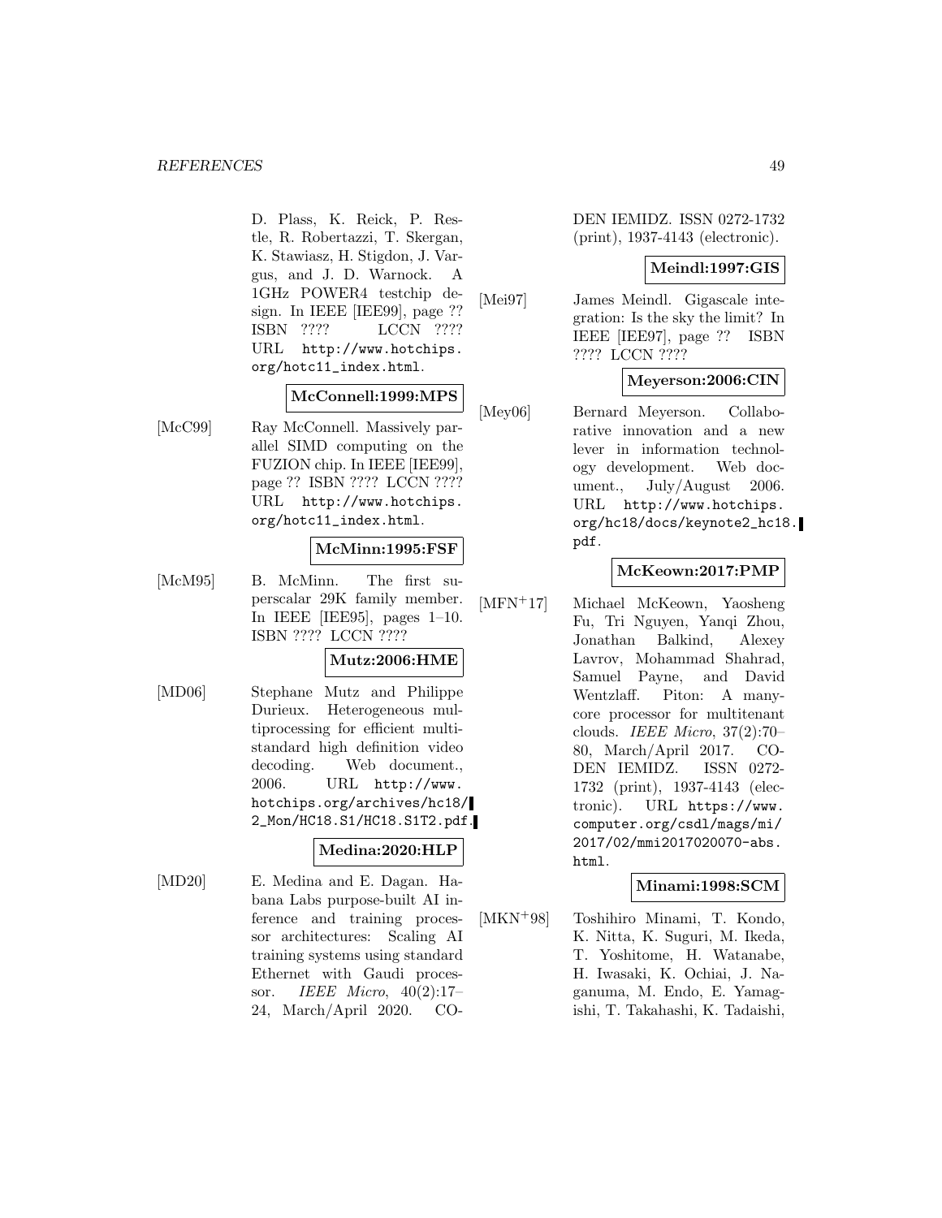D. Plass, K. Reick, P. Restle, R. Robertazzi, T. Skergan, K. Stawiasz, H. Stigdon, J. Vargus, and J. D. Warnock. A 1GHz POWER4 testchip design. In IEEE [IEE99], page ?? ISBN ???? LCCN ???? URL http://www.hotchips.org/hotc11_index.html.

**McConnell:1999:MPS**

[McC99] Ray McConnell. Massively parallel SIMD computing on the FUZION chip. In IEEE [IEE99], page ?? ISBN ???? LCCN ???? URL http://www.hotchips.org/hotc11_index.html.

**McMinn:1995:FSF**

[McM95] B. McMinn. The first superscalar 29K family member. In IEEE [IEE95], pages 1–10. ISBN ???? LCCN ????

**Mutz:2006:HME**

[MD06] Stephane Mutz and Philippe Durieux. Heterogeneous multiprocessing for efficient multistandard high definition video decoding. Web document., 2006. URL http://www.hotchips.org/archives/hc18/2_Mon/HC18.S1/HC18.S1T2.pdf.

**Medina:2020:HLP**

[MD20] E. Medina and E. Dagan. Habana Labs purpose-built AI inference and training processor architectures: Scaling AI training systems using standard Ethernet with Gaudi processor. *IEEE Micro*, 40(2):17–24, March/April 2020. CODEN IEMIDZ. ISSN 0272-1732 (print), 1937-4143 (electronic).

**Meindl:1997:GIS**

[Mei97] James Meindl. Gigascale integration: Is the sky the limit? In IEEE [IEE97], page ?? ISBN ???? LCCN ????

**Meyerson:2006:CIN**

[Mey06] Bernard Meyerson. Collaborative innovation and a new lever in information technology development. Web document., July/August 2006. URL http://www.hotchips.org/hc18/docs/keynote2_hc18.pdf.

**McKeown:2017:PMP**

[MFN+17] Michael McKeown, Yaosheng Fu, Tri Nguyen, Yanqi Zhou, Jonathan Balkind, Alexey Lavrov, Mohammad Shahrad, Samuel Payne, and David Wentzlaff. Piton: A manycore processor for multitenant clouds. *IEEE Micro*, 37(2):70–80, March/April 2017. CODEN IEMIDZ. ISSN 0272-1732 (print), 1937-4143 (electronic). URL https://www.computer.org/csdl/mags/mi/2017/02/mmi2017020070-abs.html.

**Minami:1998:SCM**

[MKN+98] Toshihiro Minami, T. Kondo, K. Nitta, K. Suguri, M. Ikeda, T. Yoshitome, H. Watanabe, H. Iwasaki, K. Ochiai, J. Naganuma, M. Endo, E. Yamagishi, T. Takahashi, K. Tadaishi,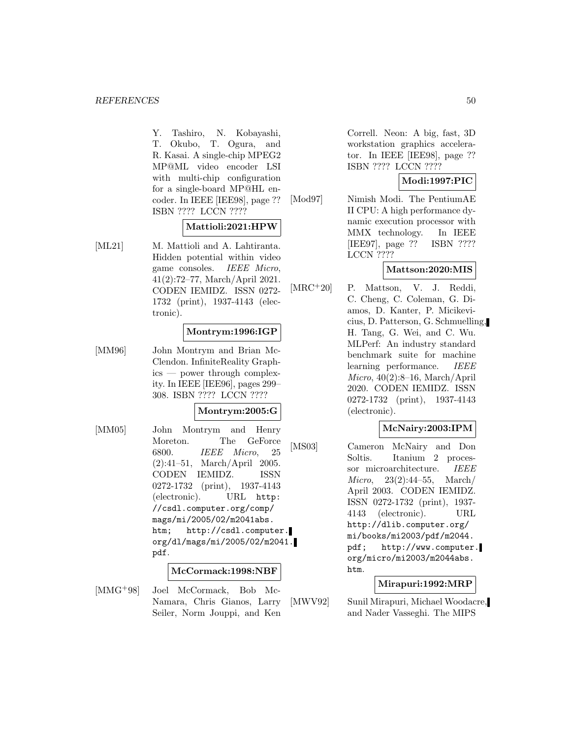Y. Tashiro, N. Kobayashi, T. Okubo, T. Ogura, and R. Kasai. A single-chip MPEG2 MP@ML video encoder LSI with multi-chip configuration for a single-board MP@HL encoder. In IEEE [IEE98], page ?? ISBN ???? LCCN ????

**Mattioli:2021:HPW**

[ML21] M. Mattioli and A. Lahtiranta. Hidden potential within video game consoles. *IEEE Micro*, 41(2):72–77, March/April 2021. CODEN IEMIDZ. ISSN 0272-1732 (print), 1937-4143 (electronic).

**Montrym:1996:IGP**

[MM96] John Montrym and Brian McClendon. InfiniteReality Graphics — power through complexity. In IEEE [IEE96], pages 299–308. ISBN ???? LCCN ????

**Montrym:2005:G**

[MM05] John Montrym and Henry Moreton. The GeForce 6800. *IEEE Micro*, 25 (2):41–51, March/April 2005. CODEN IEMIDZ. ISSN 0272-1732 (print), 1937-4143 (electronic). URL `http://csdl.computer.org/comp/mags/mi/2005/02/m2041abs.htm; http://csdl.computer.org/dl/mags/mi/2005/02/m2041.pdf`.

**McCormack:1998:NBF**

[MMG+98] Joel McCormack, Bob McNamara, Chris Gianos, Larry Seiler, Norm Jouppi, and Ken Correll. Neon: A big, fast, 3D workstation graphics accelerator. In IEEE [IEE98], page ?? ISBN ???? LCCN ????

**Modi:1997:PIC**

[Mod97] Nimish Modi. The PentiumAE II CPU: A high performance dynamic execution processor with MMX technology. In IEEE [IEE97], page ?? ISBN ???? LCCN ????

**Mattson:2020:MIS**

[MRC+20] P. Mattson, V. J. Reddi, C. Cheng, C. Coleman, G. Diamos, D. Kanter, P. Micikevicius, D. Patterson, G. Schmuelling, H. Tang, G. Wei, and C. Wu. MLPerf: An industry standard benchmark suite for machine learning performance. *IEEE Micro*, 40(2):8–16, March/April 2020. CODEN IEMIDZ. ISSN 0272-1732 (print), 1937-4143 (electronic).

**McNairy:2003:IPM**

[MS03] Cameron McNairy and Don Soltis. Itanium 2 processor microarchitecture. *IEEE Micro*, 23(2):44–55, March/April 2003. CODEN IEMIDZ. ISSN 0272-1732 (print), 1937-4143 (electronic). URL `http://dlib.computer.org/mi/books/mi2003/pdf/m2044.pdf; http://www.computer.org/micro/mi2003/m2044abs.htm`.

**Mirapuri:1992:MRP**

[MWV92] Sunil Mirapuri, Michael Woodacre, and Nader Vasseghi. The MIPS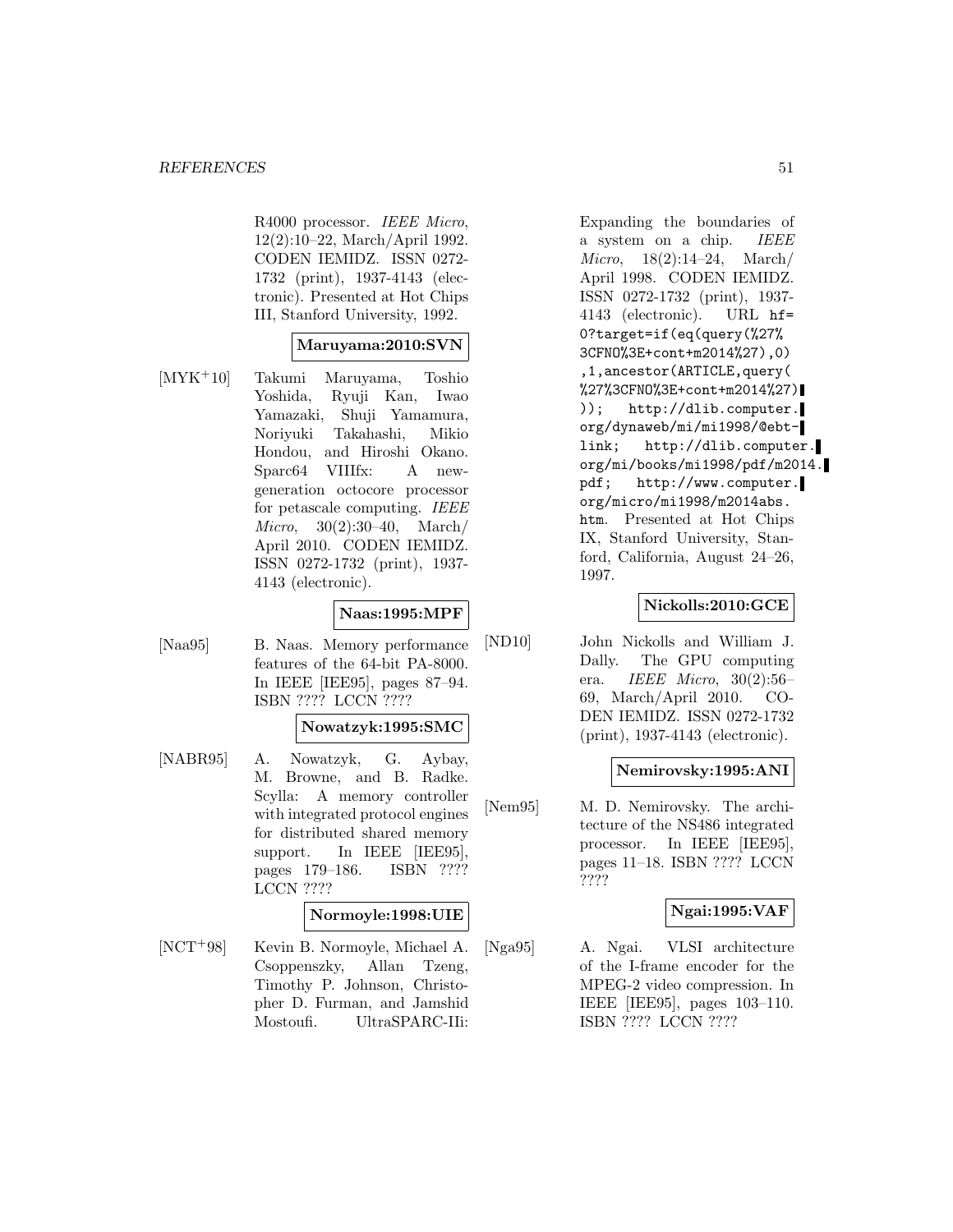R4000 processor. *IEEE Micro*, 12(2):10–22, March/April 1992. CODEN IEMIDZ. ISSN 0272-1732 (print), 1937-4143 (electronic). Presented at Hot Chips III, Stanford University, 1992.

**Maruyama:2010:SVN**

[MYK+10] Takumi Maruyama, Toshio Yoshida, Ryuji Kan, Iwao Yamazaki, Shuji Yamamura, Noriyuki Takahashi, Mikio Hondou, and Hiroshi Okano. Sparc64 VIIIfx: A new-generation octocore processor for petascale computing. *IEEE Micro*, 30(2):30–40, March/April 2010. CODEN IEMIDZ. ISSN 0272-1732 (print), 1937-4143 (electronic).

**Naas:1995:MPF**

[Naa95] B. Naas. Memory performance features of the 64-bit PA-8000. In IEEE [IEE95], pages 87–94. ISBN ???? LCCN ????

**Nowatzyk:1995:SMC**

[NABR95] A. Nowatzyk, G. Aybay, M. Browne, and B. Radke. Scylla: A memory controller with integrated protocol engines for distributed shared memory support. In IEEE [IEE95], pages 179–186. ISBN ???? LCCN ????

**Normoyle:1998:UIE**

[NCT+98] Kevin B. Normoyle, Michael A. Csoppenszky, Allan Tzeng, Timothy P. Johnson, Christopher D. Furman, and Jamshid Mostoufi. UltraSPARC-IIi: Expanding the boundaries of a system on a chip. *IEEE Micro*, 18(2):14–24, March/April 1998. CODEN IEMIDZ. ISSN 0272-1732 (print), 1937-4143 (electronic). URL hf=0?target=if(eq(query(%27%3CFNO%3E+cont+m2014%27),0),1,ancestor(ARTICLE,query(%27%3CFNO%3E+cont+m2014%27))); http://dlib.computer.org/dynaweb/mi/mi1998/@ebt-link; http://dlib.computer.org/mi/books/mi1998/pdf/m2014.pdf; http://www.computer.org/micro/mi1998/m2014abs.htm. Presented at Hot Chips IX, Stanford University, Stanford, California, August 24–26, 1997.

**Nickolls:2010:GCE**

[ND10] John Nickolls and William J. Dally. The GPU computing era. *IEEE Micro*, 30(2):56–69, March/April 2010. CODEN IEMIDZ. ISSN 0272-1732 (print), 1937-4143 (electronic).

**Nemirovsky:1995:ANI**

[Nem95] M. D. Nemirovsky. The architecture of the NS486 integrated processor. In IEEE [IEE95], pages 11–18. ISBN ???? LCCN ????

**Ngai:1995:VAF**

[Nga95] A. Ngai. VLSI architecture of the I-frame encoder for the MPEG-2 video compression. In IEEE [IEE95], pages 103–110. ISBN ???? LCCN ????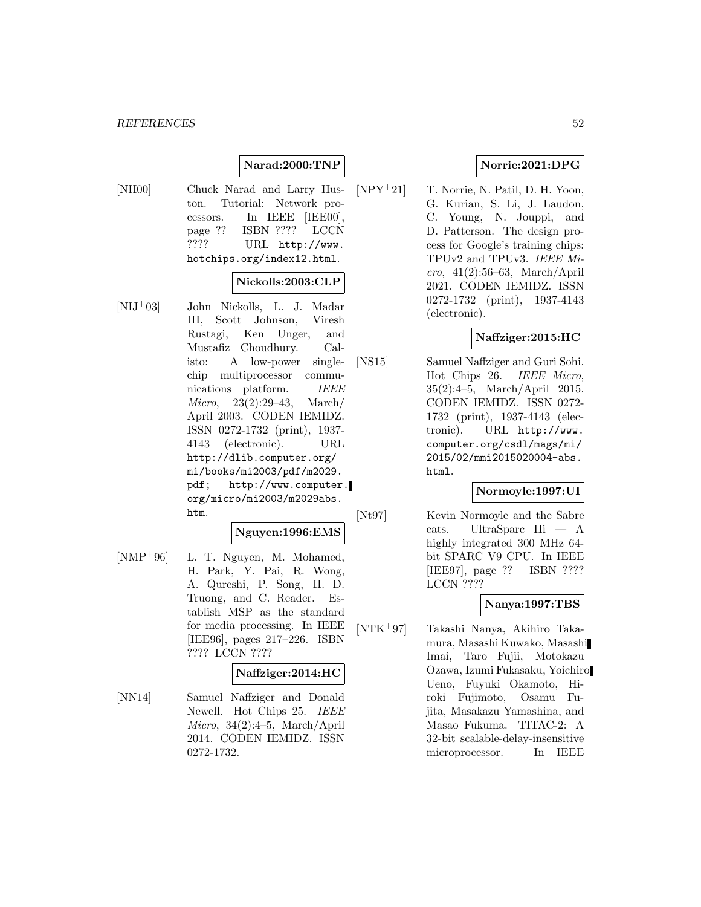**Narad:2000:TNP**

[NH00] Chuck Narad and Larry Huston. Tutorial: Network processors. In IEEE [IEE00], page ?? ISBN ???? LCCN ???? URL http://www.hotchips.org/index12.html.

**Nickolls:2003:CLP**

[NIJ+03] John Nickolls, L. J. Madar III, Scott Johnson, Viresh Rustagi, Ken Unger, and Mustafiz Choudhury. Calisto: A low-power single-chip multiprocessor communications platform. *IEEE Micro*, 23(2):29–43, March/April 2003. CODEN IEMIDZ. ISSN 0272-1732 (print), 1937-4143 (electronic). URL http://dlib.computer.org/mi/books/mi2003/pdf/m2029.pdf; http://www.computer.org/micro/mi2003/m2029abs.htm.

**Nguyen:1996:EMS**

[NMP+96] L. T. Nguyen, M. Mohamed, H. Park, Y. Pai, R. Wong, A. Qureshi, P. Song, H. D. Truong, and C. Reader. Establish MSP as the standard for media processing. In IEEE [IEE96], pages 217–226. ISBN ???? LCCN ????

**Naffziger:2014:HC**

[NN14] Samuel Naffziger and Donald Newell. Hot Chips 25. *IEEE Micro*, 34(2):4–5, March/April 2014. CODEN IEMIDZ. ISSN 0272-1732.

**Norrie:2021:DPG**

[NPY+21] T. Norrie, N. Patil, D. H. Yoon, G. Kurian, S. Li, J. Laudon, C. Young, N. Jouppi, and D. Patterson. The design process for Google's training chips: TPUv2 and TPUv3. *IEEE Micro*, 41(2):56–63, March/April 2021. CODEN IEMIDZ. ISSN 0272-1732 (print), 1937-4143 (electronic).

**Naffziger:2015:HC**

[NS15] Samuel Naffziger and Guri Sohi. Hot Chips 26. *IEEE Micro*, 35(2):4–5, March/April 2015. CODEN IEMIDZ. ISSN 0272-1732 (print), 1937-4143 (electronic). URL http://www.computer.org/csdl/mags/mi/2015/02/mmi2015020004-abs.html.

**Normoyle:1997:UI**

[Nt97] Kevin Normoyle and the Sabre cats. UltraSparc IIi — A highly integrated 300 MHz 64-bit SPARC V9 CPU. In IEEE [IEE97], page ?? ISBN ???? LCCN ????

**Nanya:1997:TBS**

[NTK+97] Takashi Nanya, Akihiro Takamura, Masashi Kuwako, Masashi Imai, Taro Fujii, Motokazu Ozawa, Izumi Fukasaku, Yoichiro Ueno, Fuyuki Okamoto, Hiroki Fujimoto, Osamu Fujita, Masakazu Yamashina, and Masao Fukuma. TITAC-2: A 32-bit scalable-delay-insensitive microprocessor. In IEEE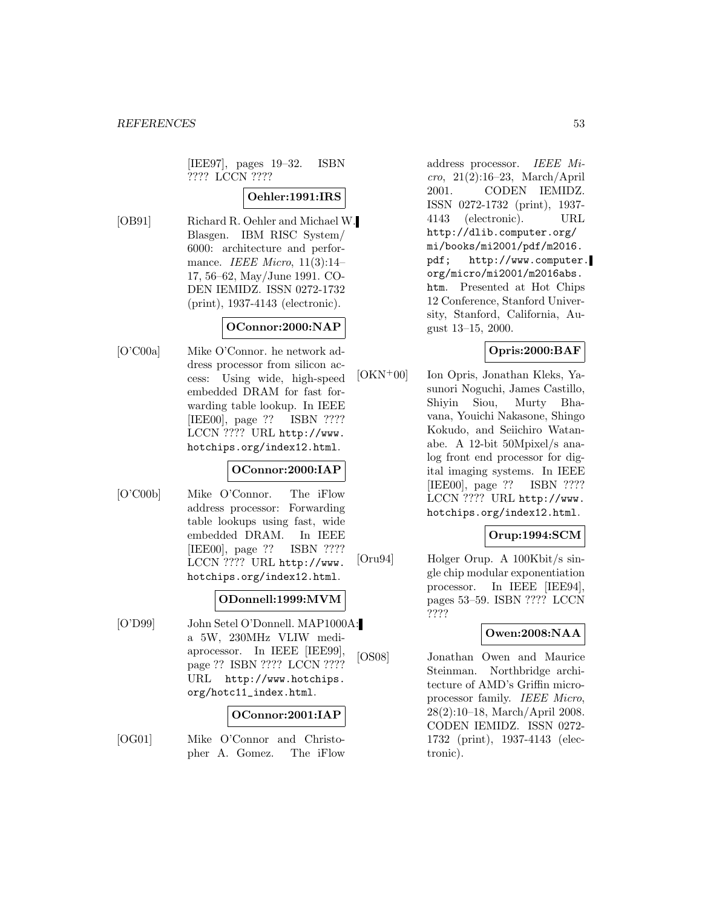[IEE97], pages 19–32. ISBN ???? LCCN ????

**Oehler:1991:IRS**

[OB91] Richard R. Oehler and Michael W. Blasgen. IBM RISC System/6000: architecture and performance. *IEEE Micro*, 11(3):14–17, 56–62, May/June 1991. CODEN IEMIDZ. ISSN 0272-1732 (print), 1937-4143 (electronic).

**OConnor:2000:NAP**

[O'C00a] Mike O'Connor. he network address processor from silicon access: Using wide, high-speed embedded DRAM for fast forwarding table lookup. In IEEE [IEE00], page ?? ISBN ???? LCCN ???? URL http://www.hotchips.org/index12.html.

**OConnor:2000:IAP**

[O'C00b] Mike O'Connor. The iFlow address processor: Forwarding table lookups using fast, wide embedded DRAM. In IEEE [IEE00], page ?? ISBN ???? LCCN ???? URL http://www.hotchips.org/index12.html.

**ODonnell:1999:MVM**

[O'D99] John Setel O'Donnell. MAP1000A: a 5W, 230MHz VLIW mediaprocessor. In IEEE [IEE99], page ?? ISBN ???? LCCN ???? URL http://www.hotchips.org/hotc11_index.html.

**OConnor:2001:IAP**

[OG01] Mike O'Connor and Christopher A. Gomez. The iFlow address processor. *IEEE Micro*, 21(2):16–23, March/April 2001. CODEN IEMIDZ. ISSN 0272-1732 (print), 1937-4143 (electronic). URL http://dlib.computer.org/mi/books/mi2001/pdf/m2016.pdf; http://www.computer.org/micro/mi2001/m2016abs.htm. Presented at Hot Chips 12 Conference, Stanford University, Stanford, California, August 13–15, 2000.

**Opris:2000:BAF**

[OKN+00] Ion Opris, Jonathan Kleks, Yasunori Noguchi, James Castillo, Shiyin Siou, Murty Bhavana, Youichi Nakasone, Shingo Kokudo, and Seiichiro Watanabe. A 12-bit 50Mpixel/s analog front end processor for digital imaging systems. In IEEE [IEE00], page ?? ISBN ???? LCCN ???? URL http://www.hotchips.org/index12.html.

**Orup:1994:SCM**

[Oru94] Holger Orup. A 100Kbit/s single chip modular exponentiation processor. In IEEE [IEE94], pages 53–59. ISBN ???? LCCN ????

**Owen:2008:NAA**

[OS08] Jonathan Owen and Maurice Steinman. Northbridge architecture of AMD's Griffin microprocessor family. *IEEE Micro*, 28(2):10–18, March/April 2008. CODEN IEMIDZ. ISSN 0272-1732 (print), 1937-4143 (electronic).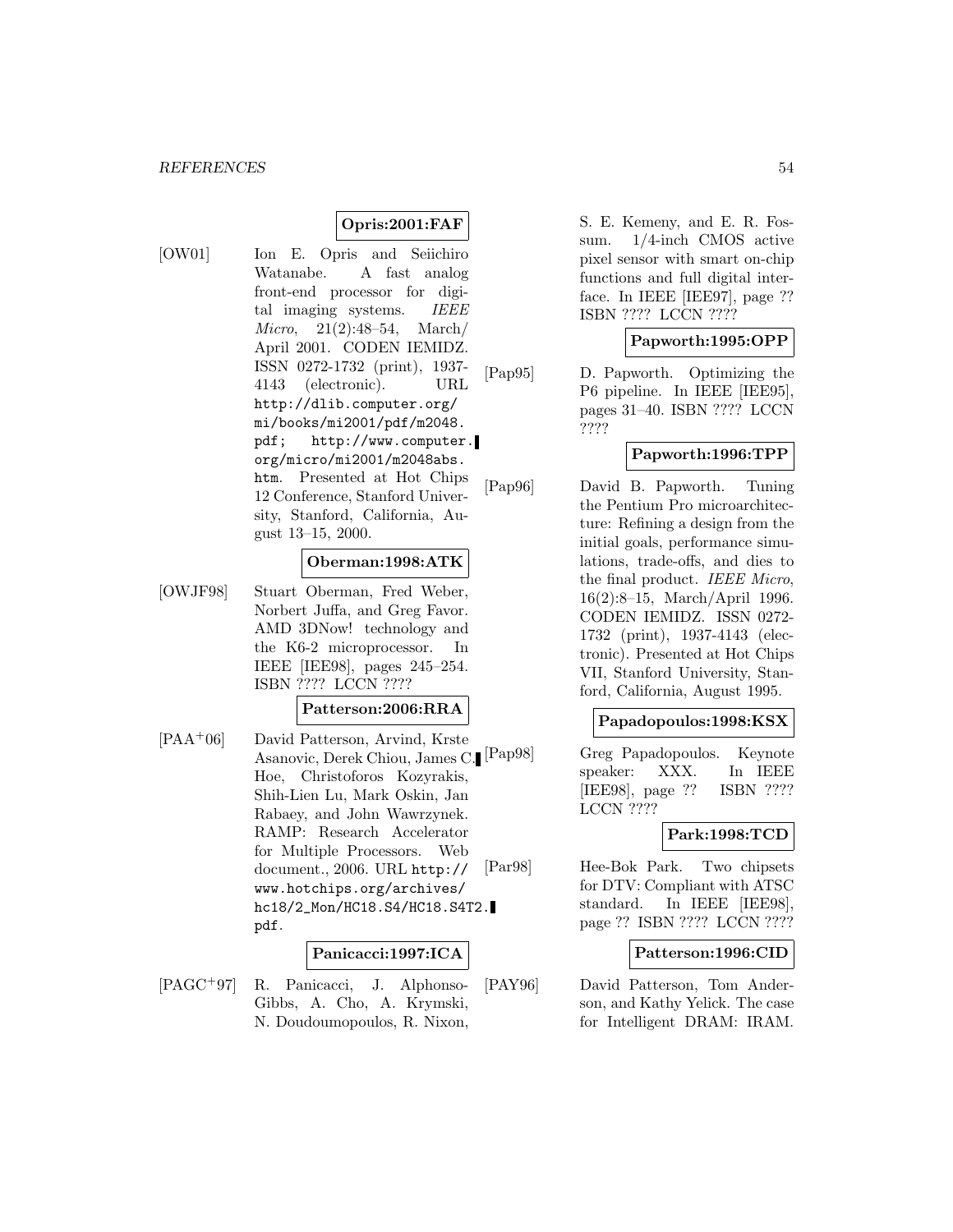**Opris:2001:FAF**

[OW01] Ion E. Opris and Seiichiro Watanabe. A fast analog front-end processor for digital imaging systems. *IEEE Micro*, 21(2):48–54, March/April 2001. CODEN IEMIDZ. ISSN 0272-1732 (print), 1937-4143 (electronic). URL http://dlib.computer.org/mi/books/mi2001/pdf/m2048.pdf; http://www.computer.org/micro/mi2001/m2048abs.htm. Presented at Hot Chips 12 Conference, Stanford University, Stanford, California, August 13–15, 2000.

**Oberman:1998:ATK**

[OWJF98] Stuart Oberman, Fred Weber, Norbert Juffa, and Greg Favor. AMD 3DNow! technology and the K6-2 microprocessor. In IEEE [IEE98], pages 245–254. ISBN ???? LCCN ????

**Patterson:2006:RRA**

[PAA+06] David Patterson, Arvind, Krste Asanovic, Derek Chiou, James C. Hoe, Christoforos Kozyrakis, Shih-Lien Lu, Mark Oskin, Jan Rabaey, and John Wawrzynek. RAMP: Research Accelerator for Multiple Processors. Web document., 2006. URL http://www.hotchips.org/archives/hc18/2_Mon/HC18.S4/HC18.S4T2.pdf.

**Panicacci:1997:ICA**

[PAGC+97] R. Panicacci, J. Alphonso-Gibbs, A. Cho, A. Krymski, N. Doudoumopoulos, R. Nixon, S. E. Kemeny, and E. R. Fossum. 1/4-inch CMOS active pixel sensor with smart on-chip functions and full digital interface. In IEEE [IEE97], page ?? ISBN ???? LCCN ????

**Papworth:1995:OPP**

[Pap95] D. Papworth. Optimizing the P6 pipeline. In IEEE [IEE95], pages 31–40. ISBN ???? LCCN ????

**Papworth:1996:TPP**

[Pap96] David B. Papworth. Tuning the Pentium Pro microarchitecture: Refining a design from the initial goals, performance simulations, trade-offs, and dies to the final product. *IEEE Micro*, 16(2):8–15, March/April 1996. CODEN IEMIDZ. ISSN 0272-1732 (print), 1937-4143 (electronic). Presented at Hot Chips VII, Stanford University, Stanford, California, August 1995.

**Papadopoulos:1998:KSX**

[Pap98] Greg Papadopoulos. Keynote speaker: XXX. In IEEE [IEE98], page ?? ISBN ???? LCCN ????

**Park:1998:TCD**

[Par98] Hee-Bok Park. Two chipsets for DTV: Compliant with ATSC standard. In IEEE [IEE98], page ?? ISBN ???? LCCN ????

**Patterson:1996:CID**

[PAY96] David Patterson, Tom Anderson, and Kathy Yelick. The case for Intelligent DRAM: IRAM.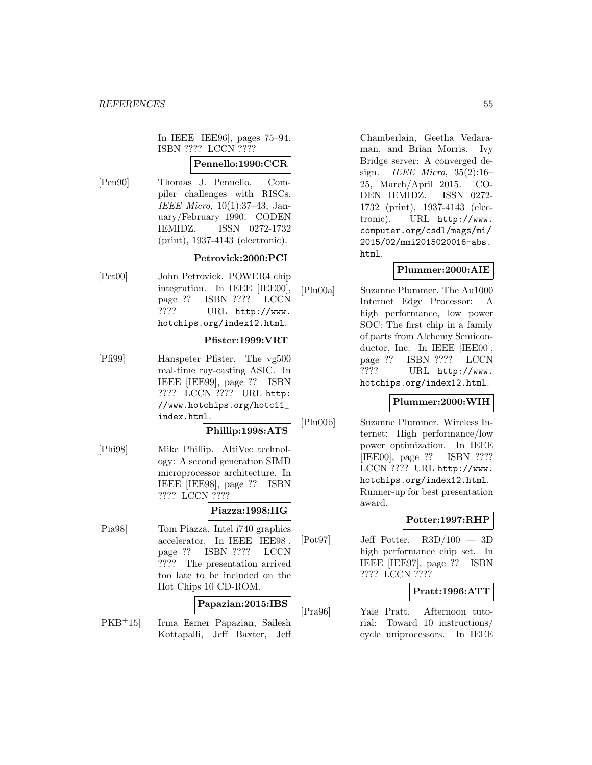In IEEE [IEE96], pages 75–94. ISBN ???? LCCN ????

**Pennello:1990:CCR**

[Pen90] Thomas J. Pennello. Compiler challenges with RISCs. *IEEE Micro*, 10(1):37–43, January/February 1990. CODEN IEMIDZ. ISSN 0272-1732 (print), 1937-4143 (electronic).

**Petrovick:2000:PCI**

[Pet00] John Petrovick. POWER4 chip integration. In IEEE [IEE00], page ?? ISBN ???? LCCN ???? URL http://www.hotchips.org/index12.html.

**Pfister:1999:VRT**

[Pfi99] Hanspeter Pfister. The vg500 real-time ray-casting ASIC. In IEEE [IEE99], page ?? ISBN ???? LCCN ???? URL http://www.hotchips.org/hotc11_index.html.

**Phillip:1998:ATS**

[Phi98] Mike Phillip. AltiVec technology: A second generation SIMD microprocessor architecture. In IEEE [IEE98], page ?? ISBN ???? LCCN ????

**Piazza:1998:IIG**

[Pia98] Tom Piazza. Intel i740 graphics accelerator. In IEEE [IEE98], page ?? ISBN ???? LCCN ???? The presentation arrived too late to be included on the Hot Chips 10 CD-ROM.

**Papazian:2015:IBS**

[PKB+15] Irma Esmer Papazian, Sailesh Kottapalli, Jeff Baxter, Jeff Chamberlain, Geetha Vedaraman, and Brian Morris. Ivy Bridge server: A converged design. *IEEE Micro*, 35(2):16–25, March/April 2015. CODEN IEMIDZ. ISSN 0272-1732 (print), 1937-4143 (electronic). URL http://www.computer.org/csdl/mags/mi/2015/02/mmi2015020016-abs.html.

**Plummer:2000:AIE**

[Plu00a] Suzanne Plummer. The Au1000 Internet Edge Processor: A high performance, low power SOC: The first chip in a family of parts from Alchemy Semiconductor, Inc. In IEEE [IEE00], page ?? ISBN ???? LCCN ???? URL http://www.hotchips.org/index12.html.

**Plummer:2000:WIH**

[Plu00b] Suzanne Plummer. Wireless Internet: High performance/low power optimization. In IEEE [IEE00], page ?? ISBN ???? LCCN ???? URL http://www.hotchips.org/index12.html. Runner-up for best presentation award.

**Potter:1997:RHP**

[Pot97] Jeff Potter. R3D/100 — 3D high performance chip set. In IEEE [IEE97], page ?? ISBN ???? LCCN ????

**Pratt:1996:ATT**

[Pra96] Yale Pratt. Afternoon tutorial: Toward 10 instructions/cycle uniprocessors. In IEEE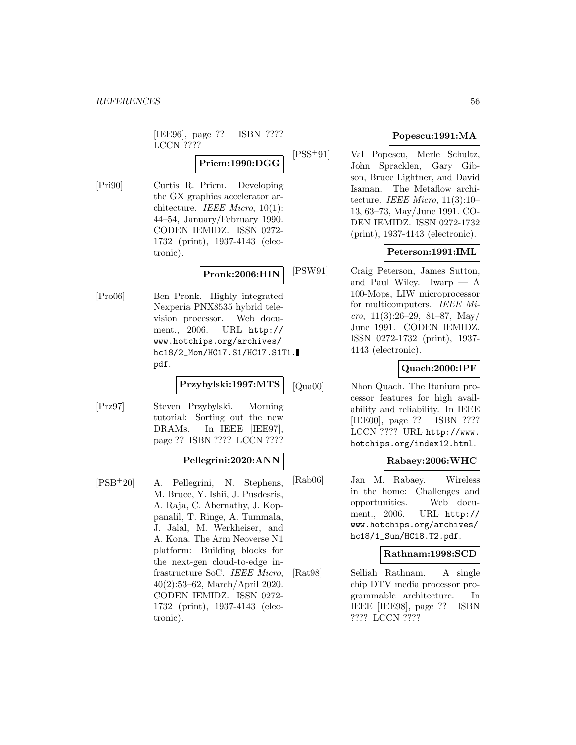[IEE96], page ?? ISBN ???? LCCN ????

**Priem:1990:DGG**

[Pri90] Curtis R. Priem. Developing the GX graphics accelerator architecture. *IEEE Micro*, 10(1): 44–54, January/February 1990. CODEN IEMIDZ. ISSN 0272-1732 (print), 1937-4143 (electronic).

**Pronk:2006:HIN**

[Pro06] Ben Pronk. Highly integrated Nexperia PNX8535 hybrid television processor. Web document., 2006. URL http://www.hotchips.org/archives/hc18/2_Mon/HC17.S1/HC17.S1T1.pdf.

**Przybylski:1997:MTS**

[Prz97] Steven Przybylski. Morning tutorial: Sorting out the new DRAMs. In IEEE [IEE97], page ?? ISBN ???? LCCN ????

**Pellegrini:2020:ANN**

[PSB+20] A. Pellegrini, N. Stephens, M. Bruce, Y. Ishii, J. Pusdesris, A. Raja, C. Abernathy, J. Koppanalil, T. Ringe, A. Tummala, J. Jalal, M. Werkheiser, and A. Kona. The Arm Neoverse N1 platform: Building blocks for the next-gen cloud-to-edge infrastructure SoC. *IEEE Micro*, 40(2):53–62, March/April 2020. CODEN IEMIDZ. ISSN 0272-1732 (print), 1937-4143 (electronic).

**Popescu:1991:MA**

[PSS+91] Val Popescu, Merle Schultz, John Spracklen, Gary Gibson, Bruce Lightner, and David Isaman. The Metaflow architecture. *IEEE Micro*, 11(3):10–13, 63–73, May/June 1991. CODEN IEMIDZ. ISSN 0272-1732 (print), 1937-4143 (electronic).

**Peterson:1991:IML**

[PSW91] Craig Peterson, James Sutton, and Paul Wiley. Iwarp — A 100-Mops, LIW microprocessor for multicomputers. *IEEE Micro*, 11(3):26–29, 81–87, May/June 1991. CODEN IEMIDZ. ISSN 0272-1732 (print), 1937-4143 (electronic).

**Quach:2000:IPF**

[Qua00] Nhon Quach. The Itanium processor features for high availability and reliability. In IEEE [IEE00], page ?? ISBN ???? LCCN ???? URL http://www.hotchips.org/index12.html.

**Rabaey:2006:WHC**

[Rab06] Jan M. Rabaey. Wireless in the home: Challenges and opportunities. Web document., 2006. URL http://www.hotchips.org/archives/hc18/1_Sun/HC18.T2.pdf.

**Rathnam:1998:SCD**

[Rat98] Selliah Rathnam. A single chip DTV media processor programmable architecture. In IEEE [IEE98], page ?? ISBN ???? LCCN ????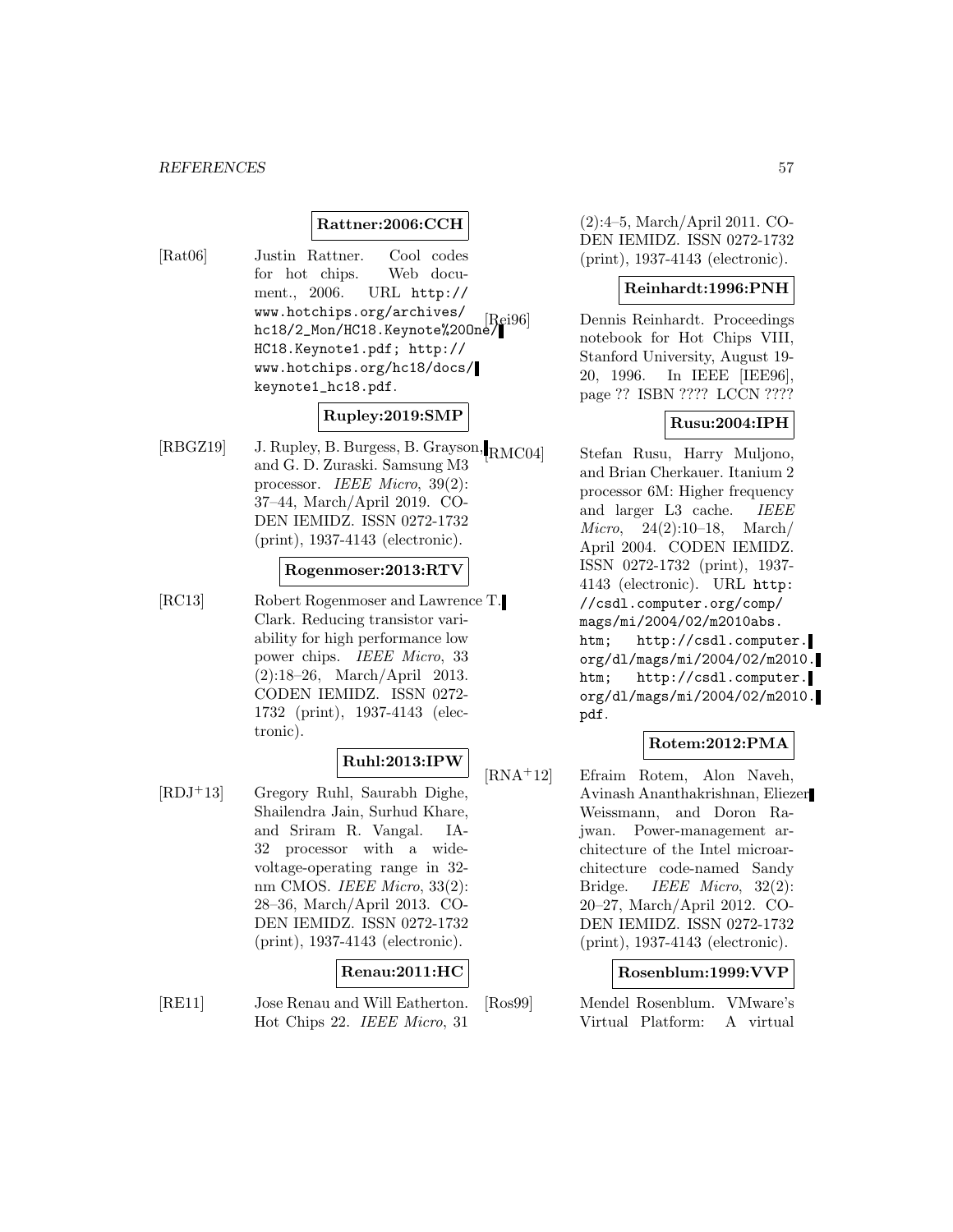**Rattner:2006:CCH**

[Rat06] Justin Rattner. Cool codes for hot chips. Web document., 2006. URL http://www.hotchips.org/archives/hc18/2_Mon/HC18.Keynote%20One/HC18.Keynote1.pdf; http://www.hotchips.org/hc18/docs/keynote1_hc18.pdf.

**Rupley:2019:SMP**

[RBGZ19] J. Rupley, B. Burgess, B. Grayson, and G. D. Zuraski. Samsung M3 processor. *IEEE Micro*, 39(2): 37–44, March/April 2019. CODEN IEMIDZ. ISSN 0272-1732 (print), 1937-4143 (electronic).

**Rogenmoser:2013:RTV**

[RC13] Robert Rogenmoser and Lawrence T. Clark. Reducing transistor variability for high performance low power chips. *IEEE Micro*, 33 (2):18–26, March/April 2013. CODEN IEMIDZ. ISSN 0272-1732 (print), 1937-4143 (electronic).

**Ruhl:2013:IPW**

[RDJ+13] Gregory Ruhl, Saurabh Dighe, Shailendra Jain, Surhud Khare, and Sriram R. Vangal. IA-32 processor with a wide-voltage-operating range in 32-nm CMOS. *IEEE Micro*, 33(2): 28–36, March/April 2013. CODEN IEMIDZ. ISSN 0272-1732 (print), 1937-4143 (electronic).

**Renau:2011:HC**

[RE11] Jose Renau and Will Eatherton. Hot Chips 22. *IEEE Micro*, 31 (2):4–5, March/April 2011. CODEN IEMIDZ. ISSN 0272-1732 (print), 1937-4143 (electronic).

**Reinhardt:1996:PNH**

[Rei96] Dennis Reinhardt. Proceedings notebook for Hot Chips VIII, Stanford University, August 19-20, 1996. In IEEE [IEE96], page ?? ISBN ???? LCCN ????

**Rusu:2004:IPH**

[RMC04] Stefan Rusu, Harry Muljono, and Brian Cherkauer. Itanium 2 processor 6M: Higher frequency and larger L3 cache. *IEEE Micro*, 24(2):10–18, March/April 2004. CODEN IEMIDZ. ISSN 0272-1732 (print), 1937-4143 (electronic). URL http://csdl.computer.org/comp/mags/mi/2004/02/m2010abs.htm; http://csdl.computer.org/dl/mags/mi/2004/02/m2010.htm; http://csdl.computer.org/dl/mags/mi/2004/02/m2010.pdf.

**Rotem:2012:PMA**

[RNA+12] Efraim Rotem, Alon Naveh, Avinash Ananthakrishnan, Eliezer Weissmann, and Doron Rajwan. Power-management architecture of the Intel microarchitecture code-named Sandy Bridge. *IEEE Micro*, 32(2): 20–27, March/April 2012. CODEN IEMIDZ. ISSN 0272-1732 (print), 1937-4143 (electronic).

**Rosenblum:1999:VVP**

[Ros99] Mendel Rosenblum. VMware's Virtual Platform: A virtual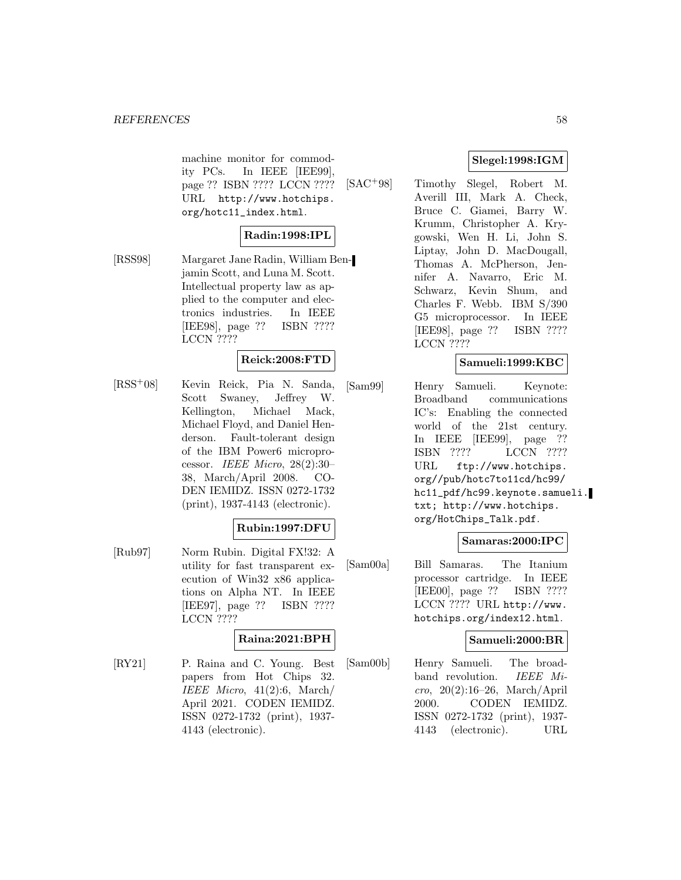machine monitor for commodity PCs. In IEEE [IEE99], page ?? ISBN ???? LCCN ???? URL http://www.hotchips.org/hotc11_index.html.

**Radin:1998:IPL**

[RSS98] Margaret Jane Radin, William Benjamin Scott, and Luna M. Scott. Intellectual property law as applied to the computer and electronics industries. In IEEE [IEE98], page ?? ISBN ???? LCCN ????

**Reick:2008:FTD**

[RSS+08] Kevin Reick, Pia N. Sanda, Scott Swaney, Jeffrey W. Kellington, Michael Mack, Michael Floyd, and Daniel Henderson. Fault-tolerant design of the IBM Power6 microprocessor. *IEEE Micro*, 28(2):30–38, March/April 2008. CODEN IEMIDZ. ISSN 0272-1732 (print), 1937-4143 (electronic).

**Rubin:1997:DFU**

[Rub97] Norm Rubin. Digital FX!32: A utility for fast transparent execution of Win32 x86 applications on Alpha NT. In IEEE [IEE97], page ?? ISBN ???? LCCN ????

**Raina:2021:BPH**

[RY21] P. Raina and C. Young. Best papers from Hot Chips 32. *IEEE Micro*, 41(2):6, March/April 2021. CODEN IEMIDZ. ISSN 0272-1732 (print), 1937-4143 (electronic).

**Slegel:1998:IGM**

[SAC+98] Timothy Slegel, Robert M. Averill III, Mark A. Check, Bruce C. Giamei, Barry W. Krumm, Christopher A. Krygowski, Wen H. Li, John S. Liptay, John D. MacDougall, Thomas A. McPherson, Jennifer A. Navarro, Eric M. Schwarz, Kevin Shum, and Charles F. Webb. IBM S/390 G5 microprocessor. In IEEE [IEE98], page ?? ISBN ???? LCCN ????

**Samueli:1999:KBC**

[Sam99] Henry Samueli. Keynote: Broadband communications IC's: Enabling the connected world of the 21st century. In IEEE [IEE99], page ?? ISBN ???? LCCN ???? URL ftp://www.hotchips.org//pub/hotc7to11cd/hc99/hc11_pdf/hc99.keynote.samueli.txt; http://www.hotchips.org/HotChips_Talk.pdf.

**Samaras:2000:IPC**

[Sam00a] Bill Samaras. The Itanium processor cartridge. In IEEE [IEE00], page ?? ISBN ???? LCCN ???? URL http://www.hotchips.org/index12.html.

**Samueli:2000:BR**

[Sam00b] Henry Samueli. The broadband revolution. *IEEE Micro*, 20(2):16–26, March/April 2000. CODEN IEMIDZ. ISSN 0272-1732 (print), 1937-4143 (electronic). URL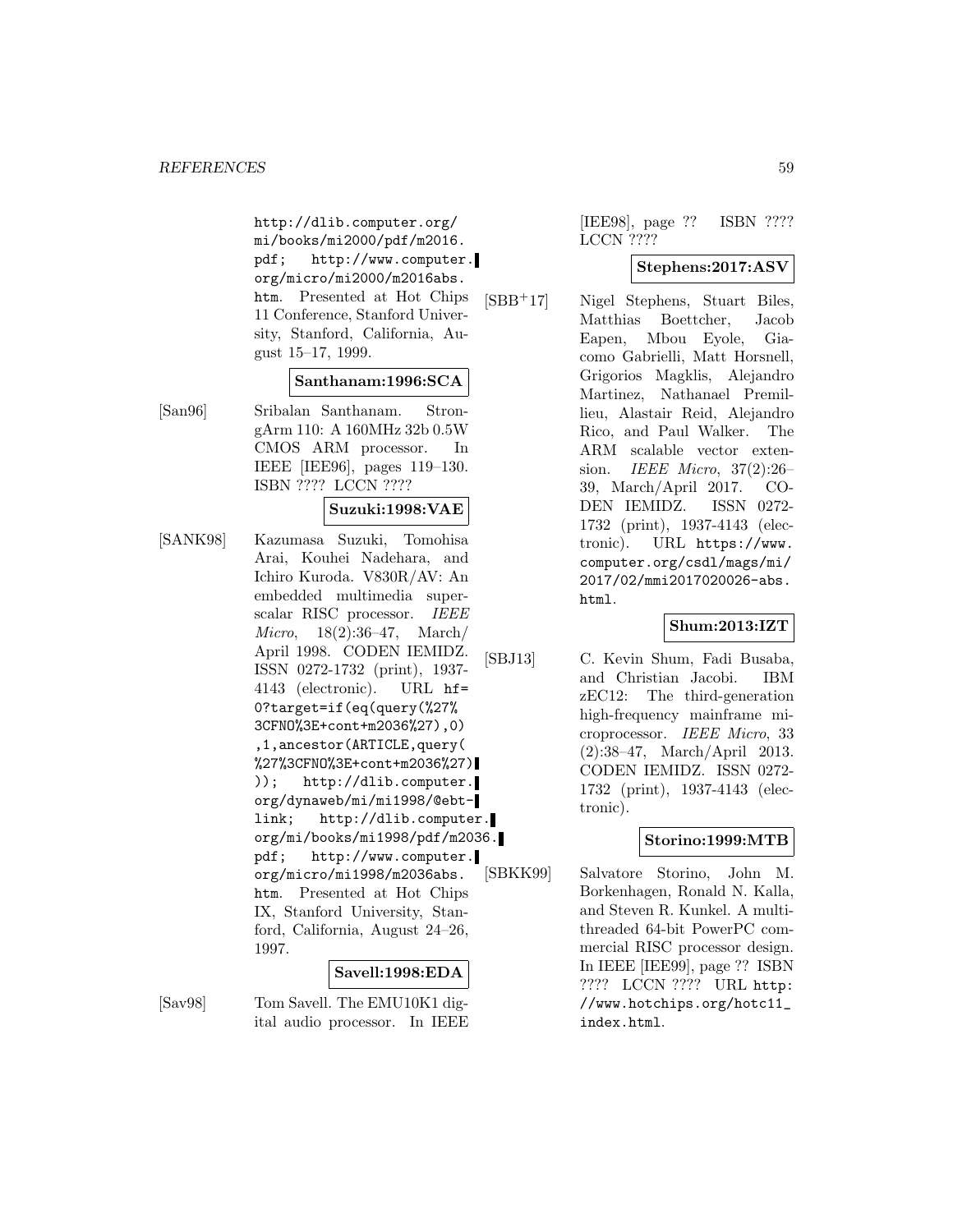http://dlib.computer.org/mi/books/mi2000/pdf/m2016.pdf; http://www.computer.org/micro/mi2000/m2016abs.htm. Presented at Hot Chips 11 Conference, Stanford University, Stanford, California, August 15–17, 1999.

**Santhanam:1996:SCA**

[San96] Sribalan Santhanam. StrongArm 110: A 160MHz 32b 0.5W CMOS ARM processor. In IEEE [IEE96], pages 119–130. ISBN ???? LCCN ????

**Suzuki:1998:VAE**

[SANK98] Kazumasa Suzuki, Tomohisa Arai, Kouhei Nadehara, and Ichiro Kuroda. V830R/AV: An embedded multimedia superscalar RISC processor. *IEEE Micro*, 18(2):36–47, March/April 1998. CODEN IEMIDZ. ISSN 0272-1732 (print), 1937-4143 (electronic). URL hf=0?target=if(eq(query(%27%3CFNO%3E+cont+m2036%27),0),1,ancestor(ARTICLE,query(%27%3CFNO%3E+cont+m2036%27))); http://dlib.computer.org/dynaweb/mi/mi1998/@ebt-link; http://dlib.computer.org/mi/books/mi1998/pdf/m2036.pdf; http://www.computer.org/micro/mi1998/m2036abs.htm. Presented at Hot Chips IX, Stanford University, Stanford, California, August 24–26, 1997.

**Savell:1998:EDA**

[Sav98] Tom Savell. The EMU10K1 digital audio processor. In IEEE [IEE98], page ?? ISBN ???? LCCN ????

**Stephens:2017:ASV**

[SBB+17] Nigel Stephens, Stuart Biles, Matthias Boettcher, Jacob Eapen, Mbou Eyole, Giacomo Gabrielli, Matt Horsnell, Grigorios Magklis, Alejandro Martinez, Nathanael Premillieu, Alastair Reid, Alejandro Rico, and Paul Walker. The ARM scalable vector extension. *IEEE Micro*, 37(2):26–39, March/April 2017. CODEN IEMIDZ. ISSN 0272-1732 (print), 1937-4143 (electronic). URL https://www.computer.org/csdl/mags/mi/2017/02/mmi2017020026-abs.html.

**Shum:2013:IZT**

[SBJ13] C. Kevin Shum, Fadi Busaba, and Christian Jacobi. IBM zEC12: The third-generation high-frequency mainframe microprocessor. *IEEE Micro*, 33(2):38–47, March/April 2013. CODEN IEMIDZ. ISSN 0272-1732 (print), 1937-4143 (electronic).

**Storino:1999:MTB**

[SBKK99] Salvatore Storino, John M. Borkenhagen, Ronald N. Kalla, and Steven R. Kunkel. A multithreaded 64-bit PowerPC commercial RISC processor design. In IEEE [IEE99], page ?? ISBN ???? LCCN ???? URL http://www.hotchips.org/hotc11_index.html.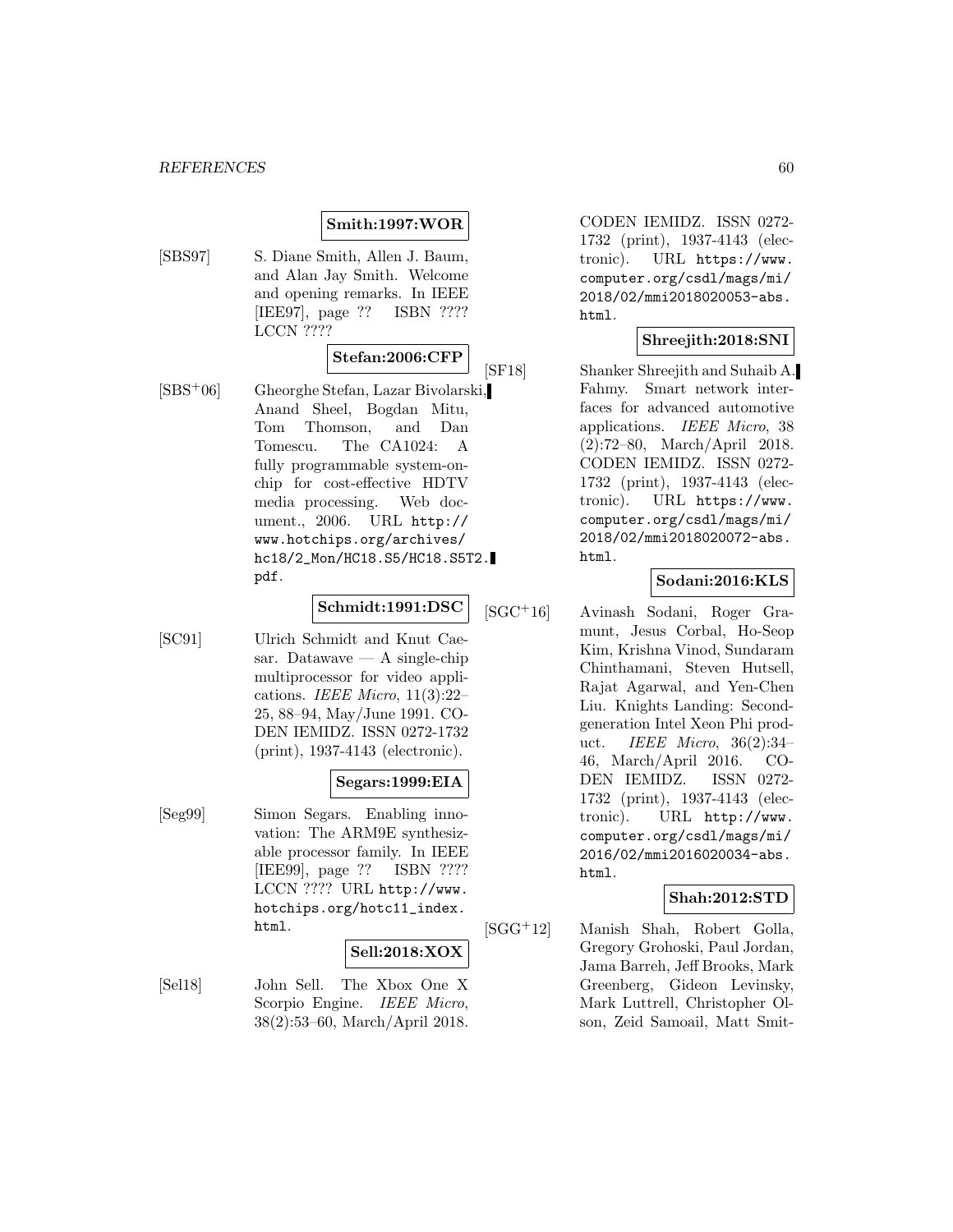**Smith:1997:WOR**

[SBS97] S. Diane Smith, Allen J. Baum, and Alan Jay Smith. Welcome and opening remarks. In IEEE [IEE97], page ?? ISBN ???? LCCN ????

**Stefan:2006:CFP**

[SBS+06] Gheorghe Stefan, Lazar Bivolarski, Anand Sheel, Bogdan Mitu, Tom Thomson, and Dan Tomescu. The CA1024: A fully programmable system-on-chip for cost-effective HDTV media processing. Web document., 2006. URL http://www.hotchips.org/archives/hc18/2_Mon/HC18.S5/HC18.S5T2.pdf.

**Schmidt:1991:DSC**

[SC91] Ulrich Schmidt and Knut Caesar. Datawave — A single-chip multiprocessor for video applications. *IEEE Micro*, 11(3):22–25, 88–94, May/June 1991. CODEN IEMIDZ. ISSN 0272-1732 (print), 1937-4143 (electronic).

**Segars:1999:EIA**

[Seg99] Simon Segars. Enabling innovation: The ARM9E synthesizable processor family. In IEEE [IEE99], page ?? ISBN ???? LCCN ???? URL http://www.hotchips.org/hotc11_index.html.

**Sell:2018:XOX**

[Sel18] John Sell. The Xbox One X Scorpio Engine. *IEEE Micro*, 38(2):53–60, March/April 2018. CODEN IEMIDZ. ISSN 0272-1732 (print), 1937-4143 (electronic). URL https://www.computer.org/csdl/mags/mi/2018/02/mmi2018020053-abs.html.

**Shreejith:2018:SNI**

[SF18] Shanker Shreejith and Suhaib A. Fahmy. Smart network interfaces for advanced automotive applications. *IEEE Micro*, 38 (2):72–80, March/April 2018. CODEN IEMIDZ. ISSN 0272-1732 (print), 1937-4143 (electronic). URL https://www.computer.org/csdl/mags/mi/2018/02/mmi2018020072-abs.html.

**Sodani:2016:KLS**

[SGC+16] Avinash Sodani, Roger Gramunt, Jesus Corbal, Ho-Seop Kim, Krishna Vinod, Sundaram Chinthamani, Steven Hutsell, Rajat Agarwal, and Yen-Chen Liu. Knights Landing: Second-generation Intel Xeon Phi product. *IEEE Micro*, 36(2):34–46, March/April 2016. CODEN IEMIDZ. ISSN 0272-1732 (print), 1937-4143 (electronic). URL http://www.computer.org/csdl/mags/mi/2016/02/mmi2016020034-abs.html.

**Shah:2012:STD**

[SGG+12] Manish Shah, Robert Golla, Gregory Grohoski, Paul Jordan, Jama Barreh, Jeff Brooks, Mark Greenberg, Gideon Levinsky, Mark Luttrell, Christopher Olson, Zeid Samoail, Matt Smit-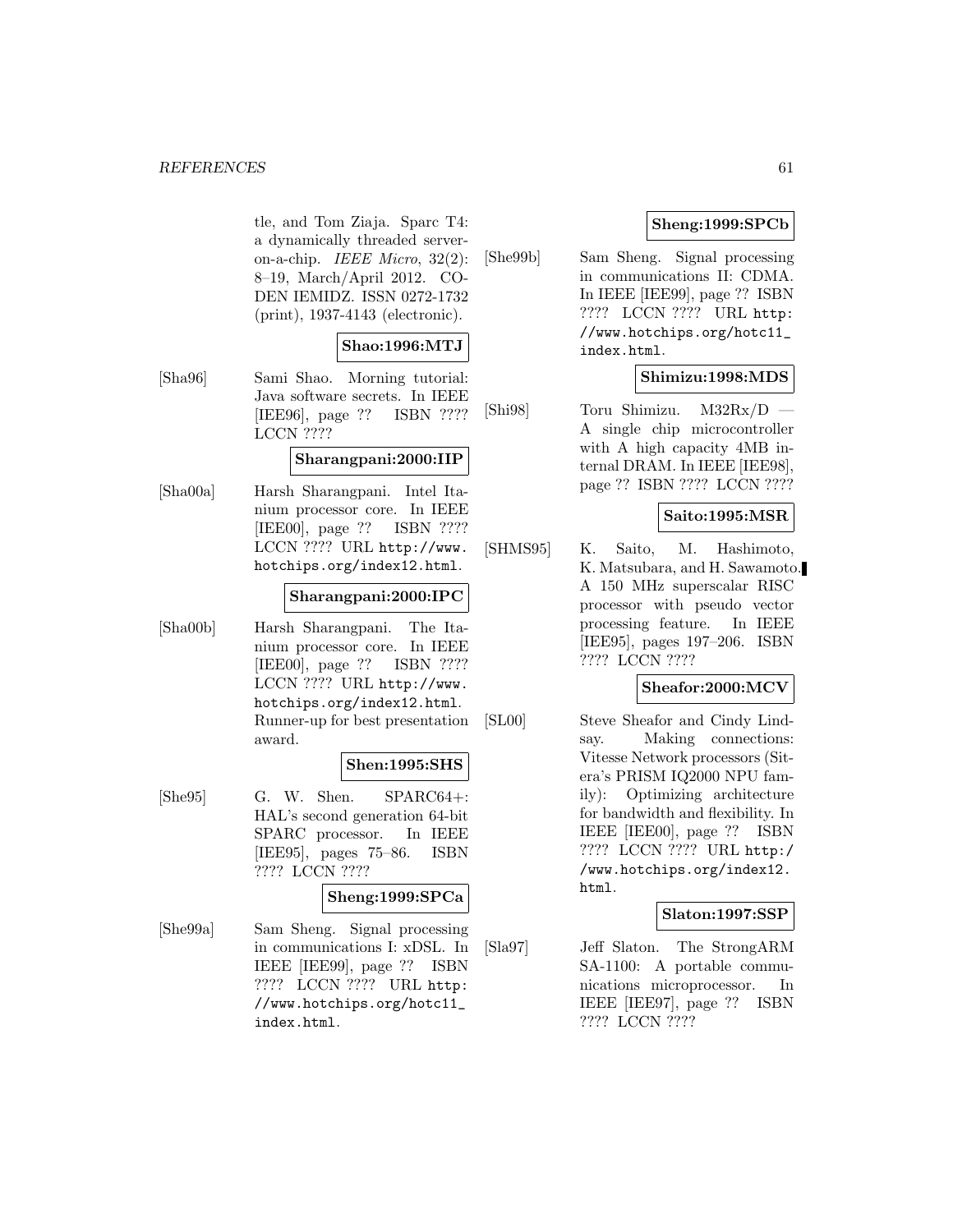tle, and Tom Ziaja. Sparc T4: a dynamically threaded server-on-a-chip. *IEEE Micro*, 32(2): 8–19, March/April 2012. CODEN IEMIDZ. ISSN 0272-1732 (print), 1937-4143 (electronic).

**Shao:1996:MTJ**

[Sha96] Sami Shao. Morning tutorial: Java software secrets. In IEEE [IEE96], page ?? ISBN ???? LCCN ????

**Sharangpani:2000:IIP**

[Sha00a] Harsh Sharangpani. Intel Itanium processor core. In IEEE [IEE00], page ?? ISBN ???? LCCN ???? URL http://www.hotchips.org/index12.html.

**Sharangpani:2000:IPC**

[Sha00b] Harsh Sharangpani. The Itanium processor core. In IEEE [IEE00], page ?? ISBN ???? LCCN ???? URL http://www.hotchips.org/index12.html. Runner-up for best presentation award.

**Shen:1995:SHS**

[She95] G. W. Shen. SPARC64+: HAL's second generation 64-bit SPARC processor. In IEEE [IEE95], pages 75–86. ISBN ???? LCCN ????

**Sheng:1999:SPCa**

[She99a] Sam Sheng. Signal processing in communications I: xDSL. In IEEE [IEE99], page ?? ISBN ???? LCCN ???? URL http://www.hotchips.org/hotc11_index.html.

**Sheng:1999:SPCb**

[She99b] Sam Sheng. Signal processing in communications II: CDMA. In IEEE [IEE99], page ?? ISBN ???? LCCN ???? URL http://www.hotchips.org/hotc11_index.html.

**Shimizu:1998:MDS**

[Shi98] Toru Shimizu. M32Rx/D — A single chip microcontroller with A high capacity 4MB internal DRAM. In IEEE [IEE98], page ?? ISBN ???? LCCN ????

**Saito:1995:MSR**

[SHMS95] K. Saito, M. Hashimoto, K. Matsubara, and H. Sawamoto. A 150 MHz superscalar RISC processor with pseudo vector processing feature. In IEEE [IEE95], pages 197–206. ISBN ???? LCCN ????

**Sheafor:2000:MCV**

[SL00] Steve Sheafor and Cindy Lindsay. Making connections: Vitesse Network processors (Sitera's PRISM IQ2000 NPU family): Optimizing architecture for bandwidth and flexibility. In IEEE [IEE00], page ?? ISBN ???? LCCN ???? URL http://www.hotchips.org/index12.html.

**Slaton:1997:SSP**

[Sla97] Jeff Slaton. The StrongARM SA-1100: A portable communications microprocessor. In IEEE [IEE97], page ?? ISBN ???? LCCN ????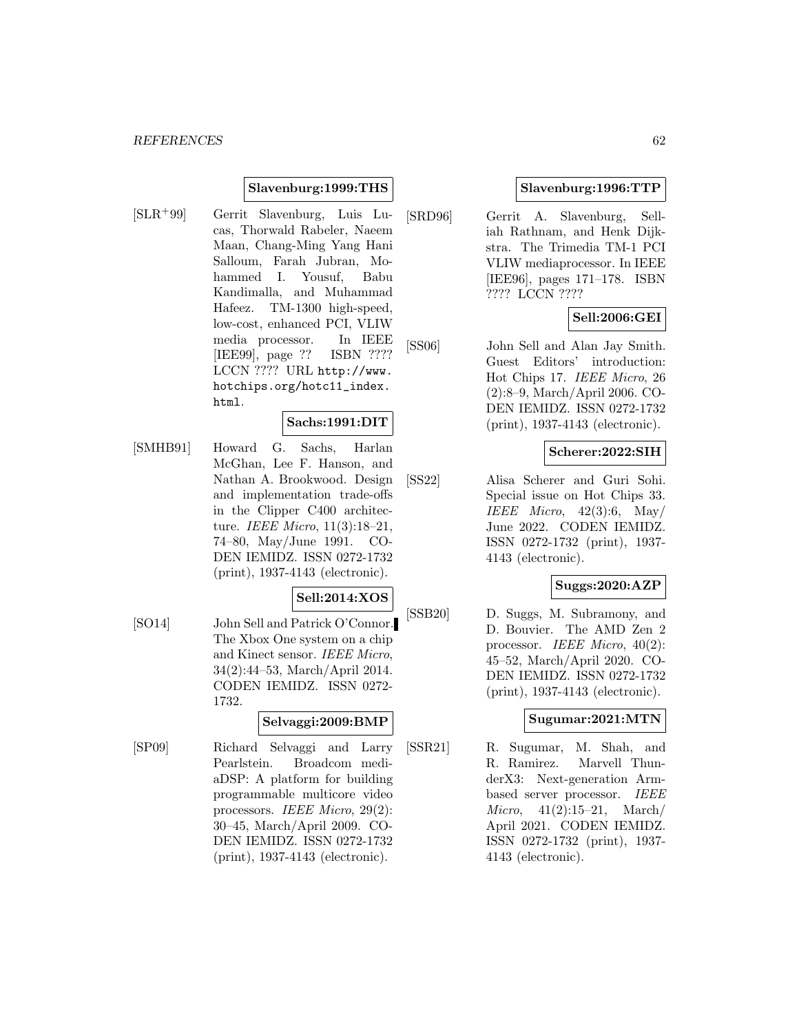**Slavenburg:1999:THS**

[SLR+99] Gerrit Slavenburg, Luis Lucas, Thorwald Rabeler, Naeem Maan, Chang-Ming Yang Hani Salloum, Farah Jubran, Mohammed I. Yousuf, Babu Kandimalla, and Muhammad Hafeez. TM-1300 high-speed, low-cost, enhanced PCI, VLIW media processor. In IEEE [IEE99], page ?? ISBN ???? LCCN ???? URL http://www.hotchips.org/hotc11_index.html.

**Sachs:1991:DIT**

[SMHB91] Howard G. Sachs, Harlan McGhan, Lee F. Hanson, and Nathan A. Brookwood. Design and implementation trade-offs in the Clipper C400 architecture. *IEEE Micro*, 11(3):18–21, 74–80, May/June 1991. CODEN IEMIDZ. ISSN 0272-1732 (print), 1937-4143 (electronic).

**Sell:2014:XOS**

[SO14] John Sell and Patrick O'Connor. The Xbox One system on a chip and Kinect sensor. *IEEE Micro*, 34(2):44–53, March/April 2014. CODEN IEMIDZ. ISSN 0272-1732.

**Selvaggi:2009:BMP**

[SP09] Richard Selvaggi and Larry Pearlstein. Broadcom mediaDSP: A platform for building programmable multicore video processors. *IEEE Micro*, 29(2): 30–45, March/April 2009. CODEN IEMIDZ. ISSN 0272-1732 (print), 1937-4143 (electronic).

**Slavenburg:1996:TTP**

[SRD96] Gerrit A. Slavenburg, Selliah Rathnam, and Henk Dijkstra. The Trimedia TM-1 PCI VLIW mediaprocessor. In IEEE [IEE96], pages 171–178. ISBN ???? LCCN ????

**Sell:2006:GEI**

[SS06] John Sell and Alan Jay Smith. Guest Editors' introduction: Hot Chips 17. *IEEE Micro*, 26 (2):8–9, March/April 2006. CODEN IEMIDZ. ISSN 0272-1732 (print), 1937-4143 (electronic).

**Scherer:2022:SIH**

[SS22] Alisa Scherer and Guri Sohi. Special issue on Hot Chips 33. *IEEE Micro*, 42(3):6, May/June 2022. CODEN IEMIDZ. ISSN 0272-1732 (print), 1937-4143 (electronic).

**Suggs:2020:AZP**

[SSB20] D. Suggs, M. Subramony, and D. Bouvier. The AMD Zen 2 processor. *IEEE Micro*, 40(2): 45–52, March/April 2020. CODEN IEMIDZ. ISSN 0272-1732 (print), 1937-4143 (electronic).

**Sugumar:2021:MTN**

[SSR21] R. Sugumar, M. Shah, and R. Ramirez. Marvell ThunderX3: Next-generation Arm-based server processor. *IEEE Micro*, 41(2):15–21, March/April 2021. CODEN IEMIDZ. ISSN 0272-1732 (print), 1937-4143 (electronic).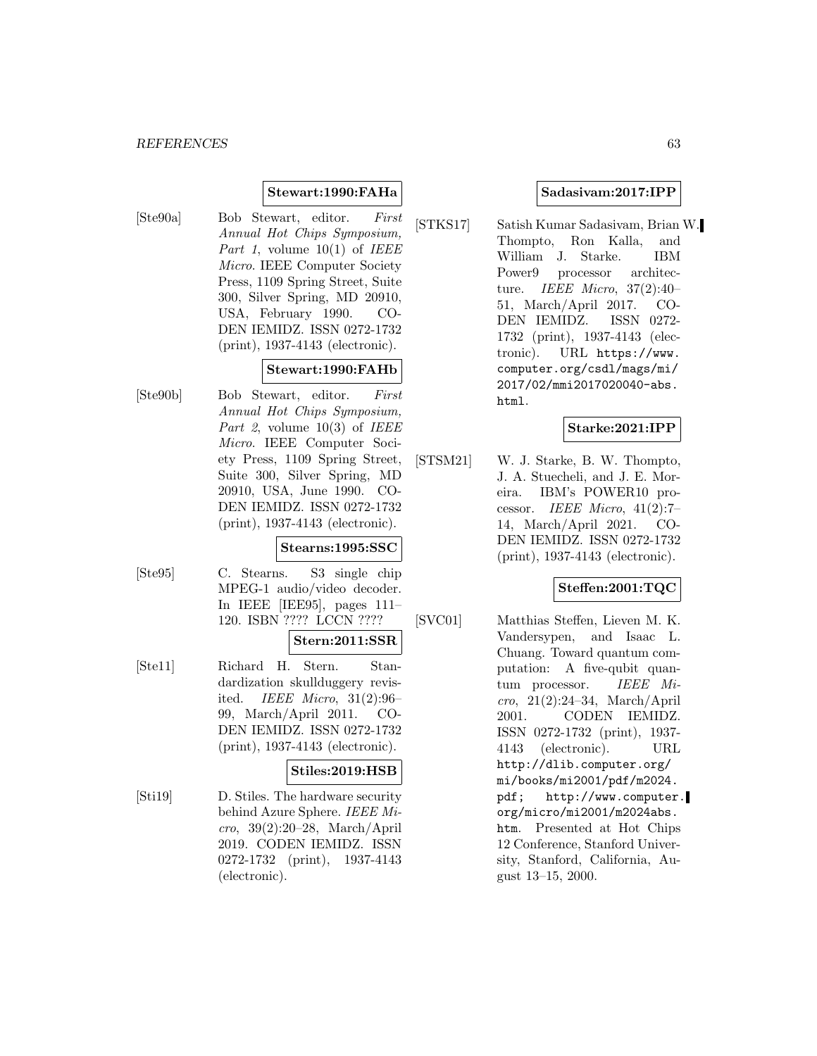**Stewart:1990:FAHa**

[Ste90a] Bob Stewart, editor. *First Annual Hot Chips Symposium, Part 1*, volume 10(1) of *IEEE Micro*. IEEE Computer Society Press, 1109 Spring Street, Suite 300, Silver Spring, MD 20910, USA, February 1990. CODEN IEMIDZ. ISSN 0272-1732 (print), 1937-4143 (electronic).

**Stewart:1990:FAHb**

[Ste90b] Bob Stewart, editor. *First Annual Hot Chips Symposium, Part 2*, volume 10(3) of *IEEE Micro*. IEEE Computer Society Press, 1109 Spring Street, Suite 300, Silver Spring, MD 20910, USA, June 1990. CODEN IEMIDZ. ISSN 0272-1732 (print), 1937-4143 (electronic).

**Stearns:1995:SSC**

[Ste95] C. Stearns. S3 single chip MPEG-1 audio/video decoder. In IEEE [IEE95], pages 111–120. ISBN ???? LCCN ????

**Stern:2011:SSR**

[Ste11] Richard H. Stern. Standardization skullduggery revisited. *IEEE Micro*, 31(2):96–99, March/April 2011. CODEN IEMIDZ. ISSN 0272-1732 (print), 1937-4143 (electronic).

**Stiles:2019:HSB**

[Sti19] D. Stiles. The hardware security behind Azure Sphere. *IEEE Micro*, 39(2):20–28, March/April 2019. CODEN IEMIDZ. ISSN 0272-1732 (print), 1937-4143 (electronic).

**Sadasivam:2017:IPP**

[STKS17] Satish Kumar Sadasivam, Brian W. Thompto, Ron Kalla, and William J. Starke. IBM Power9 processor architecture. *IEEE Micro*, 37(2):40–51, March/April 2017. CODEN IEMIDZ. ISSN 0272-1732 (print), 1937-4143 (electronic). URL `https://www.computer.org/csdl/mags/mi/2017/02/mmi2017020040-abs.html`.

**Starke:2021:IPP**

[STSM21] W. J. Starke, B. W. Thompto, J. A. Stuecheli, and J. E. Moreira. IBM's POWER10 processor. *IEEE Micro*, 41(2):7–14, March/April 2021. CODEN IEMIDZ. ISSN 0272-1732 (print), 1937-4143 (electronic).

**Steffen:2001:TQC**

[SVC01] Matthias Steffen, Lieven M. K. Vandersypen, and Isaac L. Chuang. Toward quantum computation: A five-qubit quantum processor. *IEEE Micro*, 21(2):24–34, March/April 2001. CODEN IEMIDZ. ISSN 0272-1732 (print), 1937-4143 (electronic). URL `http://dlib.computer.org/mi/books/mi2001/pdf/m2024.pdf`; `http://www.computer.org/micro/mi2001/m2024abs.htm`. Presented at Hot Chips 12 Conference, Stanford University, Stanford, California, August 13–15, 2000.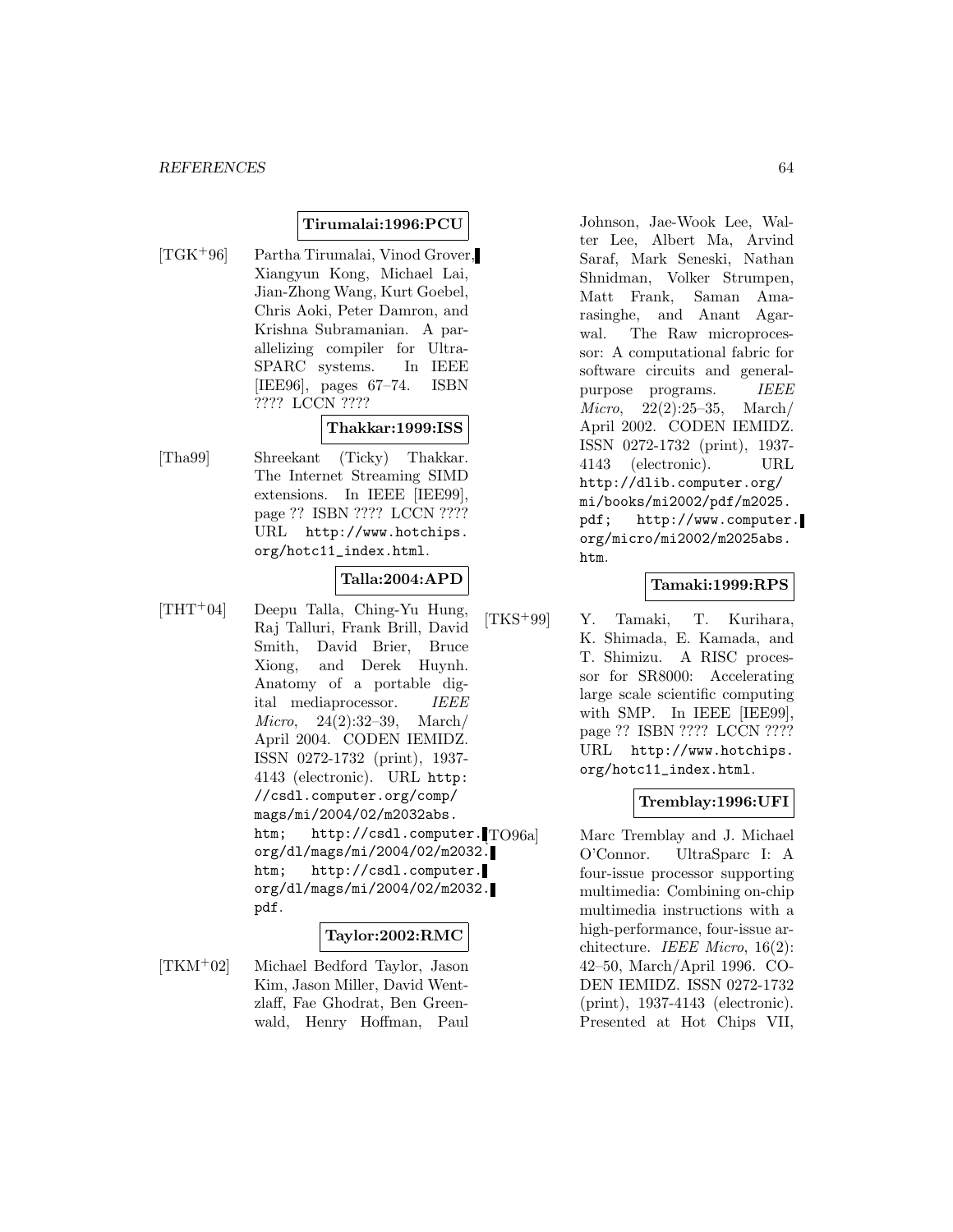**Tirumalai:1996:PCU**

[TGK+96] Partha Tirumalai, Vinod Grover, Xiangyun Kong, Michael Lai, Jian-Zhong Wang, Kurt Goebel, Chris Aoki, Peter Damron, and Krishna Subramanian. A parallelizing compiler for UltraSPARC systems. In IEEE [IEE96], pages 67–74. ISBN ???? LCCN ????

**Thakkar:1999:ISS**

[Tha99] Shreekant (Ticky) Thakkar. The Internet Streaming SIMD extensions. In IEEE [IEE99], page ?? ISBN ???? LCCN ???? URL `http://www.hotchips.org/hotc11_index.html`.

**Talla:2004:APD**

[THT+04] Deepu Talla, Ching-Yu Hung, Raj Talluri, Frank Brill, David Smith, David Brier, Bruce Xiong, and Derek Huynh. Anatomy of a portable digital mediaprocessor. *IEEE Micro*, 24(2):32–39, March/April 2004. CODEN IEMIDZ. ISSN 0272-1732 (print), 1937-4143 (electronic). URL `http://csdl.computer.org/comp/mags/mi/2004/02/m2032abs.htm`; `http://csdl.computer.org/dl/mags/mi/2004/02/m2032.htm`; `http://csdl.computer.org/dl/mags/mi/2004/02/m2032.pdf`.

**Taylor:2002:RMC**

[TKM+02] Michael Bedford Taylor, Jason Kim, Jason Miller, David Wentzlaff, Fae Ghodrat, Ben Greenwald, Henry Hoffman, Paul Johnson, Jae-Wook Lee, Walter Lee, Albert Ma, Arvind Saraf, Mark Seneski, Nathan Shnidman, Volker Strumpen, Matt Frank, Saman Amarasinghe, and Anant Agarwal. The Raw microprocessor: A computational fabric for software circuits and general-purpose programs. *IEEE Micro*, 22(2):25–35, March/April 2002. CODEN IEMIDZ. ISSN 0272-1732 (print), 1937-4143 (electronic). URL `http://dlib.computer.org/mi/books/mi2002/pdf/m2025.pdf`; `http://www.computer.org/micro/mi2002/m2025abs.htm`.

**Tamaki:1999:RPS**

[TKS+99] Y. Tamaki, T. Kurihara, K. Shimada, E. Kamada, and T. Shimizu. A RISC processor for SR8000: Accelerating large scale scientific computing with SMP. In IEEE [IEE99], page ?? ISBN ???? LCCN ???? URL `http://www.hotchips.org/hotc11_index.html`.

**Tremblay:1996:UFI**

[TO96a] Marc Tremblay and J. Michael O'Connor. UltraSparc I: A four-issue processor supporting multimedia: Combining on-chip multimedia instructions with a high-performance, four-issue architecture. *IEEE Micro*, 16(2):42–50, March/April 1996. CODEN IEMIDZ. ISSN 0272-1732 (print), 1937-4143 (electronic). Presented at Hot Chips VII,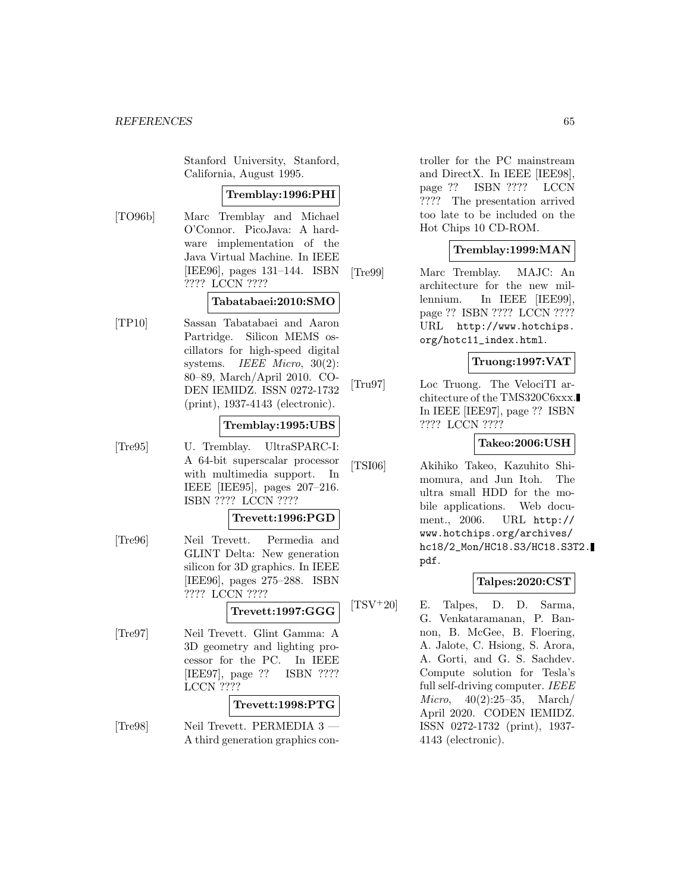Stanford University, Stanford, California, August 1995.

**Tremblay:1996:PHI**

[TO96b] Marc Tremblay and Michael O'Connor. PicoJava: A hardware implementation of the Java Virtual Machine. In IEEE [IEE96], pages 131–144. ISBN ???? LCCN ????

**Tabatabaei:2010:SMO**

[TP10] Sassan Tabatabaei and Aaron Partridge. Silicon MEMS oscillators for high-speed digital systems. *IEEE Micro*, 30(2): 80–89, March/April 2010. CODEN IEMIDZ. ISSN 0272-1732 (print), 1937-4143 (electronic).

**Tremblay:1995:UBS**

[Tre95] U. Tremblay. UltraSPARC-I: A 64-bit superscalar processor with multimedia support. In IEEE [IEE95], pages 207–216. ISBN ???? LCCN ????

**Trevett:1996:PGD**

[Tre96] Neil Trevett. Permedia and GLINT Delta: New generation silicon for 3D graphics. In IEEE [IEE96], pages 275–288. ISBN ???? LCCN ????

**Trevett:1997:GGG**

[Tre97] Neil Trevett. Glint Gamma: A 3D geometry and lighting processor for the PC. In IEEE [IEE97], page ?? ISBN ???? LCCN ????

**Trevett:1998:PTG**

[Tre98] Neil Trevett. PERMEDIA 3 — A third generation graphics controller for the PC mainstream and DirectX. In IEEE [IEE98], page ?? ISBN ???? LCCN ???? The presentation arrived too late to be included on the Hot Chips 10 CD-ROM.

**Tremblay:1999:MAN**

[Tre99] Marc Tremblay. MAJC: An architecture for the new millennium. In IEEE [IEE99], page ?? ISBN ???? LCCN ???? URL `http://www.hotchips.org/hotc11_index.html`.

**Truong:1997:VAT**

[Tru97] Loc Truong. The VelociTI architecture of the TMS320C6xxx. In IEEE [IEE97], page ?? ISBN ???? LCCN ????

**Takeo:2006:USH**

[TSI06] Akihiko Takeo, Kazuhito Shimomura, and Jun Itoh. The ultra small HDD for the mobile applications. Web document., 2006. URL `http://www.hotchips.org/archives/hc18/2_Mon/HC18.S3/HC18.S3T2.pdf`.

**Talpes:2020:CST**

[TSV+20] E. Talpes, D. D. Sarma, G. Venkataramanan, P. Bannon, B. McGee, B. Floering, A. Jalote, C. Hsiong, S. Arora, A. Gorti, and G. S. Sachdev. Compute solution for Tesla's full self-driving computer. *IEEE Micro*, 40(2):25–35, March/April 2020. CODEN IEMIDZ. ISSN 0272-1732 (print), 1937-4143 (electronic).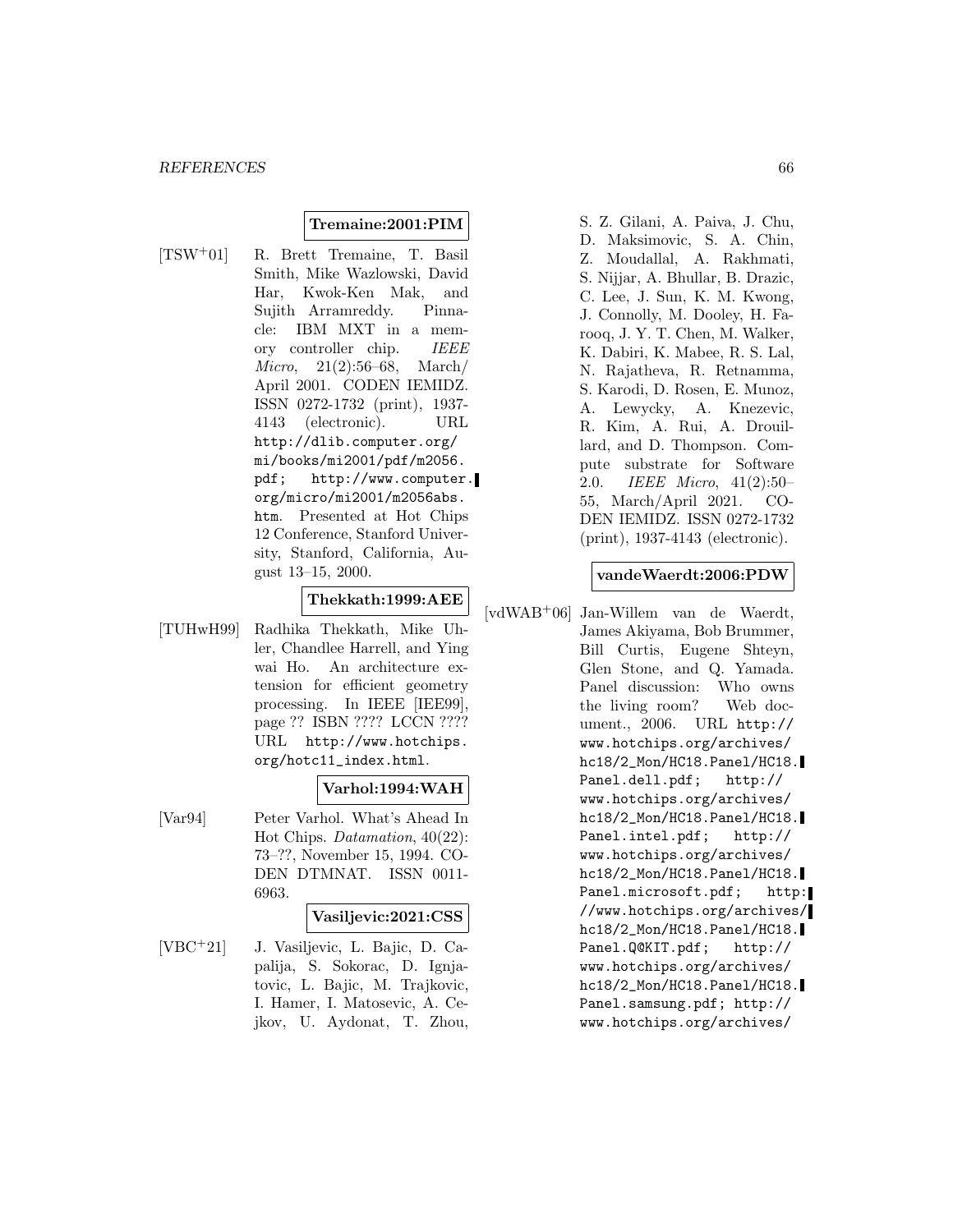**Tremaine:2001:PIM**

[TSW+01] R. Brett Tremaine, T. Basil Smith, Mike Wazlowski, David Har, Kwok-Ken Mak, and Sujith Arramreddy. Pinnacle: IBM MXT in a memory controller chip. *IEEE Micro*, 21(2):56–68, March/April 2001. CODEN IEMIDZ. ISSN 0272-1732 (print), 1937-4143 (electronic). URL http://dlib.computer.org/mi/books/mi2001/pdf/m2056.pdf; http://www.computer.org/micro/mi2001/m2056abs.htm. Presented at Hot Chips 12 Conference, Stanford University, Stanford, California, August 13–15, 2000.

**Thekkath:1999:AEE**

[TUHwH99] Radhika Thekkath, Mike Uhler, Chandlee Harrell, and Ying wai Ho. An architecture extension for efficient geometry processing. In IEEE [IEE99], page ?? ISBN ???? LCCN ???? URL http://www.hotchips.org/hotc11_index.html.

**Varhol:1994:WAH**

[Var94] Peter Varhol. What's Ahead In Hot Chips. *Datamation*, 40(22): 73–??, November 15, 1994. CODEN DTMNAT. ISSN 0011-6963.

**Vasiljevic:2021:CSS**

[VBC+21] J. Vasiljevic, L. Bajic, D. Capalija, S. Sokorac, D. Ignjatovic, L. Bajic, M. Trajkovic, I. Hamer, I. Matosevic, A. Cejkov, U. Aydonat, T. Zhou, S. Z. Gilani, A. Paiva, J. Chu, D. Maksimovic, S. A. Chin, Z. Moudallal, A. Rakhmati, S. Nijjar, A. Bhullar, B. Drazic, C. Lee, J. Sun, K. M. Kwong, J. Connolly, M. Dooley, H. Farooq, J. Y. T. Chen, M. Walker, K. Dabiri, K. Mabee, R. S. Lal, N. Rajatheva, R. Retnamma, S. Karodi, D. Rosen, E. Munoz, A. Lewycky, A. Knezevic, R. Kim, A. Rui, A. Drouillard, and D. Thompson. Compute substrate for Software 2.0. *IEEE Micro*, 41(2):50–55, March/April 2021. CODEN IEMIDZ. ISSN 0272-1732 (print), 1937-4143 (electronic).

**vandeWaerdt:2006:PDW**

[vdWAB+06] Jan-Willem van de Waerdt, James Akiyama, Bob Brummer, Bill Curtis, Eugene Shteyn, Glen Stone, and Q. Yamada. Panel discussion: Who owns the living room? Web document., 2006. URL http://www.hotchips.org/archives/hc18/2_Mon/HC18.Panel/HC18.Panel.dell.pdf; http://www.hotchips.org/archives/hc18/2_Mon/HC18.Panel/HC18.Panel.intel.pdf; http://www.hotchips.org/archives/hc18/2_Mon/HC18.Panel/HC18.Panel.microsoft.pdf; http://www.hotchips.org/archives/hc18/2_Mon/HC18.Panel/HC18.Panel.Q@KIT.pdf; http://www.hotchips.org/archives/hc18/2_Mon/HC18.Panel/HC18.Panel.samsung.pdf; http://www.hotchips.org/archives/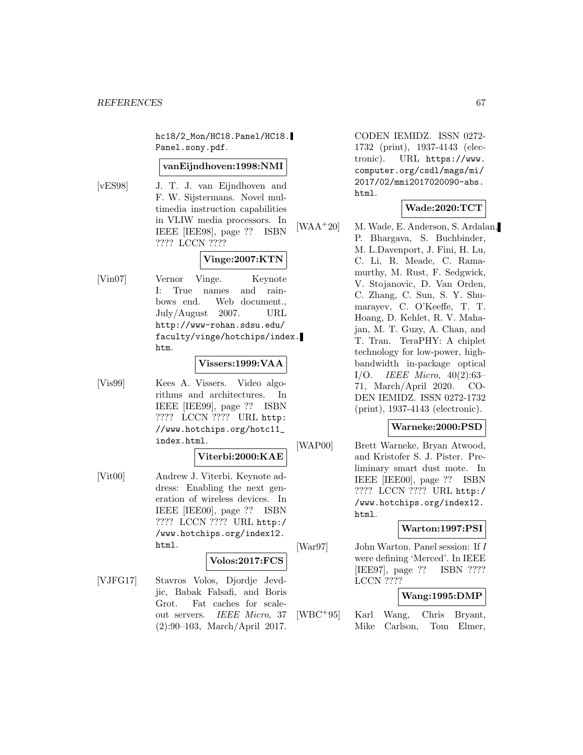hc18/2_Mon/HC18.Panel/HC18.Panel.sony.pdf.

**vanEijndhoven:1998:NMI**

[vES98] J. T. J. van Eijndhoven and F. W. Sijstermans. Novel multimedia instruction capabilities in VLIW media processors. In IEEE [IEE98], page ?? ISBN ???? LCCN ????

**Vinge:2007:KTN**

[Vin07] Vernor Vinge. Keynote I: True names and rainbows end. Web document., July/August 2007. URL http://www-rohan.sdsu.edu/faculty/vinge/hotchips/index.htm.

**Vissers:1999:VAA**

[Vis99] Kees A. Vissers. Video algorithms and architectures. In IEEE [IEE99], page ?? ISBN ???? LCCN ???? URL http://www.hotchips.org/hotc11_index.html.

**Viterbi:2000:KAE**

[Vit00] Andrew J. Viterbi. Keynote address: Enabling the next generation of wireless devices. In IEEE [IEE00], page ?? ISBN ???? LCCN ???? URL http://www.hotchips.org/index12.html.

**Volos:2017:FCS**

[VJFG17] Stavros Volos, Djordje Jevdjic, Babak Falsafi, and Boris Grot. Fat caches for scale-out servers. *IEEE Micro*, 37 (2):90–103, March/April 2017. CODEN IEMIDZ. ISSN 0272-1732 (print), 1937-4143 (electronic). URL https://www.computer.org/csdl/mags/mi/2017/02/mmi2017020090-abs.html.

**Wade:2020:TCT**

[WAA+20] M. Wade, E. Anderson, S. Ardalan, P. Bhargava, S. Buchbinder, M. L.Davenport, J. Fini, H. Lu, C. Li, R. Meade, C. Ramamurthy, M. Rust, F. Sedgwick, V. Stojanovic, D. Van Orden, C. Zhang, C. Sun, S. Y. Shumarayev, C. O'Keeffe, T. T. Hoang, D. Kehlet, R. V. Mahajan, M. T. Guzy, A. Chan, and T. Tran. TeraPHY: A chiplet technology for low-power, high-bandwidth in-package optical I/O. *IEEE Micro*, 40(2):63–71, March/April 2020. CODEN IEMIDZ. ISSN 0272-1732 (print), 1937-4143 (electronic).

**Warneke:2000:PSD**

[WAP00] Brett Warneke, Bryan Atwood, and Kristofer S. J. Pister. Preliminary smart dust mote. In IEEE [IEE00], page ?? ISBN ???? LCCN ???? URL http://www.hotchips.org/index12.html.

**Warton:1997:PSI**

[War97] John Warton. Panel session: If *I* were defining 'Merced'. In IEEE [IEE97], page ?? ISBN ???? LCCN ????

**Wang:1995:DMP**

[WBC+95] Karl Wang, Chris Bryant, Mike Carlson, Tom Elmer,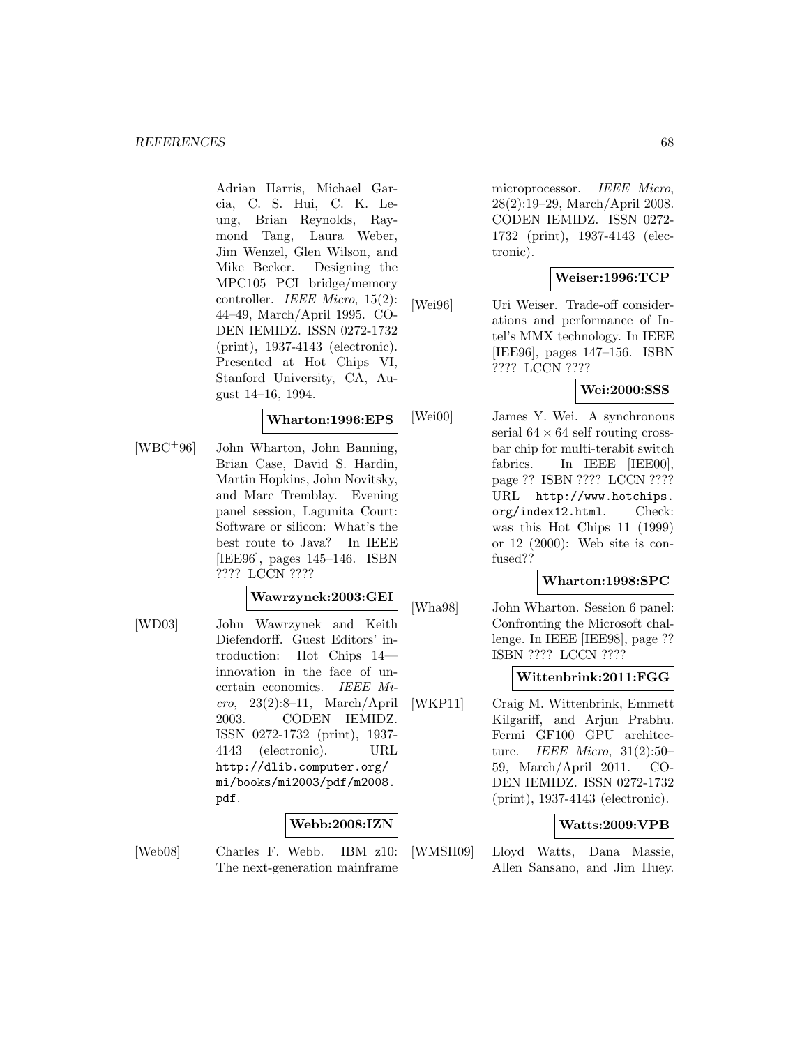Adrian Harris, Michael Garcia, C. S. Hui, C. K. Leung, Brian Reynolds, Raymond Tang, Laura Weber, Jim Wenzel, Glen Wilson, and Mike Becker. Designing the MPC105 PCI bridge/memory controller. *IEEE Micro*, 15(2): 44–49, March/April 1995. CODEN IEMIDZ. ISSN 0272-1732 (print), 1937-4143 (electronic). Presented at Hot Chips VI, Stanford University, CA, August 14–16, 1994.

**Wharton:1996:EPS**

[WBC+96] John Wharton, John Banning, Brian Case, David S. Hardin, Martin Hopkins, John Novitsky, and Marc Tremblay. Evening panel session, Lagunita Court: Software or silicon: What's the best route to Java? In IEEE [IEE96], pages 145–146. ISBN ???? LCCN ????

**Wawrzynek:2003:GEI**

[WD03] John Wawrzynek and Keith Diefendorff. Guest Editors' introduction: Hot Chips 14—innovation in the face of uncertain economics. *IEEE Micro*, 23(2):8–11, March/April 2003. CODEN IEMIDZ. ISSN 0272-1732 (print), 1937-4143 (electronic). URL `http://dlib.computer.org/mi/books/mi2003/pdf/m2008.pdf`.

**Webb:2008:IZN**

[Web08] Charles F. Webb. IBM z10: The next-generation mainframe microprocessor. *IEEE Micro*, 28(2):19–29, March/April 2008. CODEN IEMIDZ. ISSN 0272-1732 (print), 1937-4143 (electronic).

**Weiser:1996:TCP**

[Wei96] Uri Weiser. Trade-off considerations and performance of Intel's MMX technology. In IEEE [IEE96], pages 147–156. ISBN ???? LCCN ????

**Wei:2000:SSS**

[Wei00] James Y. Wei. A synchronous serial $64 \times 64$ self routing crossbar chip for multi-terabit switch fabrics. In IEEE [IEE00], page ?? ISBN ???? LCCN ???? URL `http://www.hotchips.org/index12.html`. Check: was this Hot Chips 11 (1999) or 12 (2000): Web site is confused??

**Wharton:1998:SPC**

[Wha98] John Wharton. Session 6 panel: Confronting the Microsoft challenge. In IEEE [IEE98], page ?? ISBN ???? LCCN ????

**Wittenbrink:2011:FGG**

[WKP11] Craig M. Wittenbrink, Emmett Kilgariff, and Arjun Prabhu. Fermi GF100 GPU architecture. *IEEE Micro*, 31(2):50–59, March/April 2011. CODEN IEMIDZ. ISSN 0272-1732 (print), 1937-4143 (electronic).

**Watts:2009:VPB**

[WMSH09] Lloyd Watts, Dana Massie, Allen Sansano, and Jim Huey.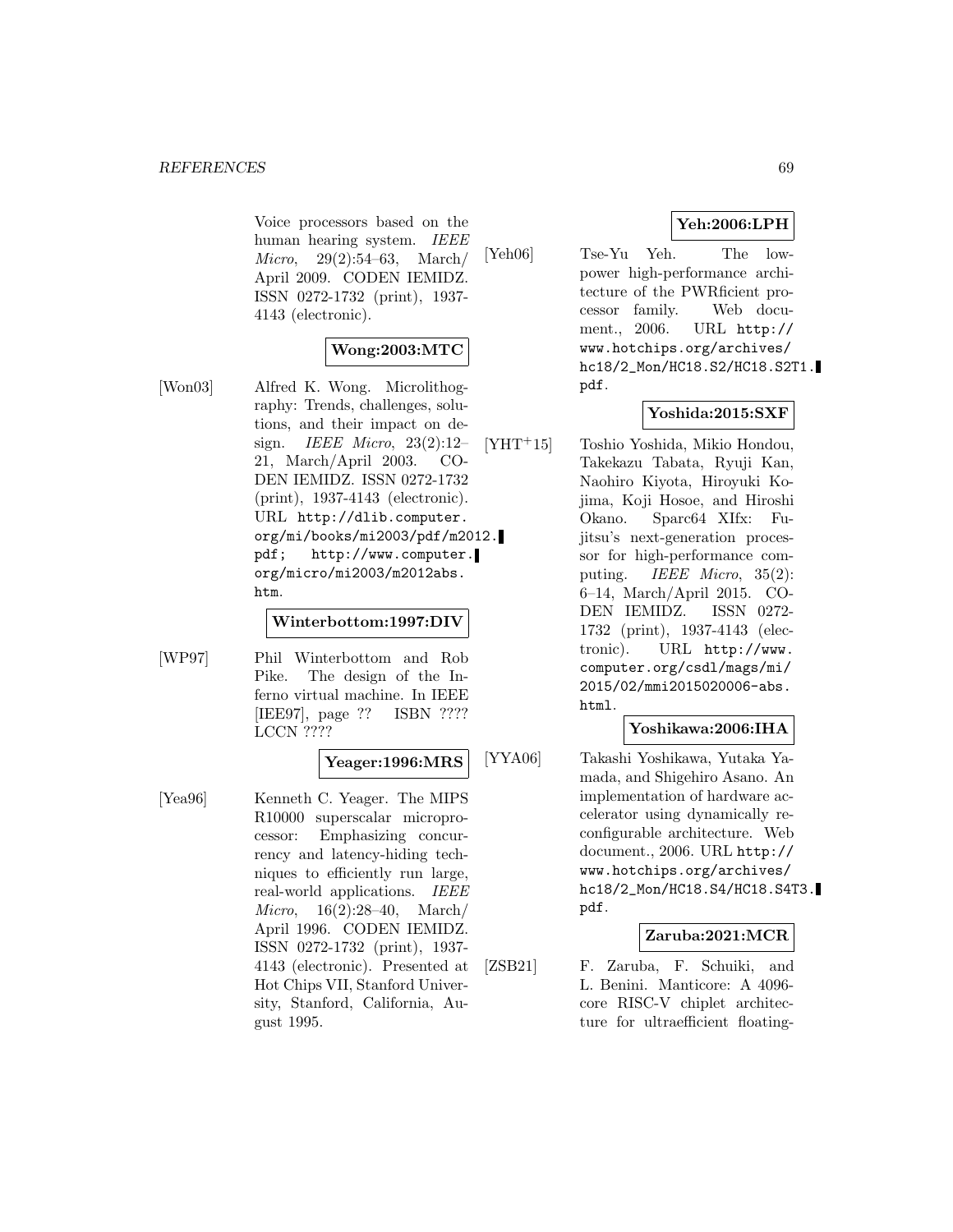Voice processors based on the human hearing system. *IEEE Micro*, 29(2):54–63, March/April 2009. CODEN IEMIDZ. ISSN 0272-1732 (print), 1937-4143 (electronic).

**Wong:2003:MTC**

[Won03] Alfred K. Wong. Microlithography: Trends, challenges, solutions, and their impact on design. *IEEE Micro*, 23(2):12–21, March/April 2003. CODEN IEMIDZ. ISSN 0272-1732 (print), 1937-4143 (electronic). URL http://dlib.computer.org/mi/books/mi2003/pdf/m2012.pdf; http://www.computer.org/micro/mi2003/m2012abs.htm.

**Winterbottom:1997:DIV**

[WP97] Phil Winterbottom and Rob Pike. The design of the Inferno virtual machine. In IEEE [IEE97], page ?? ISBN ???? LCCN ????

**Yeager:1996:MRS**

[Yea96] Kenneth C. Yeager. The MIPS R10000 superscalar microprocessor: Emphasizing concurrency and latency-hiding techniques to efficiently run large, real-world applications. *IEEE Micro*, 16(2):28–40, March/April 1996. CODEN IEMIDZ. ISSN 0272-1732 (print), 1937-4143 (electronic). Presented at Hot Chips VII, Stanford University, Stanford, California, August 1995.

**Yeh:2006:LPH**

[Yeh06] Tse-Yu Yeh. The low-power high-performance architecture of the PWRficient processor family. Web document., 2006. URL http://www.hotchips.org/archives/hc18/2_Mon/HC18.S2/HC18.S2T1.pdf.

**Yoshida:2015:SXF**

[YHT+15] Toshio Yoshida, Mikio Hondou, Takekazu Tabata, Ryuji Kan, Naohiro Kiyota, Hiroyuki Kojima, Koji Hosoe, and Hiroshi Okano. Sparc64 XIfx: Fujitsu's next-generation processor for high-performance computing. *IEEE Micro*, 35(2):6–14, March/April 2015. CODEN IEMIDZ. ISSN 0272-1732 (print), 1937-4143 (electronic). URL http://www.computer.org/csdl/mags/mi/2015/02/mmi2015020006-abs.html.

**Yoshikawa:2006:IHA**

[YYA06] Takashi Yoshikawa, Yutaka Yamada, and Shigehiro Asano. An implementation of hardware accelerator using dynamically reconfigurable architecture. Web document., 2006. URL http://www.hotchips.org/archives/hc18/2_Mon/HC18.S4/HC18.S4T3.pdf.

**Zaruba:2021:MCR**

[ZSB21] F. Zaruba, F. Schuiki, and L. Benini. Manticore: A 4096-core RISC-V chiplet architecture for ultraefficient floating-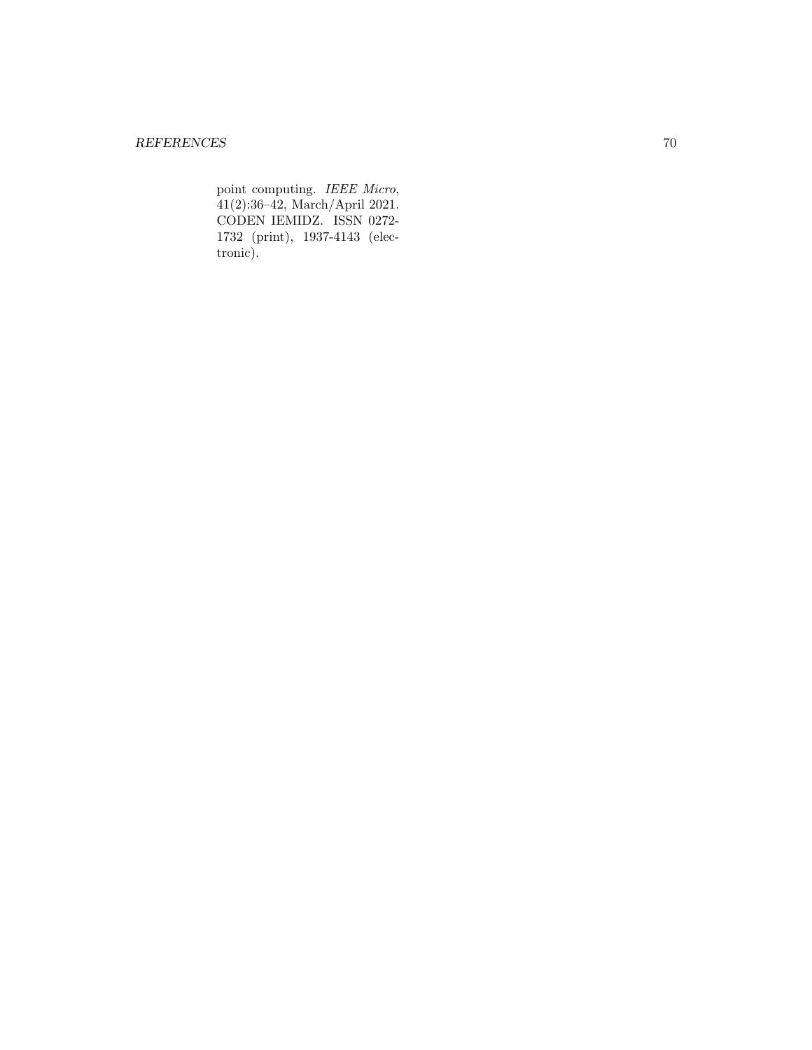point computing. *IEEE Micro*, 41(2):36–42, March/April 2021. CODEN IEMIDZ. ISSN 0272-1732 (print), 1937-4143 (electronic).